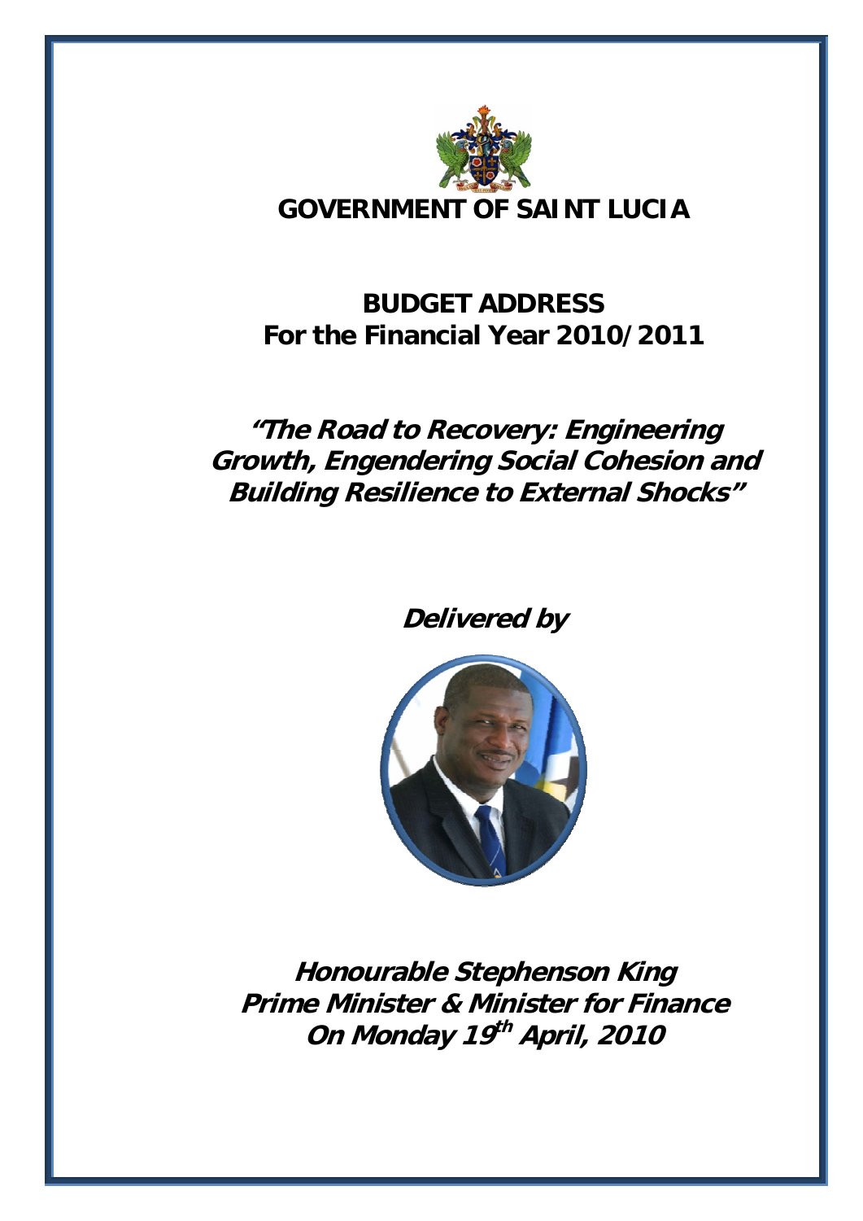# GOVERNMENT OF SAINT LUCIA

## BUDGET ADDRESS
## For the Financial Year 2010/2011

***"The Road to Recovery: Engineering Growth, Engendering Social Cohesion and Building Resilience to External Shocks"***

***Delivered by***

***Honourable Stephenson King***
***Prime Minister & Minister for Finance***
***On Monday 19th April, 2010***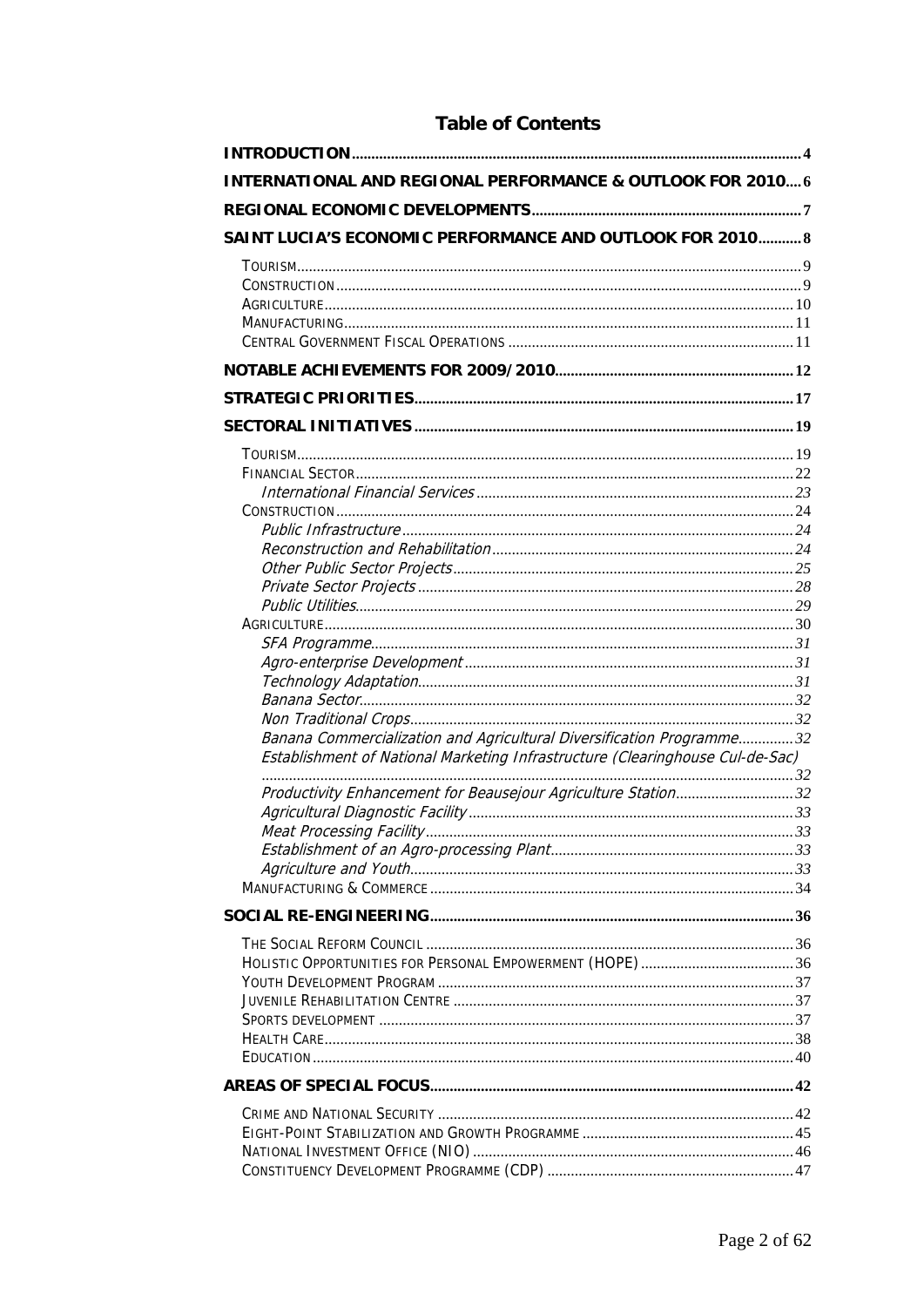# Table of Contents

**INTRODUCTION** ..... 4

**INTERNATIONAL AND REGIONAL PERFORMANCE & OUTLOOK FOR 2010** ..... 6

**REGIONAL ECONOMIC DEVELOPMENTS** ..... 7

**SAINT LUCIA'S ECONOMIC PERFORMANCE AND OUTLOOK FOR 2010** ..... 8

- TOURISM ..... 9
- CONSTRUCTION ..... 9
- AGRICULTURE ..... 10
- MANUFACTURING ..... 11
- CENTRAL GOVERNMENT FISCAL OPERATIONS ..... 11

**NOTABLE ACHIEVEMENTS FOR 2009/2010** ..... 12

**STRATEGIC PRIORITIES** ..... 17

**SECTORAL INITIATIVES** ..... 19

- TOURISM ..... 19
- FINANCIAL SECTOR ..... 22
  - *International Financial Services* ..... 23
- CONSTRUCTION ..... 24
  - *Public Infrastructure* ..... 24
  - *Reconstruction and Rehabilitation* ..... 24
  - *Other Public Sector Projects* ..... 25
  - *Private Sector Projects* ..... 28
  - *Public Utilities* ..... 29
- AGRICULTURE ..... 30
  - *SFA Programme* ..... 31
  - *Agro-enterprise Development* ..... 31
  - *Technology Adaptation* ..... 31
  - *Banana Sector* ..... 32
  - *Non Traditional Crops* ..... 32
  - *Banana Commercialization and Agricultural Diversification Programme* ..... 32
  - *Establishment of National Marketing Infrastructure (Clearinghouse Cul-de-Sac)* ..... 32
  - *Productivity Enhancement for Beausejour Agriculture Station* ..... 32
  - *Agricultural Diagnostic Facility* ..... 33
  - *Meat Processing Facility* ..... 33
  - *Establishment of an Agro-processing Plant* ..... 33
  - *Agriculture and Youth* ..... 33
- MANUFACTURING & COMMERCE ..... 34

**SOCIAL RE-ENGINEERING** ..... 36

- THE SOCIAL REFORM COUNCIL ..... 36
- HOLISTIC OPPORTUNITIES FOR PERSONAL EMPOWERMENT (HOPE) ..... 36
- YOUTH DEVELOPMENT PROGRAM ..... 37
- JUVENILE REHABILITATION CENTRE ..... 37
- SPORTS DEVELOPMENT ..... 37
- HEALTH CARE ..... 38
- EDUCATION ..... 40

**AREAS OF SPECIAL FOCUS** ..... 42

- CRIME AND NATIONAL SECURITY ..... 42
- EIGHT-POINT STABILIZATION AND GROWTH PROGRAMME ..... 45
- NATIONAL INVESTMENT OFFICE (NIO) ..... 46
- CONSTITUENCY DEVELOPMENT PROGRAMME (CDP) ..... 47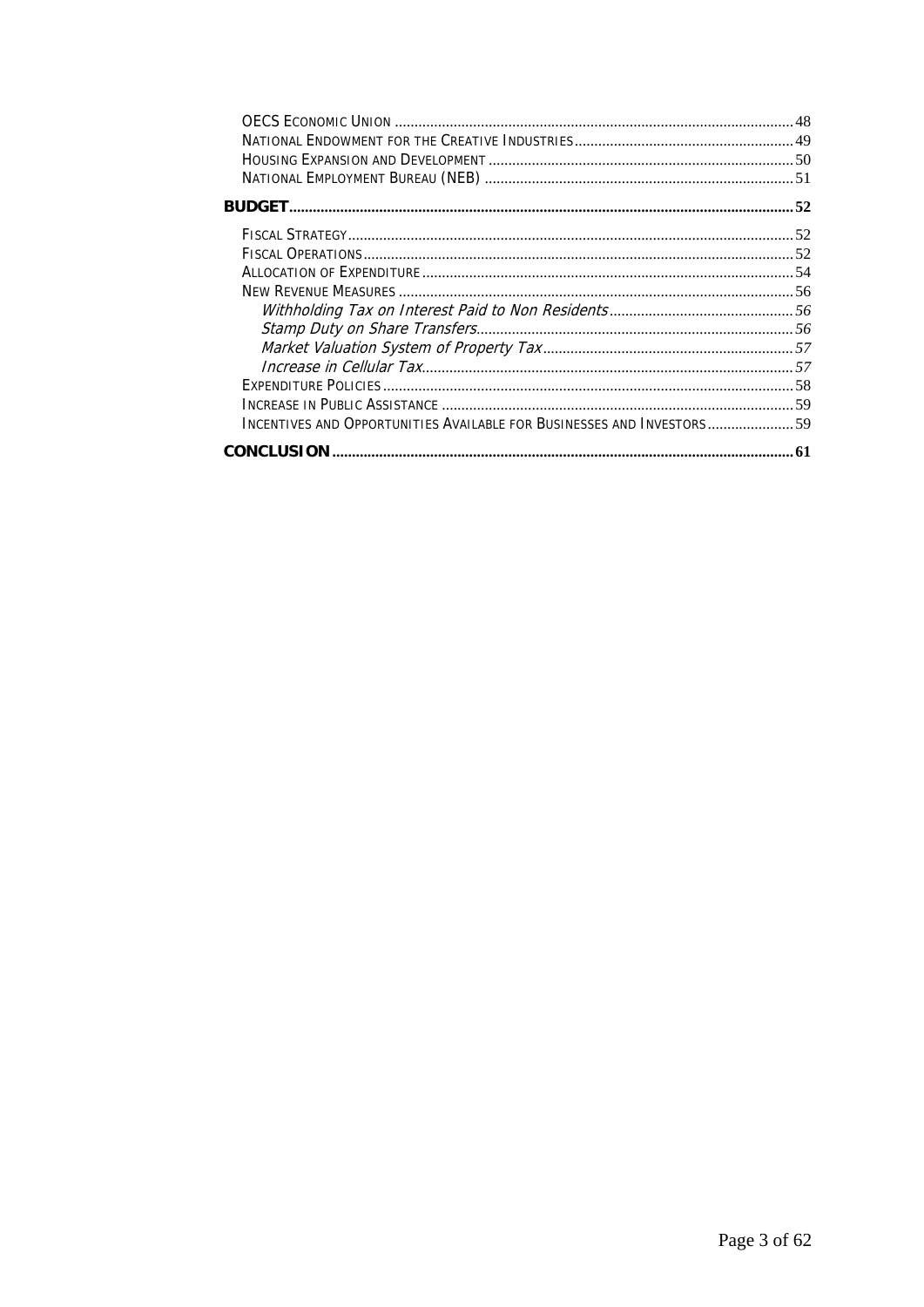- OECS Economic Union ........ 48
- National Endowment for the Creative Industries ........ 49
- Housing Expansion and Development ........ 50
- National Employment Bureau (NEB) ........ 51

**BUDGET ........ 52**

- Fiscal Strategy ........ 52
- Fiscal Operations ........ 52
- Allocation of Expenditure ........ 54
- New Revenue Measures ........ 56
  - *Withholding Tax on Interest Paid to Non Residents ........ 56*
  - *Stamp Duty on Share Transfers ........ 56*
  - *Market Valuation System of Property Tax ........ 57*
  - *Increase in Cellular Tax ........ 57*
- Expenditure Policies ........ 58
- Increase in Public Assistance ........ 59
- Incentives and Opportunities Available for Businesses and Investors ........ 59

**CONCLUSION ........ 61**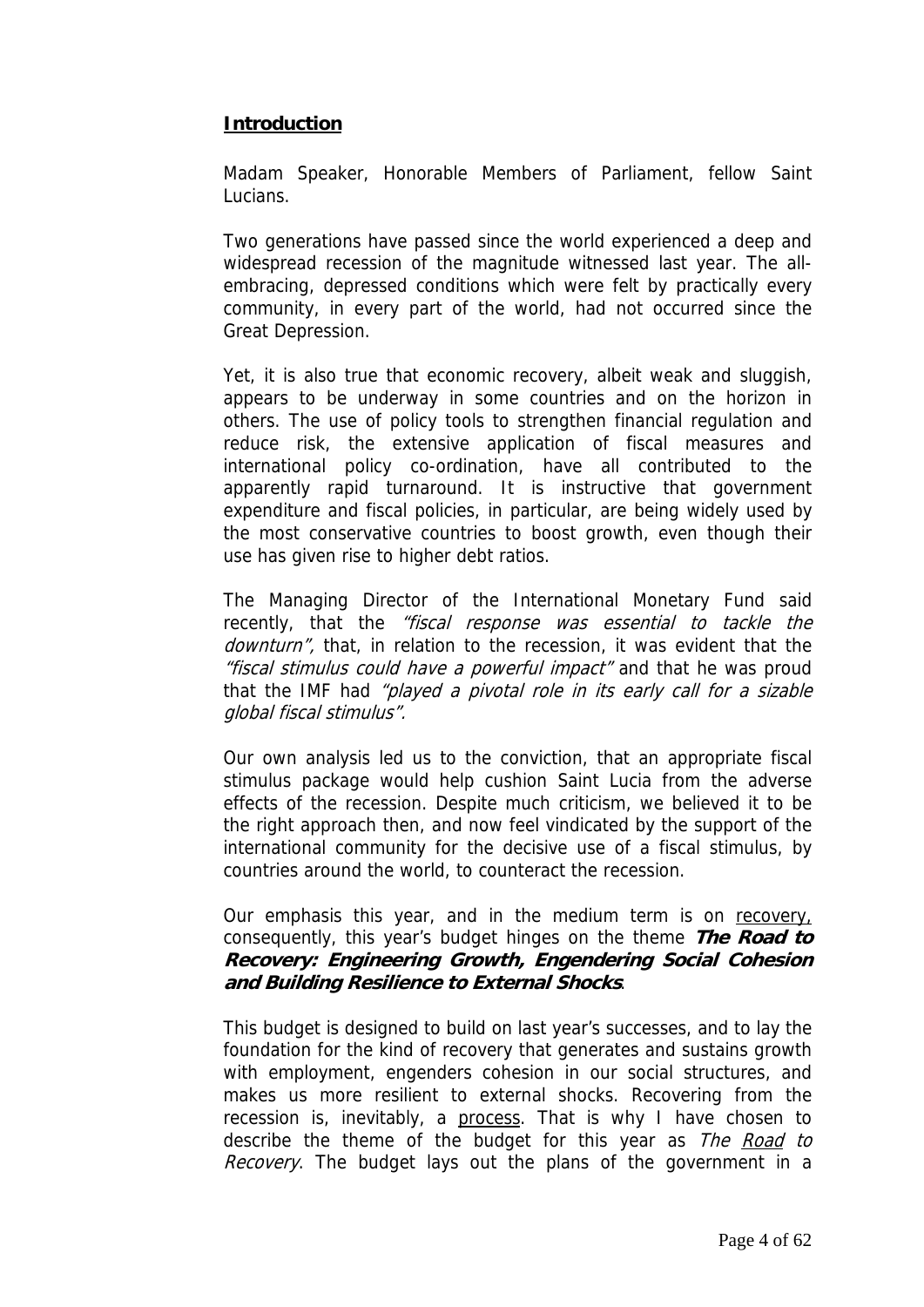## **Introduction**

Madam Speaker, Honorable Members of Parliament, fellow Saint Lucians.

Two generations have passed since the world experienced a deep and widespread recession of the magnitude witnessed last year. The all-embracing, depressed conditions which were felt by practically every community, in every part of the world, had not occurred since the Great Depression.

Yet, it is also true that economic recovery, albeit weak and sluggish, appears to be underway in some countries and on the horizon in others. The use of policy tools to strengthen financial regulation and reduce risk, the extensive application of fiscal measures and international policy co-ordination, have all contributed to the apparently rapid turnaround. It is instructive that government expenditure and fiscal policies, in particular, are being widely used by the most conservative countries to boost growth, even though their use has given rise to higher debt ratios.

The Managing Director of the International Monetary Fund said recently, that the *"fiscal response was essential to tackle the downturn",* that, in relation to the recession, it was evident that the *"fiscal stimulus could have a powerful impact"* and that he was proud that the IMF had *"played a pivotal role in its early call for a sizable global fiscal stimulus".*

Our own analysis led us to the conviction, that an appropriate fiscal stimulus package would help cushion Saint Lucia from the adverse effects of the recession. Despite much criticism, we believed it to be the right approach then, and now feel vindicated by the support of the international community for the decisive use of a fiscal stimulus, by countries around the world, to counteract the recession.

Our emphasis this year, and in the medium term is on <u>recovery,</u> consequently, this year's budget hinges on the theme ***The Road to Recovery: Engineering Growth, Engendering Social Cohesion and Building Resilience to External Shocks***.

This budget is designed to build on last year's successes, and to lay the foundation for the kind of recovery that generates and sustains growth with employment, engenders cohesion in our social structures, and makes us more resilient to external shocks. Recovering from the recession is, inevitably, a <u>process</u>. That is why I have chosen to describe the theme of the budget for this year as *The <u>Road</u> to Recovery*. The budget lays out the plans of the government in a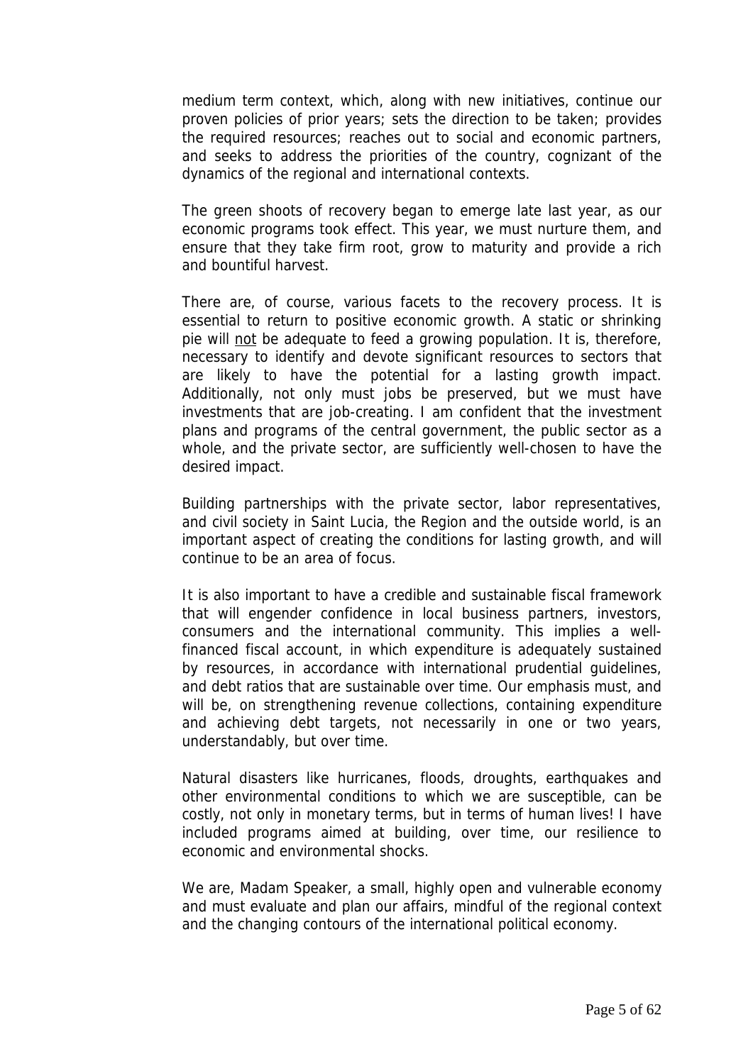medium term context, which, along with new initiatives, continue our proven policies of prior years; sets the direction to be taken; provides the required resources; reaches out to social and economic partners, and seeks to address the priorities of the country, cognizant of the dynamics of the regional and international contexts.

The green shoots of recovery began to emerge late last year, as our economic programs took effect. This year, we must nurture them, and ensure that they take firm root, grow to maturity and provide a rich and bountiful harvest.

There are, of course, various facets to the recovery process. It is essential to return to positive economic growth. A static or shrinking pie will <u>not</u> be adequate to feed a growing population. It is, therefore, necessary to identify and devote significant resources to sectors that are likely to have the potential for a lasting growth impact. Additionally, not only must jobs be preserved, but we must have investments that are job-creating. I am confident that the investment plans and programs of the central government, the public sector as a whole, and the private sector, are sufficiently well-chosen to have the desired impact.

Building partnerships with the private sector, labor representatives, and civil society in Saint Lucia, the Region and the outside world, is an important aspect of creating the conditions for lasting growth, and will continue to be an area of focus.

It is also important to have a credible and sustainable fiscal framework that will engender confidence in local business partners, investors, consumers and the international community. This implies a well-financed fiscal account, in which expenditure is adequately sustained by resources, in accordance with international prudential guidelines, and debt ratios that are sustainable over time. Our emphasis must, and will be, on strengthening revenue collections, containing expenditure and achieving debt targets, not necessarily in one or two years, understandably, but over time.

Natural disasters like hurricanes, floods, droughts, earthquakes and other environmental conditions to which we are susceptible, can be costly, not only in monetary terms, but in terms of human lives! I have included programs aimed at building, over time, our resilience to economic and environmental shocks.

We are, Madam Speaker, a small, highly open and vulnerable economy and must evaluate and plan our affairs, mindful of the regional context and the changing contours of the international political economy.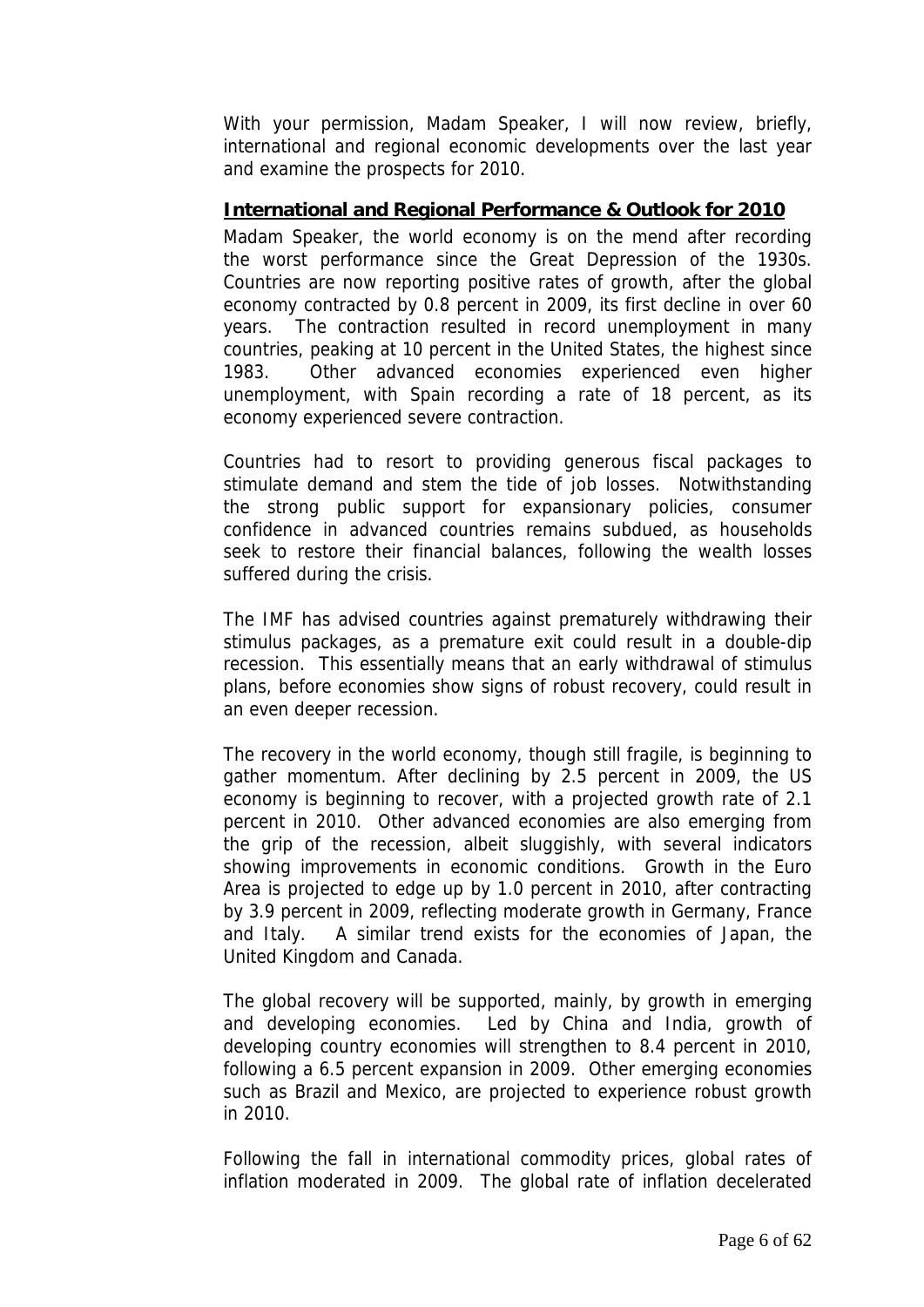With your permission, Madam Speaker, I will now review, briefly, international and regional economic developments over the last year and examine the prospects for 2010.

## International and Regional Performance & Outlook for 2010

Madam Speaker, the world economy is on the mend after recording the worst performance since the Great Depression of the 1930s. Countries are now reporting positive rates of growth, after the global economy contracted by 0.8 percent in 2009, its first decline in over 60 years. The contraction resulted in record unemployment in many countries, peaking at 10 percent in the United States, the highest since 1983. Other advanced economies experienced even higher unemployment, with Spain recording a rate of 18 percent, as its economy experienced severe contraction.

Countries had to resort to providing generous fiscal packages to stimulate demand and stem the tide of job losses. Notwithstanding the strong public support for expansionary policies, consumer confidence in advanced countries remains subdued, as households seek to restore their financial balances, following the wealth losses suffered during the crisis.

The IMF has advised countries against prematurely withdrawing their stimulus packages, as a premature exit could result in a double-dip recession. This essentially means that an early withdrawal of stimulus plans, before economies show signs of robust recovery, could result in an even deeper recession.

The recovery in the world economy, though still fragile, is beginning to gather momentum. After declining by 2.5 percent in 2009, the US economy is beginning to recover, with a projected growth rate of 2.1 percent in 2010. Other advanced economies are also emerging from the grip of the recession, albeit sluggishly, with several indicators showing improvements in economic conditions. Growth in the Euro Area is projected to edge up by 1.0 percent in 2010, after contracting by 3.9 percent in 2009, reflecting moderate growth in Germany, France and Italy. A similar trend exists for the economies of Japan, the United Kingdom and Canada.

The global recovery will be supported, mainly, by growth in emerging and developing economies. Led by China and India, growth of developing country economies will strengthen to 8.4 percent in 2010, following a 6.5 percent expansion in 2009. Other emerging economies such as Brazil and Mexico, are projected to experience robust growth in 2010.

Following the fall in international commodity prices, global rates of inflation moderated in 2009. The global rate of inflation decelerated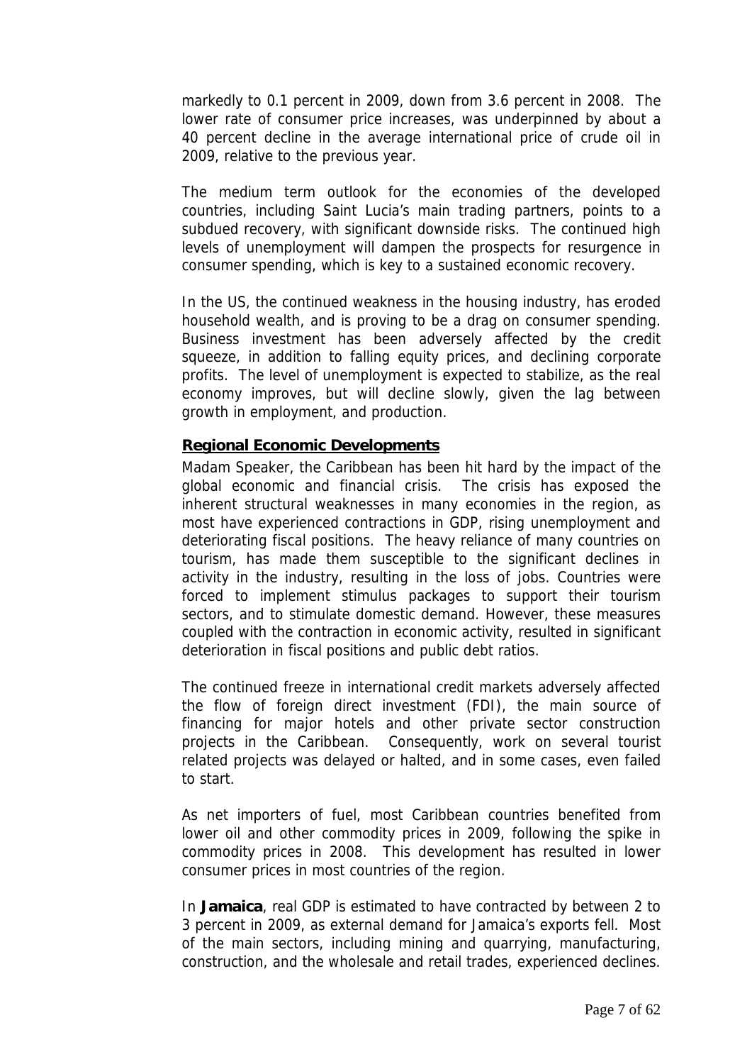markedly to 0.1 percent in 2009, down from 3.6 percent in 2008. The lower rate of consumer price increases, was underpinned by about a 40 percent decline in the average international price of crude oil in 2009, relative to the previous year.

The medium term outlook for the economies of the developed countries, including Saint Lucia's main trading partners, points to a subdued recovery, with significant downside risks. The continued high levels of unemployment will dampen the prospects for resurgence in consumer spending, which is key to a sustained economic recovery.

In the US, the continued weakness in the housing industry, has eroded household wealth, and is proving to be a drag on consumer spending. Business investment has been adversely affected by the credit squeeze, in addition to falling equity prices, and declining corporate profits. The level of unemployment is expected to stabilize, as the real economy improves, but will decline slowly, given the lag between growth in employment, and production.

## Regional Economic Developments

Madam Speaker, the Caribbean has been hit hard by the impact of the global economic and financial crisis. The crisis has exposed the inherent structural weaknesses in many economies in the region, as most have experienced contractions in GDP, rising unemployment and deteriorating fiscal positions. The heavy reliance of many countries on tourism, has made them susceptible to the significant declines in activity in the industry, resulting in the loss of jobs. Countries were forced to implement stimulus packages to support their tourism sectors, and to stimulate domestic demand. However, these measures coupled with the contraction in economic activity, resulted in significant deterioration in fiscal positions and public debt ratios.

The continued freeze in international credit markets adversely affected the flow of foreign direct investment (FDI), the main source of financing for major hotels and other private sector construction projects in the Caribbean. Consequently, work on several tourist related projects was delayed or halted, and in some cases, even failed to start.

As net importers of fuel, most Caribbean countries benefited from lower oil and other commodity prices in 2009, following the spike in commodity prices in 2008. This development has resulted in lower consumer prices in most countries of the region.

In **Jamaica**, real GDP is estimated to have contracted by between 2 to 3 percent in 2009, as external demand for Jamaica's exports fell. Most of the main sectors, including mining and quarrying, manufacturing, construction, and the wholesale and retail trades, experienced declines.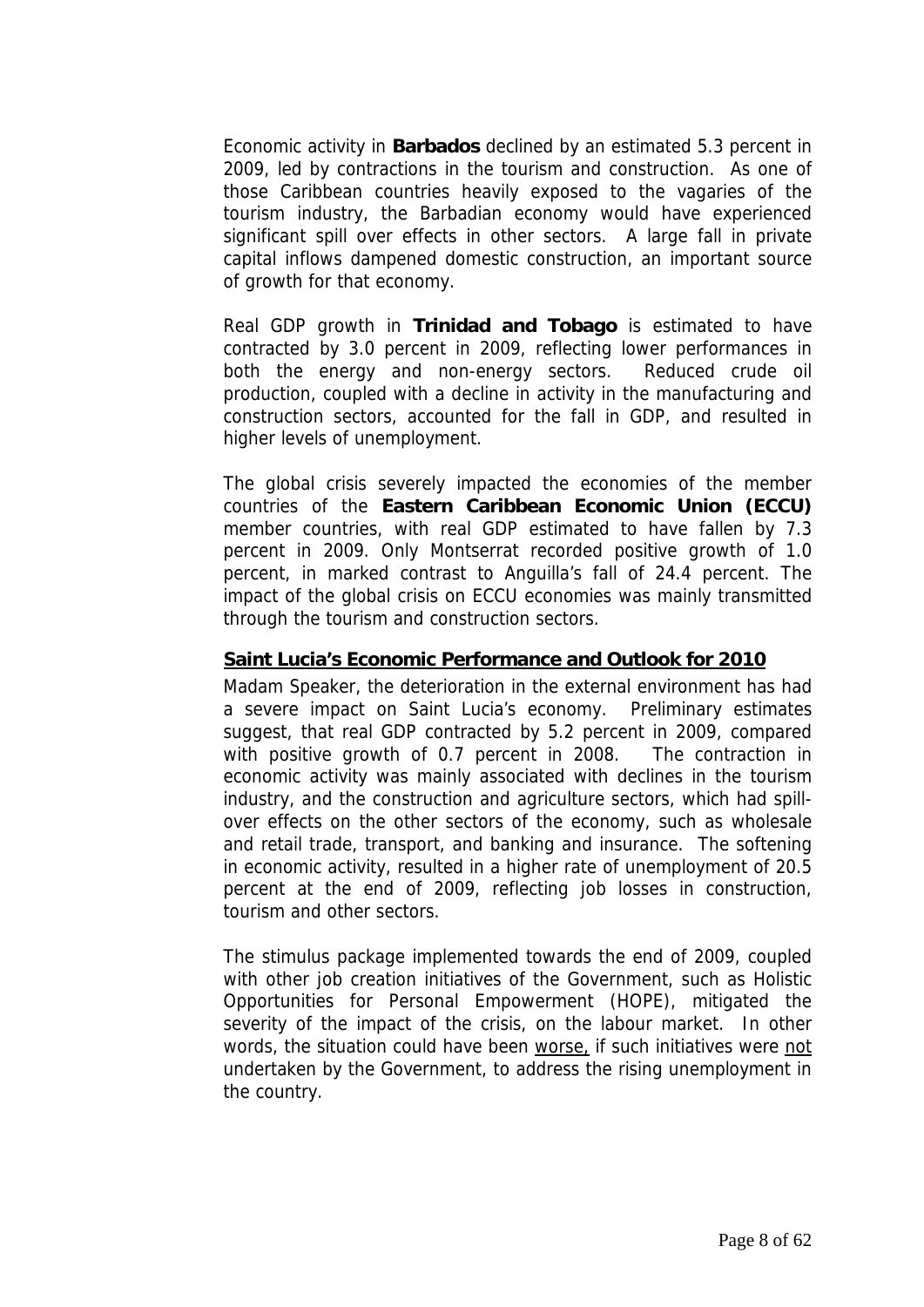Economic activity in **Barbados** declined by an estimated 5.3 percent in 2009, led by contractions in the tourism and construction. As one of those Caribbean countries heavily exposed to the vagaries of the tourism industry, the Barbadian economy would have experienced significant spill over effects in other sectors. A large fall in private capital inflows dampened domestic construction, an important source of growth for that economy.

Real GDP growth in **Trinidad and Tobago** is estimated to have contracted by 3.0 percent in 2009, reflecting lower performances in both the energy and non-energy sectors. Reduced crude oil production, coupled with a decline in activity in the manufacturing and construction sectors, accounted for the fall in GDP, and resulted in higher levels of unemployment.

The global crisis severely impacted the economies of the member countries of the **Eastern Caribbean Economic Union (ECCU)** member countries, with real GDP estimated to have fallen by 7.3 percent in 2009. Only Montserrat recorded positive growth of 1.0 percent, in marked contrast to Anguilla's fall of 24.4 percent. The impact of the global crisis on ECCU economies was mainly transmitted through the tourism and construction sectors.

## Saint Lucia's Economic Performance and Outlook for 2010

Madam Speaker, the deterioration in the external environment has had a severe impact on Saint Lucia's economy. Preliminary estimates suggest, that real GDP contracted by 5.2 percent in 2009, compared with positive growth of 0.7 percent in 2008. The contraction in economic activity was mainly associated with declines in the tourism industry, and the construction and agriculture sectors, which had spill-over effects on the other sectors of the economy, such as wholesale and retail trade, transport, and banking and insurance. The softening in economic activity, resulted in a higher rate of unemployment of 20.5 percent at the end of 2009, reflecting job losses in construction, tourism and other sectors.

The stimulus package implemented towards the end of 2009, coupled with other job creation initiatives of the Government, such as Holistic Opportunities for Personal Empowerment (HOPE), mitigated the severity of the impact of the crisis, on the labour market. In other words, the situation could have been <u>worse,</u> if such initiatives were <u>not</u> undertaken by the Government, to address the rising unemployment in the country.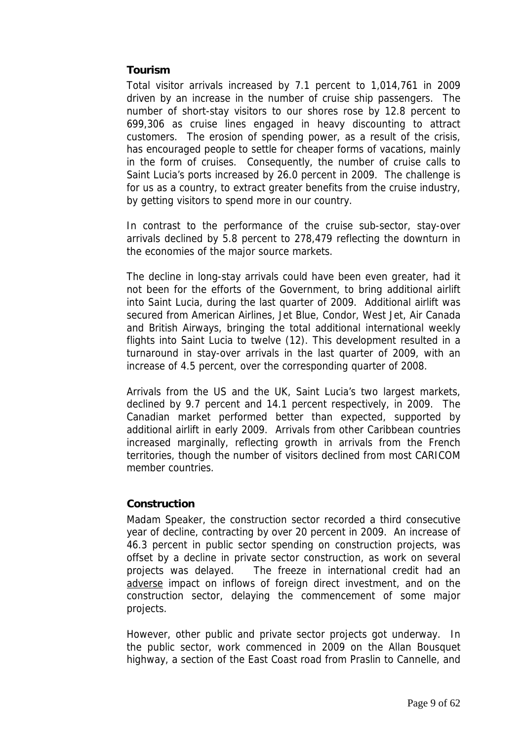### Tourism

Total visitor arrivals increased by 7.1 percent to 1,014,761 in 2009 driven by an increase in the number of cruise ship passengers. The number of short-stay visitors to our shores rose by 12.8 percent to 699,306 as cruise lines engaged in heavy discounting to attract customers. The erosion of spending power, as a result of the crisis, has encouraged people to settle for cheaper forms of vacations, mainly in the form of cruises. Consequently, the number of cruise calls to Saint Lucia's ports increased by 26.0 percent in 2009. The challenge is for us as a country, to extract greater benefits from the cruise industry, by getting visitors to spend more in our country.

In contrast to the performance of the cruise sub-sector, stay-over arrivals declined by 5.8 percent to 278,479 reflecting the downturn in the economies of the major source markets.

The decline in long-stay arrivals could have been even greater, had it not been for the efforts of the Government, to bring additional airlift into Saint Lucia, during the last quarter of 2009. Additional airlift was secured from American Airlines, Jet Blue, Condor, West Jet, Air Canada and British Airways, bringing the total additional international weekly flights into Saint Lucia to twelve (12). This development resulted in a turnaround in stay-over arrivals in the last quarter of 2009, with an increase of 4.5 percent, over the corresponding quarter of 2008.

Arrivals from the US and the UK, Saint Lucia's two largest markets, declined by 9.7 percent and 14.1 percent respectively, in 2009. The Canadian market performed better than expected, supported by additional airlift in early 2009. Arrivals from other Caribbean countries increased marginally, reflecting growth in arrivals from the French territories, though the number of visitors declined from most CARICOM member countries.

### Construction

Madam Speaker, the construction sector recorded a third consecutive year of decline, contracting by over 20 percent in 2009. An increase of 46.3 percent in public sector spending on construction projects, was offset by a decline in private sector construction, as work on several projects was delayed. The freeze in international credit had an adverse impact on inflows of foreign direct investment, and on the construction sector, delaying the commencement of some major projects.

However, other public and private sector projects got underway. In the public sector, work commenced in 2009 on the Allan Bousquet highway, a section of the East Coast road from Praslin to Cannelle, and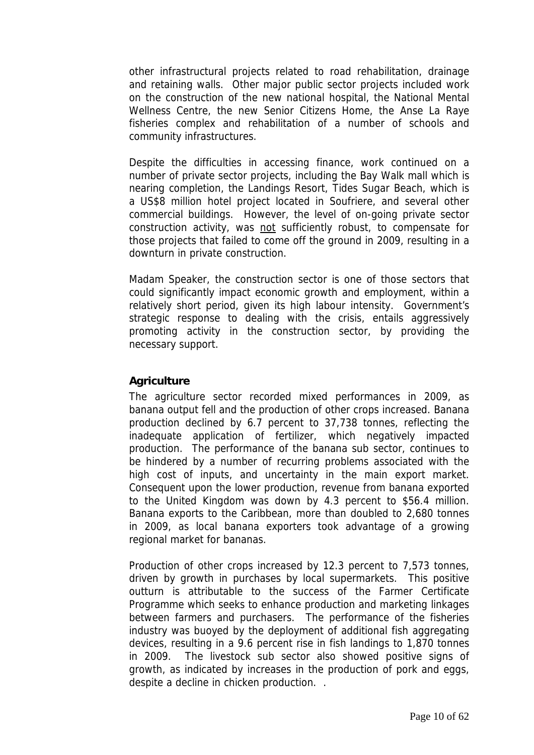other infrastructural projects related to road rehabilitation, drainage and retaining walls. Other major public sector projects included work on the construction of the new national hospital, the National Mental Wellness Centre, the new Senior Citizens Home, the Anse La Raye fisheries complex and rehabilitation of a number of schools and community infrastructures.

Despite the difficulties in accessing finance, work continued on a number of private sector projects, including the Bay Walk mall which is nearing completion, the Landings Resort, Tides Sugar Beach, which is a US$8 million hotel project located in Soufriere, and several other commercial buildings. However, the level of on-going private sector construction activity, was <u>not</u> sufficiently robust, to compensate for those projects that failed to come off the ground in 2009, resulting in a downturn in private construction.

Madam Speaker, the construction sector is one of those sectors that could significantly impact economic growth and employment, within a relatively short period, given its high labour intensity. Government's strategic response to dealing with the crisis, entails aggressively promoting activity in the construction sector, by providing the necessary support.

### Agriculture

The agriculture sector recorded mixed performances in 2009, as banana output fell and the production of other crops increased. Banana production declined by 6.7 percent to 37,738 tonnes, reflecting the inadequate application of fertilizer, which negatively impacted production. The performance of the banana sub sector, continues to be hindered by a number of recurring problems associated with the high cost of inputs, and uncertainty in the main export market. Consequent upon the lower production, revenue from banana exported to the United Kingdom was down by 4.3 percent to $56.4 million. Banana exports to the Caribbean, more than doubled to 2,680 tonnes in 2009, as local banana exporters took advantage of a growing regional market for bananas.

Production of other crops increased by 12.3 percent to 7,573 tonnes, driven by growth in purchases by local supermarkets. This positive outturn is attributable to the success of the Farmer Certificate Programme which seeks to enhance production and marketing linkages between farmers and purchasers. The performance of the fisheries industry was buoyed by the deployment of additional fish aggregating devices, resulting in a 9.6 percent rise in fish landings to 1,870 tonnes in 2009. The livestock sub sector also showed positive signs of growth, as indicated by increases in the production of pork and eggs, despite a decline in chicken production. .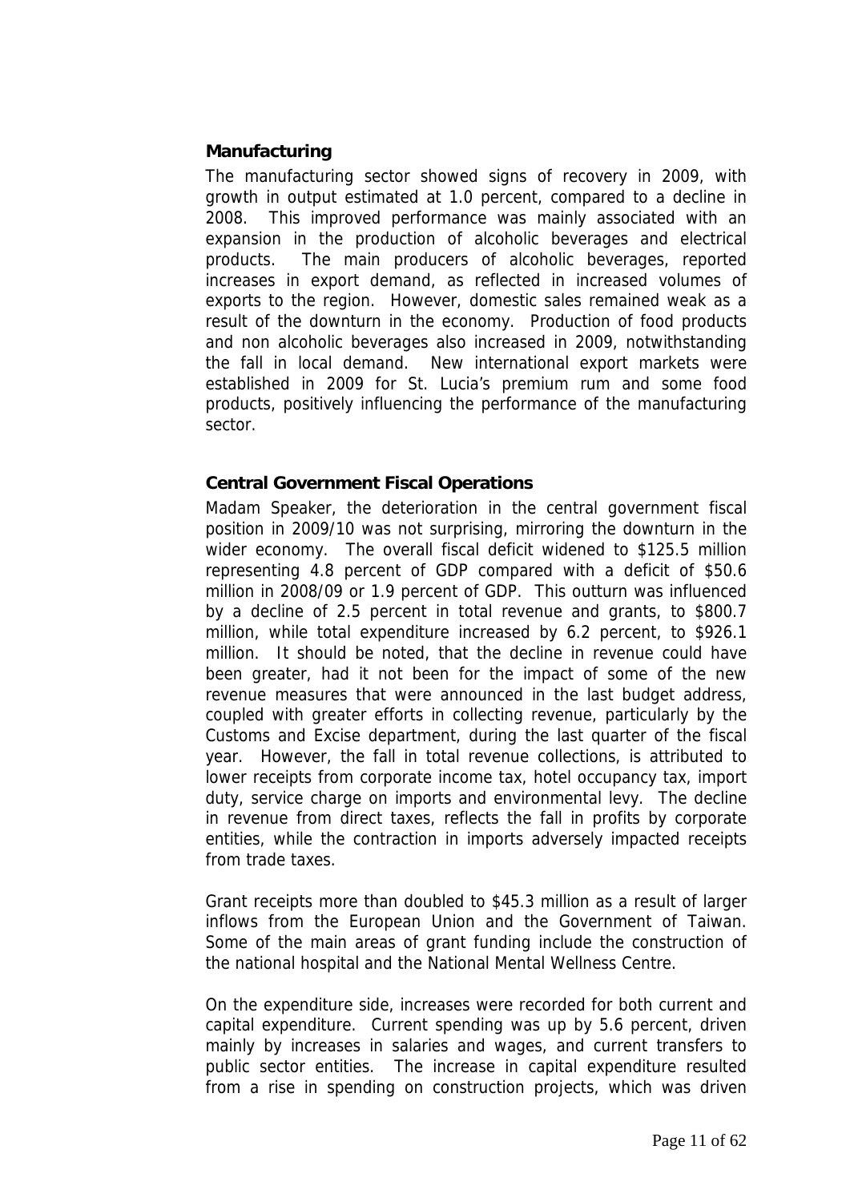## Manufacturing

The manufacturing sector showed signs of recovery in 2009, with growth in output estimated at 1.0 percent, compared to a decline in 2008. This improved performance was mainly associated with an expansion in the production of alcoholic beverages and electrical products. The main producers of alcoholic beverages, reported increases in export demand, as reflected in increased volumes of exports to the region. However, domestic sales remained weak as a result of the downturn in the economy. Production of food products and non alcoholic beverages also increased in 2009, notwithstanding the fall in local demand. New international export markets were established in 2009 for St. Lucia's premium rum and some food products, positively influencing the performance of the manufacturing sector.

## Central Government Fiscal Operations

Madam Speaker, the deterioration in the central government fiscal position in 2009/10 was not surprising, mirroring the downturn in the wider economy. The overall fiscal deficit widened to $125.5 million representing 4.8 percent of GDP compared with a deficit of $50.6 million in 2008/09 or 1.9 percent of GDP. This outturn was influenced by a decline of 2.5 percent in total revenue and grants, to $800.7 million, while total expenditure increased by 6.2 percent, to $926.1 million. It should be noted, that the decline in revenue could have been greater, had it not been for the impact of some of the new revenue measures that were announced in the last budget address, coupled with greater efforts in collecting revenue, particularly by the Customs and Excise department, during the last quarter of the fiscal year. However, the fall in total revenue collections, is attributed to lower receipts from corporate income tax, hotel occupancy tax, import duty, service charge on imports and environmental levy. The decline in revenue from direct taxes, reflects the fall in profits by corporate entities, while the contraction in imports adversely impacted receipts from trade taxes.

Grant receipts more than doubled to $45.3 million as a result of larger inflows from the European Union and the Government of Taiwan. Some of the main areas of grant funding include the construction of the national hospital and the National Mental Wellness Centre.

On the expenditure side, increases were recorded for both current and capital expenditure. Current spending was up by 5.6 percent, driven mainly by increases in salaries and wages, and current transfers to public sector entities. The increase in capital expenditure resulted from a rise in spending on construction projects, which was driven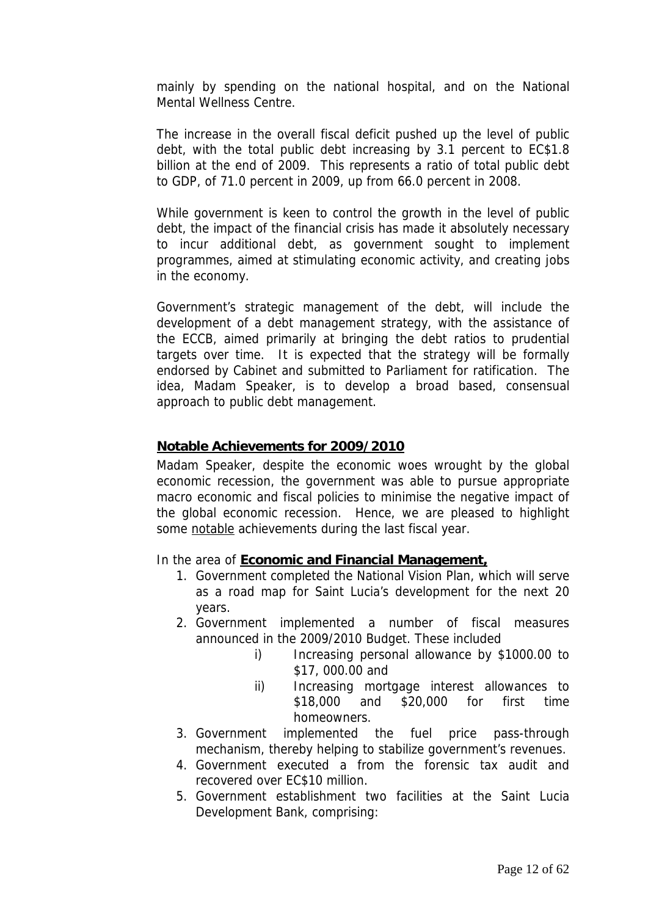mainly by spending on the national hospital, and on the National Mental Wellness Centre.

The increase in the overall fiscal deficit pushed up the level of public debt, with the total public debt increasing by 3.1 percent to EC$1.8 billion at the end of 2009. This represents a ratio of total public debt to GDP, of 71.0 percent in 2009, up from 66.0 percent in 2008.

While government is keen to control the growth in the level of public debt, the impact of the financial crisis has made it absolutely necessary to incur additional debt, as government sought to implement programmes, aimed at stimulating economic activity, and creating jobs in the economy.

Government's strategic management of the debt, will include the development of a debt management strategy, with the assistance of the ECCB, aimed primarily at bringing the debt ratios to prudential targets over time. It is expected that the strategy will be formally endorsed by Cabinet and submitted to Parliament for ratification. The idea, Madam Speaker, is to develop a broad based, consensual approach to public debt management.

## Notable Achievements for 2009/2010

Madam Speaker, despite the economic woes wrought by the global economic recession, the government was able to pursue appropriate macro economic and fiscal policies to minimise the negative impact of the global economic recession. Hence, we are pleased to highlight some notable achievements during the last fiscal year.

In the area of **Economic and Financial Management,**

1. Government completed the National Vision Plan, which will serve as a road map for Saint Lucia's development for the next 20 years.
2. Government implemented a number of fiscal measures announced in the 2009/2010 Budget. These included
   i) Increasing personal allowance by $1000.00 to $17, 000.00 and
   ii) Increasing mortgage interest allowances to $18,000 and $20,000 for first time homeowners.
3. Government implemented the fuel price pass-through mechanism, thereby helping to stabilize government's revenues.
4. Government executed a from the forensic tax audit and recovered over EC$10 million.
5. Government establishment two facilities at the Saint Lucia Development Bank, comprising: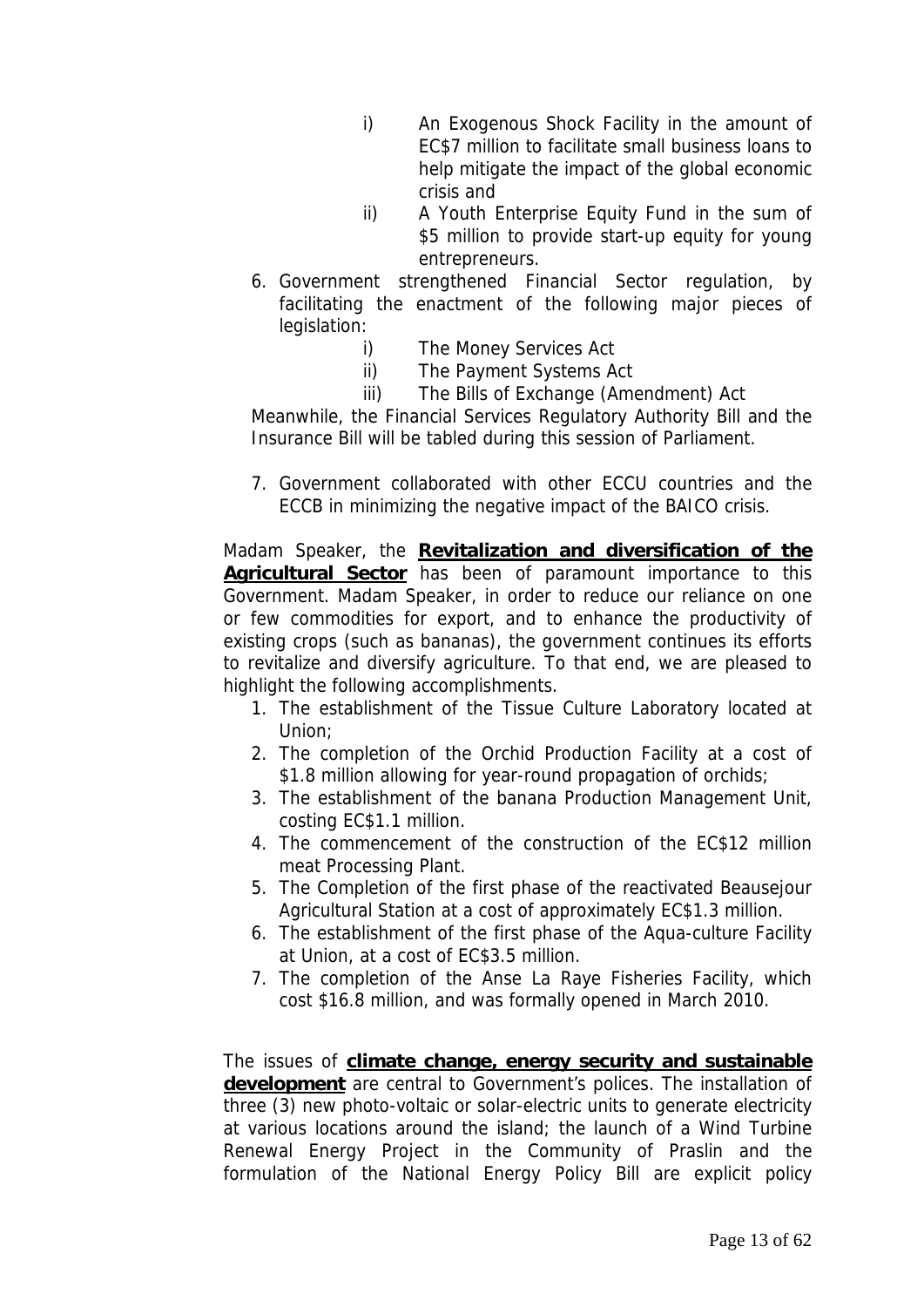i) An Exogenous Shock Facility in the amount of EC$7 million to facilitate small business loans to help mitigate the impact of the global economic crisis and

ii) A Youth Enterprise Equity Fund in the sum of $5 million to provide start-up equity for young entrepreneurs.

6. Government strengthened Financial Sector regulation, by facilitating the enactment of the following major pieces of legislation:
   i) The Money Services Act
   ii) The Payment Systems Act
   iii) The Bills of Exchange (Amendment) Act

   Meanwhile, the Financial Services Regulatory Authority Bill and the Insurance Bill will be tabled during this session of Parliament.

7. Government collaborated with other ECCU countries and the ECCB in minimizing the negative impact of the BAICO crisis.

Madam Speaker, the **Revitalization and diversification of the Agricultural Sector** has been of paramount importance to this Government. Madam Speaker, in order to reduce our reliance on one or few commodities for export, and to enhance the productivity of existing crops (such as bananas), the government continues its efforts to revitalize and diversify agriculture. To that end, we are pleased to highlight the following accomplishments.

1. The establishment of the Tissue Culture Laboratory located at Union;
2. The completion of the Orchid Production Facility at a cost of $1.8 million allowing for year-round propagation of orchids;
3. The establishment of the banana Production Management Unit, costing EC$1.1 million.
4. The commencement of the construction of the EC$12 million meat Processing Plant.
5. The Completion of the first phase of the reactivated Beausejour Agricultural Station at a cost of approximately EC$1.3 million.
6. The establishment of the first phase of the Aqua-culture Facility at Union, at a cost of EC$3.5 million.
7. The completion of the Anse La Raye Fisheries Facility, which cost $16.8 million, and was formally opened in March 2010.

The issues of **climate change, energy security and sustainable development** are central to Government's polices. The installation of three (3) new photo-voltaic or solar-electric units to generate electricity at various locations around the island; the launch of a Wind Turbine Renewal Energy Project in the Community of Praslin and the formulation of the National Energy Policy Bill are explicit policy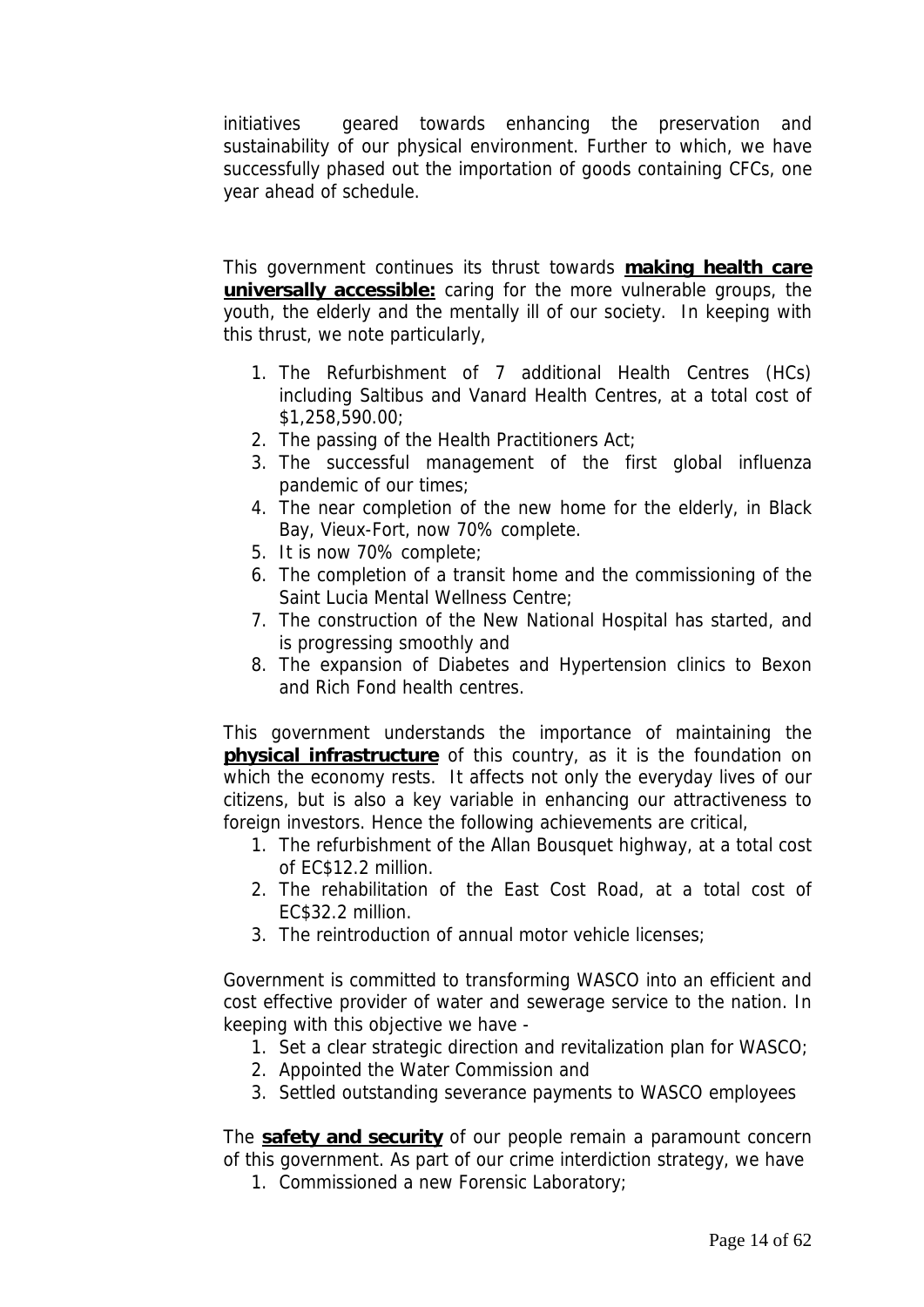initiatives geared towards enhancing the preservation and sustainability of our physical environment. Further to which, we have successfully phased out the importation of goods containing CFCs, one year ahead of schedule.

This government continues its thrust towards **<u>making health care universally accessible:</u>** caring for the more vulnerable groups, the youth, the elderly and the mentally ill of our society. In keeping with this thrust, we note particularly,

1. The Refurbishment of 7 additional Health Centres (HCs) including Saltibus and Vanard Health Centres, at a total cost of $1,258,590.00;
2. The passing of the Health Practitioners Act;
3. The successful management of the first global influenza pandemic of our times;
4. The near completion of the new home for the elderly, in Black Bay, Vieux-Fort, now 70% complete.
5. It is now 70% complete;
6. The completion of a transit home and the commissioning of the Saint Lucia Mental Wellness Centre;
7. The construction of the New National Hospital has started, and is progressing smoothly and
8. The expansion of Diabetes and Hypertension clinics to Bexon and Rich Fond health centres.

This government understands the importance of maintaining the **<u>physical infrastructure</u>** of this country, as it is the foundation on which the economy rests. It affects not only the everyday lives of our citizens, but is also a key variable in enhancing our attractiveness to foreign investors. Hence the following achievements are critical,

1. The refurbishment of the Allan Bousquet highway, at a total cost of EC$12.2 million.
2. The rehabilitation of the East Cost Road, at a total cost of EC$32.2 million.
3. The reintroduction of annual motor vehicle licenses;

Government is committed to transforming WASCO into an efficient and cost effective provider of water and sewerage service to the nation. In keeping with this objective we have -

1. Set a clear strategic direction and revitalization plan for WASCO;
2. Appointed the Water Commission and
3. Settled outstanding severance payments to WASCO employees

The **<u>safety and security</u>** of our people remain a paramount concern of this government. As part of our crime interdiction strategy, we have

1. Commissioned a new Forensic Laboratory;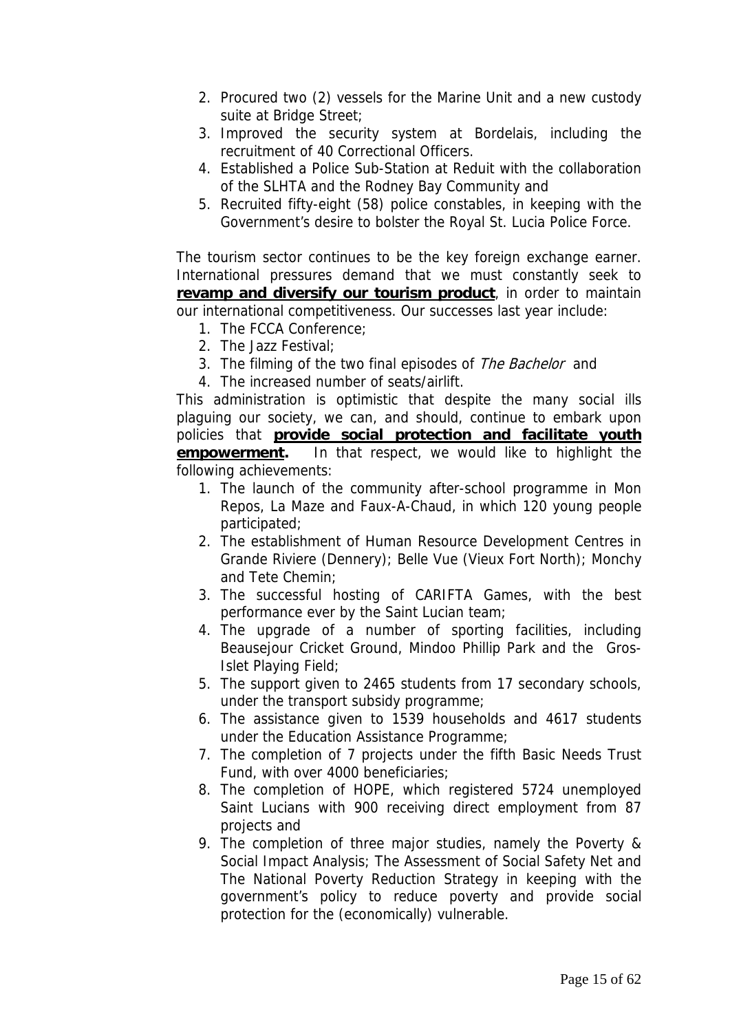2. Procured two (2) vessels for the Marine Unit and a new custody suite at Bridge Street;
3. Improved the security system at Bordelais, including the recruitment of 40 Correctional Officers.
4. Established a Police Sub-Station at Reduit with the collaboration of the SLHTA and the Rodney Bay Community and
5. Recruited fifty-eight (58) police constables, in keeping with the Government's desire to bolster the Royal St. Lucia Police Force.

The tourism sector continues to be the key foreign exchange earner. International pressures demand that we must constantly seek to **revamp and diversify our tourism product**, in order to maintain our international competitiveness. Our successes last year include:

1. The FCCA Conference;
2. The Jazz Festival;
3. The filming of the two final episodes of *The Bachelor* and
4. The increased number of seats/airlift.

This administration is optimistic that despite the many social ills plaguing our society, we can, and should, continue to embark upon policies that **provide social protection and facilitate youth empowerment.** In that respect, we would like to highlight the following achievements:

1. The launch of the community after-school programme in Mon Repos, La Maze and Faux-A-Chaud, in which 120 young people participated;
2. The establishment of Human Resource Development Centres in Grande Riviere (Dennery); Belle Vue (Vieux Fort North); Monchy and Tete Chemin;
3. The successful hosting of CARIFTA Games, with the best performance ever by the Saint Lucian team;
4. The upgrade of a number of sporting facilities, including Beausejour Cricket Ground, Mindoo Phillip Park and the Gros-Islet Playing Field;
5. The support given to 2465 students from 17 secondary schools, under the transport subsidy programme;
6. The assistance given to 1539 households and 4617 students under the Education Assistance Programme;
7. The completion of 7 projects under the fifth Basic Needs Trust Fund, with over 4000 beneficiaries;
8. The completion of HOPE, which registered 5724 unemployed Saint Lucians with 900 receiving direct employment from 87 projects and
9. The completion of three major studies, namely the Poverty & Social Impact Analysis; The Assessment of Social Safety Net and The National Poverty Reduction Strategy in keeping with the government's policy to reduce poverty and provide social protection for the (economically) vulnerable.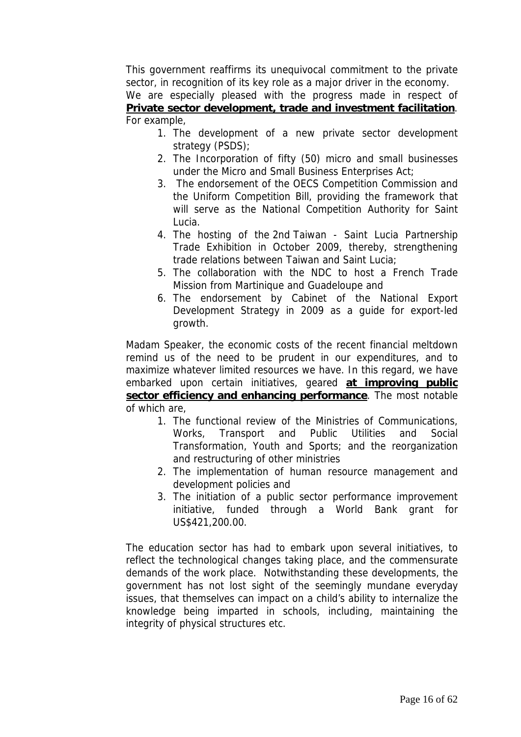This government reaffirms its unequivocal commitment to the private sector, in recognition of its key role as a major driver in the economy. We are especially pleased with the progress made in respect of **Private sector development, trade and investment facilitation**. For example,

1. The development of a new private sector development strategy (PSDS);
2. The Incorporation of fifty (50) micro and small businesses under the Micro and Small Business Enterprises Act;
3. The endorsement of the OECS Competition Commission and the Uniform Competition Bill, providing the framework that will serve as the National Competition Authority for Saint Lucia.
4. The hosting of the 2nd Taiwan - Saint Lucia Partnership Trade Exhibition in October 2009, thereby, strengthening trade relations between Taiwan and Saint Lucia;
5. The collaboration with the NDC to host a French Trade Mission from Martinique and Guadeloupe and
6. The endorsement by Cabinet of the National Export Development Strategy in 2009 as a guide for export-led growth.

Madam Speaker, the economic costs of the recent financial meltdown remind us of the need to be prudent in our expenditures, and to maximize whatever limited resources we have. In this regard, we have embarked upon certain initiatives, geared **at improving public sector efficiency and enhancing performance**. The most notable of which are,

1. The functional review of the Ministries of Communications, Works, Transport and Public Utilities and Social Transformation, Youth and Sports; and the reorganization and restructuring of other ministries
2. The implementation of human resource management and development policies and
3. The initiation of a public sector performance improvement initiative, funded through a World Bank grant for US$421,200.00.

The education sector has had to embark upon several initiatives, to reflect the technological changes taking place, and the commensurate demands of the work place. Notwithstanding these developments, the government has not lost sight of the seemingly mundane everyday issues, that themselves can impact on a child's ability to internalize the knowledge being imparted in schools, including, maintaining the integrity of physical structures etc.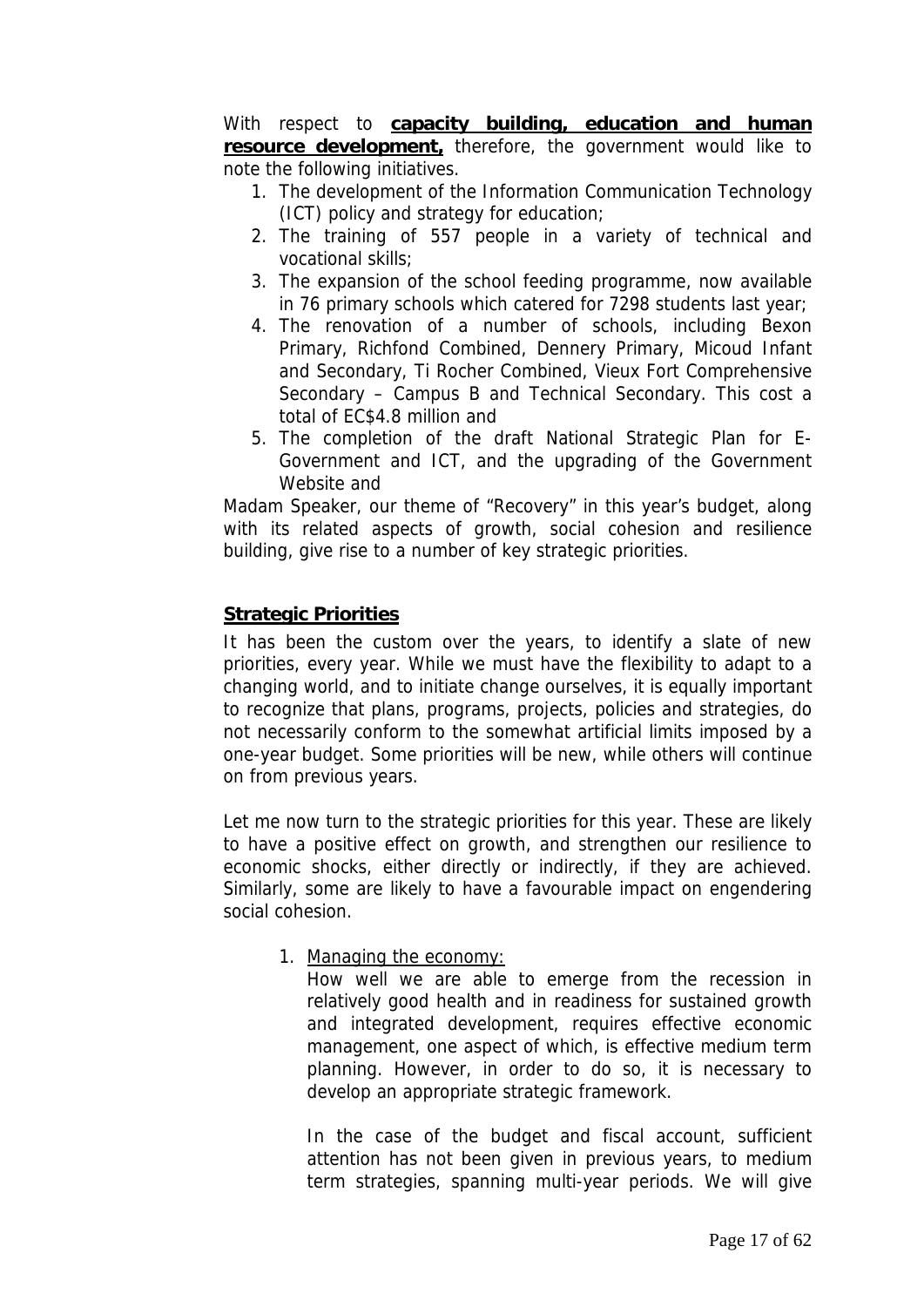With respect to **capacity building, education and human resource development,** therefore, the government would like to note the following initiatives.

1. The development of the Information Communication Technology (ICT) policy and strategy for education;
2. The training of 557 people in a variety of technical and vocational skills;
3. The expansion of the school feeding programme, now available in 76 primary schools which catered for 7298 students last year;
4. The renovation of a number of schools, including Bexon Primary, Richfond Combined, Dennery Primary, Micoud Infant and Secondary, Ti Rocher Combined, Vieux Fort Comprehensive Secondary – Campus B and Technical Secondary. This cost a total of EC$4.8 million and
5. The completion of the draft National Strategic Plan for E-Government and ICT, and the upgrading of the Government Website and

Madam Speaker, our theme of "Recovery" in this year's budget, along with its related aspects of growth, social cohesion and resilience building, give rise to a number of key strategic priorities.

## Strategic Priorities

It has been the custom over the years, to identify a slate of new priorities, every year. While we must have the flexibility to adapt to a changing world, and to initiate change ourselves, it is equally important to recognize that plans, programs, projects, policies and strategies, do not necessarily conform to the somewhat artificial limits imposed by a one-year budget. Some priorities will be new, while others will continue on from previous years.

Let me now turn to the strategic priorities for this year. These are likely to have a positive effect on growth, and strengthen our resilience to economic shocks, either directly or indirectly, if they are achieved. Similarly, some are likely to have a favourable impact on engendering social cohesion.

1. Managing the economy:

   How well we are able to emerge from the recession in relatively good health and in readiness for sustained growth and integrated development, requires effective economic management, one aspect of which, is effective medium term planning. However, in order to do so, it is necessary to develop an appropriate strategic framework.

   In the case of the budget and fiscal account, sufficient attention has not been given in previous years, to medium term strategies, spanning multi-year periods. We will give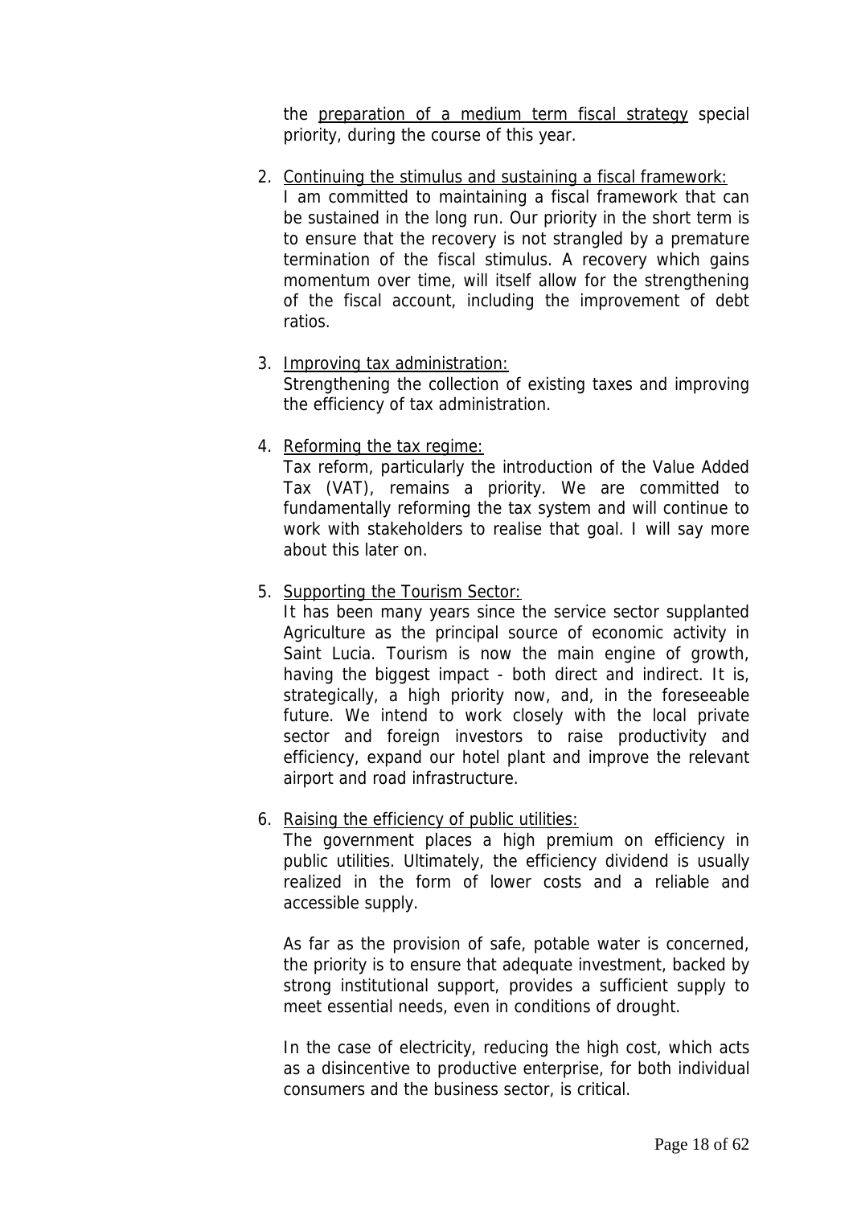the <u>preparation of a medium term fiscal strategy</u> special priority, during the course of this year.

2. <u>Continuing the stimulus and sustaining a fiscal framework:</u>
   I am committed to maintaining a fiscal framework that can be sustained in the long run. Our priority in the short term is to ensure that the recovery is not strangled by a premature termination of the fiscal stimulus. A recovery which gains momentum over time, will itself allow for the strengthening of the fiscal account, including the improvement of debt ratios.

3. <u>Improving tax administration:</u>
   Strengthening the collection of existing taxes and improving the efficiency of tax administration.

4. <u>Reforming the tax regime:</u>
   Tax reform, particularly the introduction of the Value Added Tax (VAT), remains a priority. We are committed to fundamentally reforming the tax system and will continue to work with stakeholders to realise that goal. I will say more about this later on.

5. <u>Supporting the Tourism Sector:</u>
   It has been many years since the service sector supplanted Agriculture as the principal source of economic activity in Saint Lucia. Tourism is now the main engine of growth, having the biggest impact - both direct and indirect. It is, strategically, a high priority now, and, in the foreseeable future. We intend to work closely with the local private sector and foreign investors to raise productivity and efficiency, expand our hotel plant and improve the relevant airport and road infrastructure.

6. <u>Raising the efficiency of public utilities:</u>
   The government places a high premium on efficiency in public utilities. Ultimately, the efficiency dividend is usually realized in the form of lower costs and a reliable and accessible supply.

   As far as the provision of safe, potable water is concerned, the priority is to ensure that adequate investment, backed by strong institutional support, provides a sufficient supply to meet essential needs, even in conditions of drought.

   In the case of electricity, reducing the high cost, which acts as a disincentive to productive enterprise, for both individual consumers and the business sector, is critical.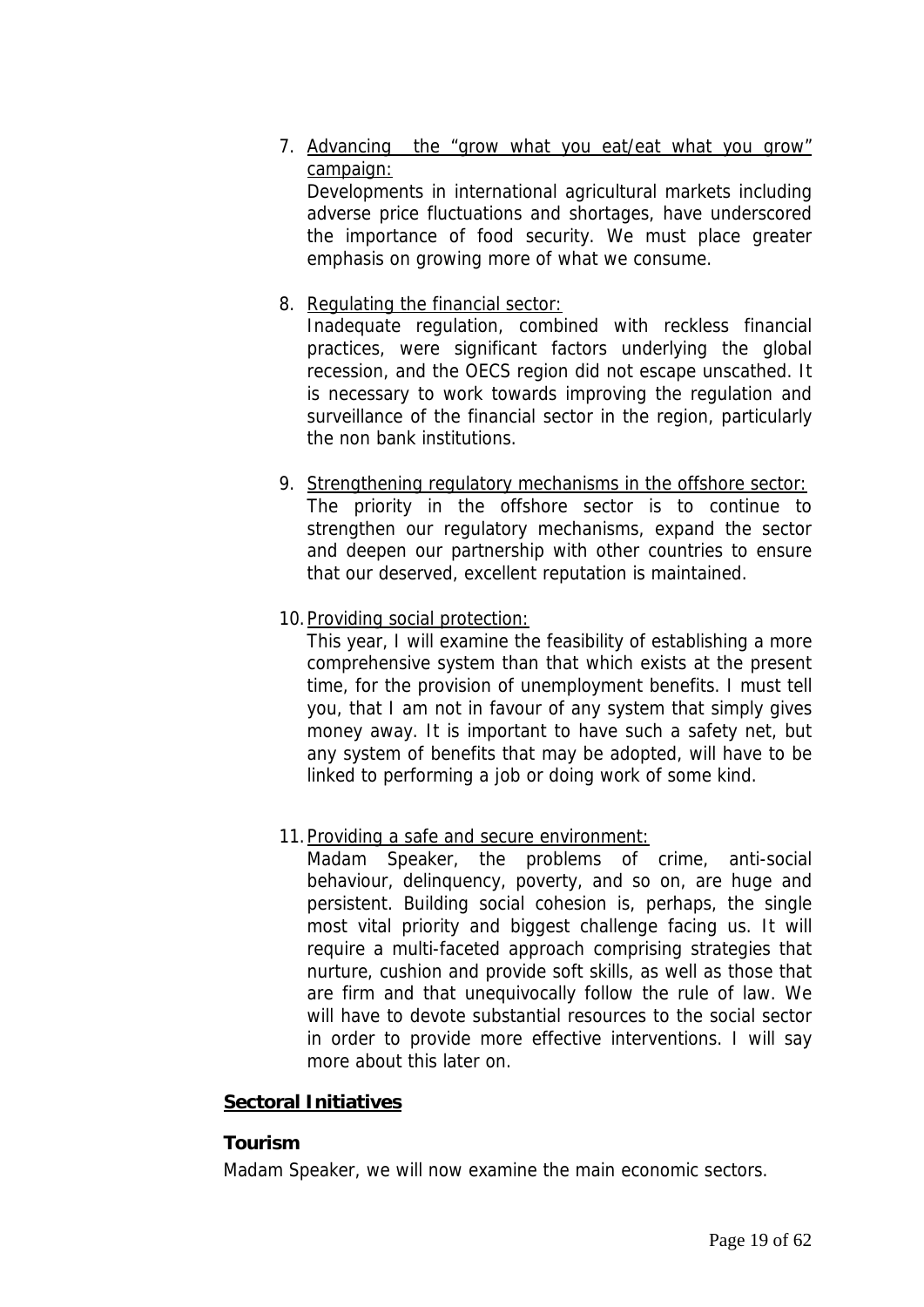7. <u>Advancing the "grow what you eat/eat what you grow" campaign:</u>
   Developments in international agricultural markets including adverse price fluctuations and shortages, have underscored the importance of food security. We must place greater emphasis on growing more of what we consume.

8. <u>Regulating the financial sector:</u>
   Inadequate regulation, combined with reckless financial practices, were significant factors underlying the global recession, and the OECS region did not escape unscathed. It is necessary to work towards improving the regulation and surveillance of the financial sector in the region, particularly the non bank institutions.

9. <u>Strengthening regulatory mechanisms in the offshore sector:</u>
   The priority in the offshore sector is to continue to strengthen our regulatory mechanisms, expand the sector and deepen our partnership with other countries to ensure that our deserved, excellent reputation is maintained.

10. <u>Providing social protection:</u>
    This year, I will examine the feasibility of establishing a more comprehensive system than that which exists at the present time, for the provision of unemployment benefits. I must tell you, that I am not in favour of any system that simply gives money away. It is important to have such a safety net, but any system of benefits that may be adopted, will have to be linked to performing a job or doing work of some kind.

11. <u>Providing a safe and secure environment:</u>
    Madam Speaker, the problems of crime, anti-social behaviour, delinquency, poverty, and so on, are huge and persistent. Building social cohesion is, perhaps, the single most vital priority and biggest challenge facing us. It will require a multi-faceted approach comprising strategies that nurture, cushion and provide soft skills, as well as those that are firm and that unequivocally follow the rule of law. We will have to devote substantial resources to the social sector in order to provide more effective interventions. I will say more about this later on.

## Sectoral Initiatives

### Tourism

Madam Speaker, we will now examine the main economic sectors.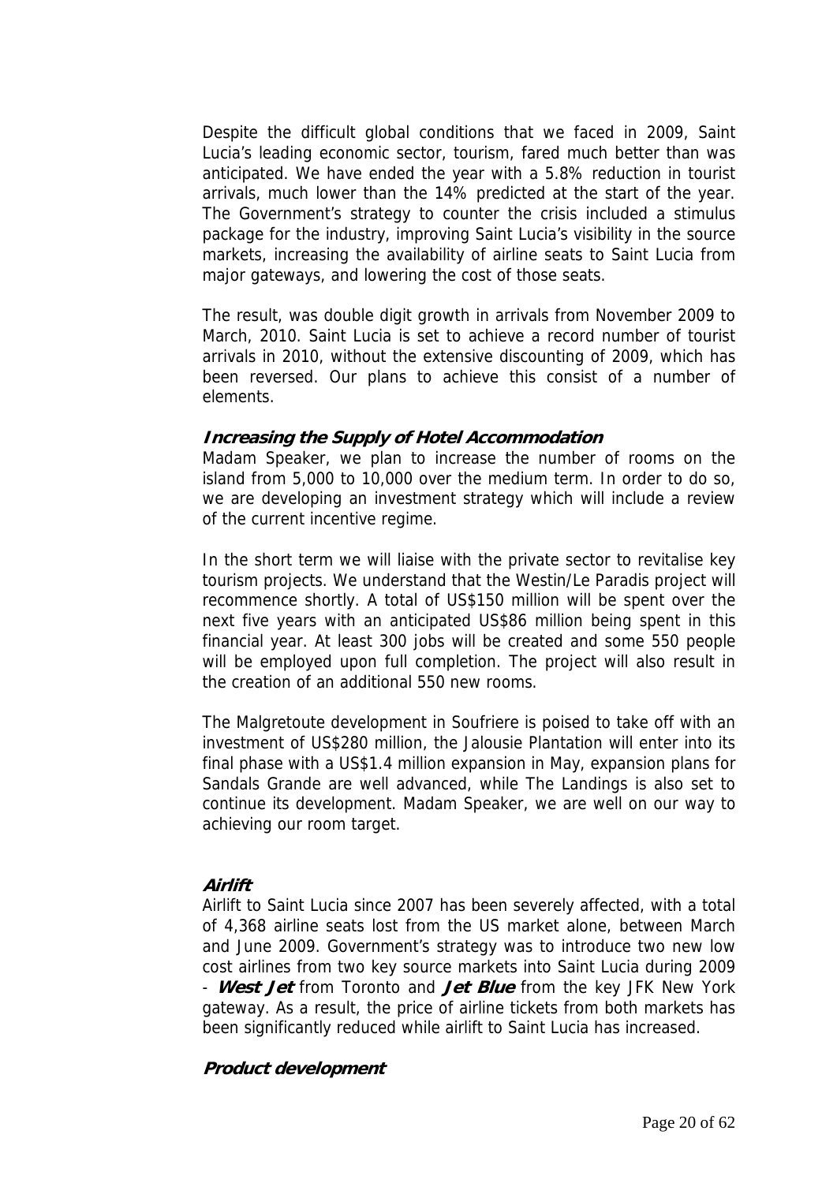Despite the difficult global conditions that we faced in 2009, Saint Lucia's leading economic sector, tourism, fared much better than was anticipated. We have ended the year with a 5.8% reduction in tourist arrivals, much lower than the 14% predicted at the start of the year. The Government's strategy to counter the crisis included a stimulus package for the industry, improving Saint Lucia's visibility in the source markets, increasing the availability of airline seats to Saint Lucia from major gateways, and lowering the cost of those seats.

The result, was double digit growth in arrivals from November 2009 to March, 2010. Saint Lucia is set to achieve a record number of tourist arrivals in 2010, without the extensive discounting of 2009, which has been reversed. Our plans to achieve this consist of a number of elements.

***Increasing the Supply of Hotel Accommodation***

Madam Speaker, we plan to increase the number of rooms on the island from 5,000 to 10,000 over the medium term. In order to do so, we are developing an investment strategy which will include a review of the current incentive regime.

In the short term we will liaise with the private sector to revitalise key tourism projects. We understand that the Westin/Le Paradis project will recommence shortly. A total of US$150 million will be spent over the next five years with an anticipated US$86 million being spent in this financial year. At least 300 jobs will be created and some 550 people will be employed upon full completion. The project will also result in the creation of an additional 550 new rooms.

The Malgretoute development in Soufriere is poised to take off with an investment of US$280 million, the Jalousie Plantation will enter into its final phase with a US$1.4 million expansion in May, expansion plans for Sandals Grande are well advanced, while The Landings is also set to continue its development. Madam Speaker, we are well on our way to achieving our room target.

***Airlift***

Airlift to Saint Lucia since 2007 has been severely affected, with a total of 4,368 airline seats lost from the US market alone, between March and June 2009. Government's strategy was to introduce two new low cost airlines from two key source markets into Saint Lucia during 2009 - ***West Jet*** from Toronto and ***Jet Blue*** from the key JFK New York gateway. As a result, the price of airline tickets from both markets has been significantly reduced while airlift to Saint Lucia has increased.

***Product development***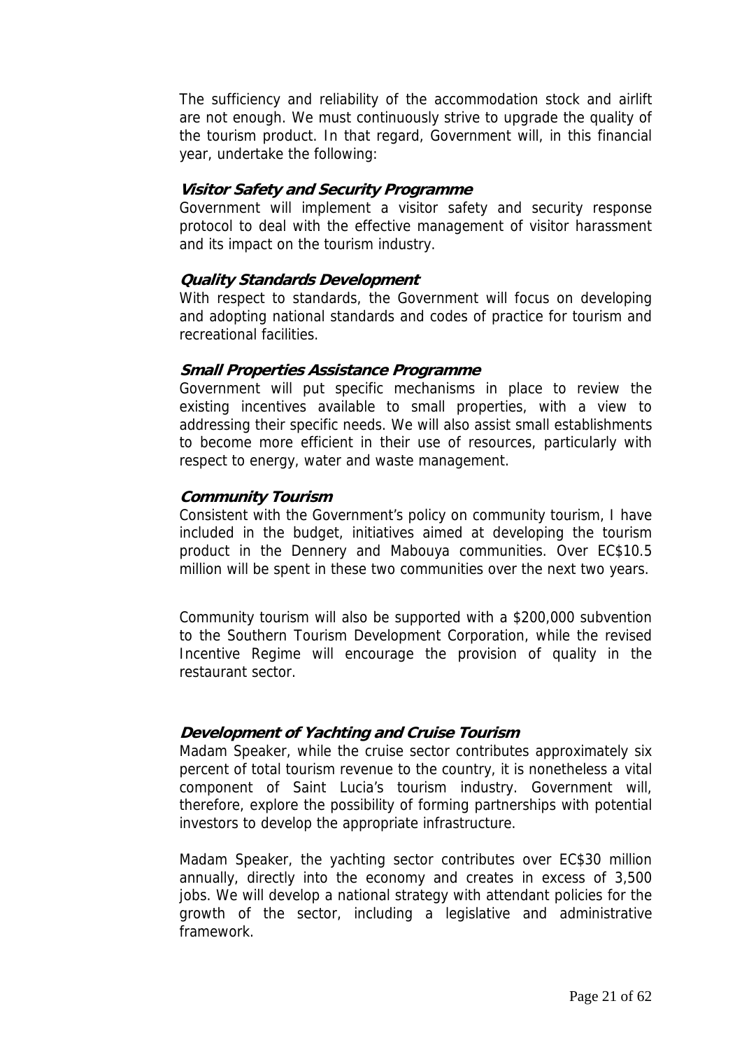The sufficiency and reliability of the accommodation stock and airlift are not enough. We must continuously strive to upgrade the quality of the tourism product. In that regard, Government will, in this financial year, undertake the following:

***Visitor Safety and Security Programme***

Government will implement a visitor safety and security response protocol to deal with the effective management of visitor harassment and its impact on the tourism industry.

***Quality Standards Development***

With respect to standards, the Government will focus on developing and adopting national standards and codes of practice for tourism and recreational facilities.

***Small Properties Assistance Programme***

Government will put specific mechanisms in place to review the existing incentives available to small properties, with a view to addressing their specific needs. We will also assist small establishments to become more efficient in their use of resources, particularly with respect to energy, water and waste management.

***Community Tourism***

Consistent with the Government's policy on community tourism, I have included in the budget, initiatives aimed at developing the tourism product in the Dennery and Mabouya communities. Over EC$10.5 million will be spent in these two communities over the next two years.

Community tourism will also be supported with a $200,000 subvention to the Southern Tourism Development Corporation, while the revised Incentive Regime will encourage the provision of quality in the restaurant sector.

***Development of Yachting and Cruise Tourism***

Madam Speaker, while the cruise sector contributes approximately six percent of total tourism revenue to the country, it is nonetheless a vital component of Saint Lucia's tourism industry. Government will, therefore, explore the possibility of forming partnerships with potential investors to develop the appropriate infrastructure.

Madam Speaker, the yachting sector contributes over EC$30 million annually, directly into the economy and creates in excess of 3,500 jobs. We will develop a national strategy with attendant policies for the growth of the sector, including a legislative and administrative framework.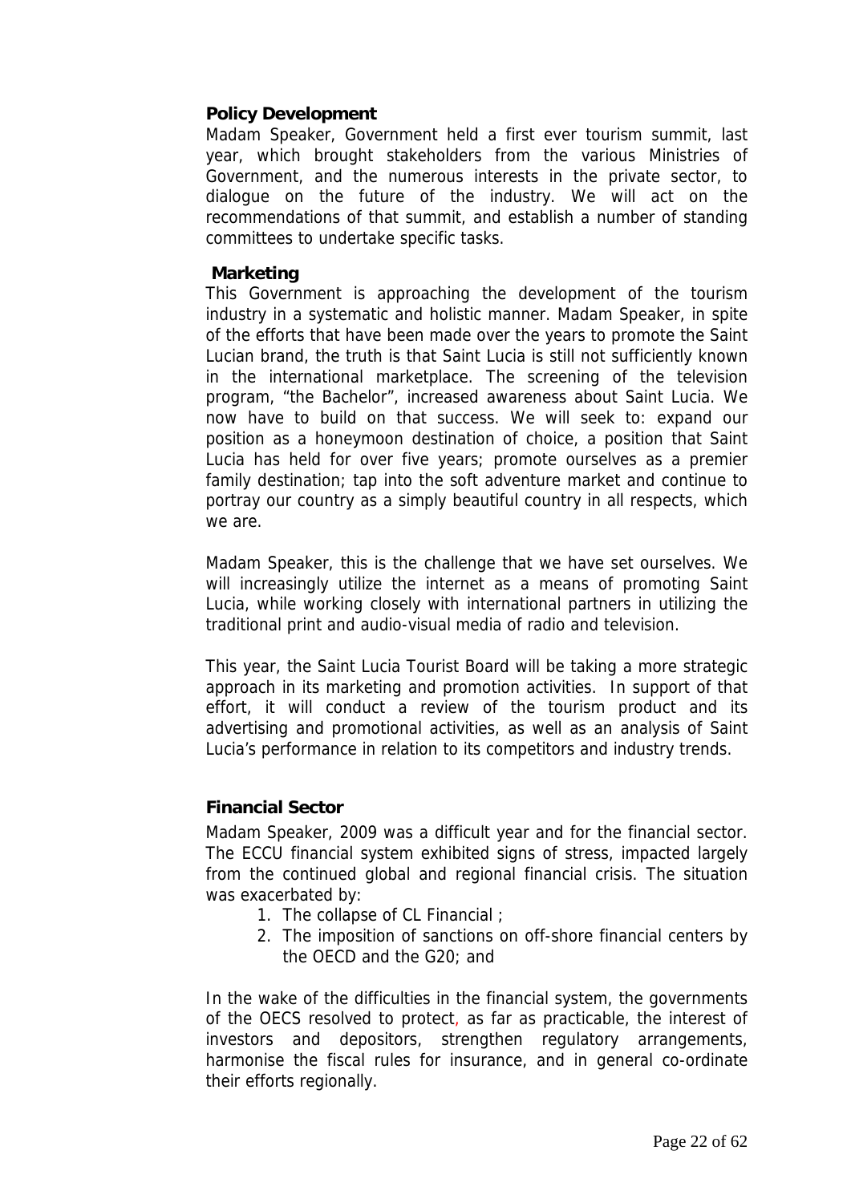**Policy Development**

Madam Speaker, Government held a first ever tourism summit, last year, which brought stakeholders from the various Ministries of Government, and the numerous interests in the private sector, to dialogue on the future of the industry. We will act on the recommendations of that summit, and establish a number of standing committees to undertake specific tasks.

**Marketing**

This Government is approaching the development of the tourism industry in a systematic and holistic manner. Madam Speaker, in spite of the efforts that have been made over the years to promote the Saint Lucian brand, the truth is that Saint Lucia is still not sufficiently known in the international marketplace. The screening of the television program, "the Bachelor", increased awareness about Saint Lucia. We now have to build on that success. We will seek to: expand our position as a honeymoon destination of choice, a position that Saint Lucia has held for over five years; promote ourselves as a premier family destination; tap into the soft adventure market and continue to portray our country as a simply beautiful country in all respects, which we are.

Madam Speaker, this is the challenge that we have set ourselves. We will increasingly utilize the internet as a means of promoting Saint Lucia, while working closely with international partners in utilizing the traditional print and audio-visual media of radio and television.

This year, the Saint Lucia Tourist Board will be taking a more strategic approach in its marketing and promotion activities. In support of that effort, it will conduct a review of the tourism product and its advertising and promotional activities, as well as an analysis of Saint Lucia's performance in relation to its competitors and industry trends.

**Financial Sector**

Madam Speaker, 2009 was a difficult year and for the financial sector. The ECCU financial system exhibited signs of stress, impacted largely from the continued global and regional financial crisis. The situation was exacerbated by:

1. The collapse of CL Financial ;
2. The imposition of sanctions on off-shore financial centers by the OECD and the G20; and

In the wake of the difficulties in the financial system, the governments of the OECS resolved to protect, as far as practicable, the interest of investors and depositors, strengthen regulatory arrangements, harmonise the fiscal rules for insurance, and in general co-ordinate their efforts regionally.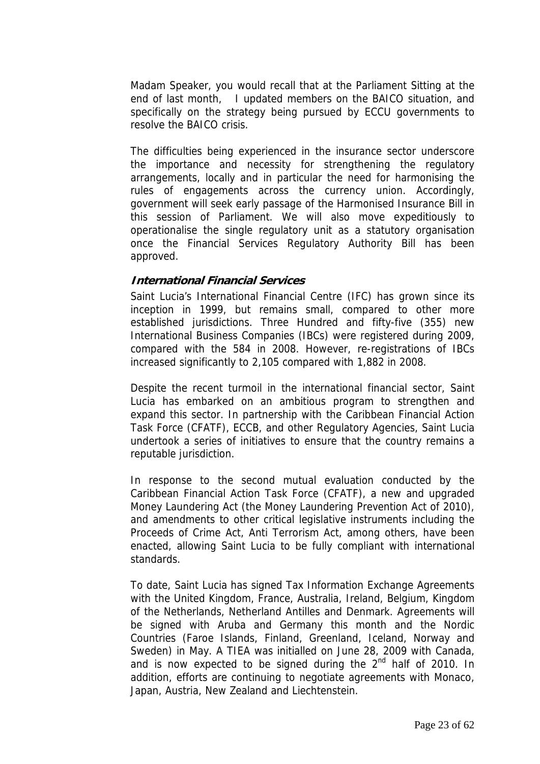Madam Speaker, you would recall that at the Parliament Sitting at the end of last month, I updated members on the BAICO situation, and specifically on the strategy being pursued by ECCU governments to resolve the BAICO crisis.

The difficulties being experienced in the insurance sector underscore the importance and necessity for strengthening the regulatory arrangements, locally and in particular the need for harmonising the rules of engagements across the currency union. Accordingly, government will seek early passage of the Harmonised Insurance Bill in this session of Parliament. We will also move expeditiously to operationalise the single regulatory unit as a statutory organisation once the Financial Services Regulatory Authority Bill has been approved.

### ***International Financial Services***

Saint Lucia's International Financial Centre (IFC) has grown since its inception in 1999, but remains small, compared to other more established jurisdictions. Three Hundred and fifty-five (355) new International Business Companies (IBCs) were registered during 2009, compared with the 584 in 2008. However, re-registrations of IBCs increased significantly to 2,105 compared with 1,882 in 2008.

Despite the recent turmoil in the international financial sector, Saint Lucia has embarked on an ambitious program to strengthen and expand this sector. In partnership with the Caribbean Financial Action Task Force (CFATF), ECCB, and other Regulatory Agencies, Saint Lucia undertook a series of initiatives to ensure that the country remains a reputable jurisdiction.

In response to the second mutual evaluation conducted by the Caribbean Financial Action Task Force (CFATF), a new and upgraded Money Laundering Act (the Money Laundering Prevention Act of 2010), and amendments to other critical legislative instruments including the Proceeds of Crime Act, Anti Terrorism Act, among others, have been enacted, allowing Saint Lucia to be fully compliant with international standards.

To date, Saint Lucia has signed Tax Information Exchange Agreements with the United Kingdom, France, Australia, Ireland, Belgium, Kingdom of the Netherlands, Netherland Antilles and Denmark. Agreements will be signed with Aruba and Germany this month and the Nordic Countries (Faroe Islands, Finland, Greenland, Iceland, Norway and Sweden) in May. A TIEA was initialled on June 28, 2009 with Canada, and is now expected to be signed during the 2nd half of 2010. In addition, efforts are continuing to negotiate agreements with Monaco, Japan, Austria, New Zealand and Liechtenstein.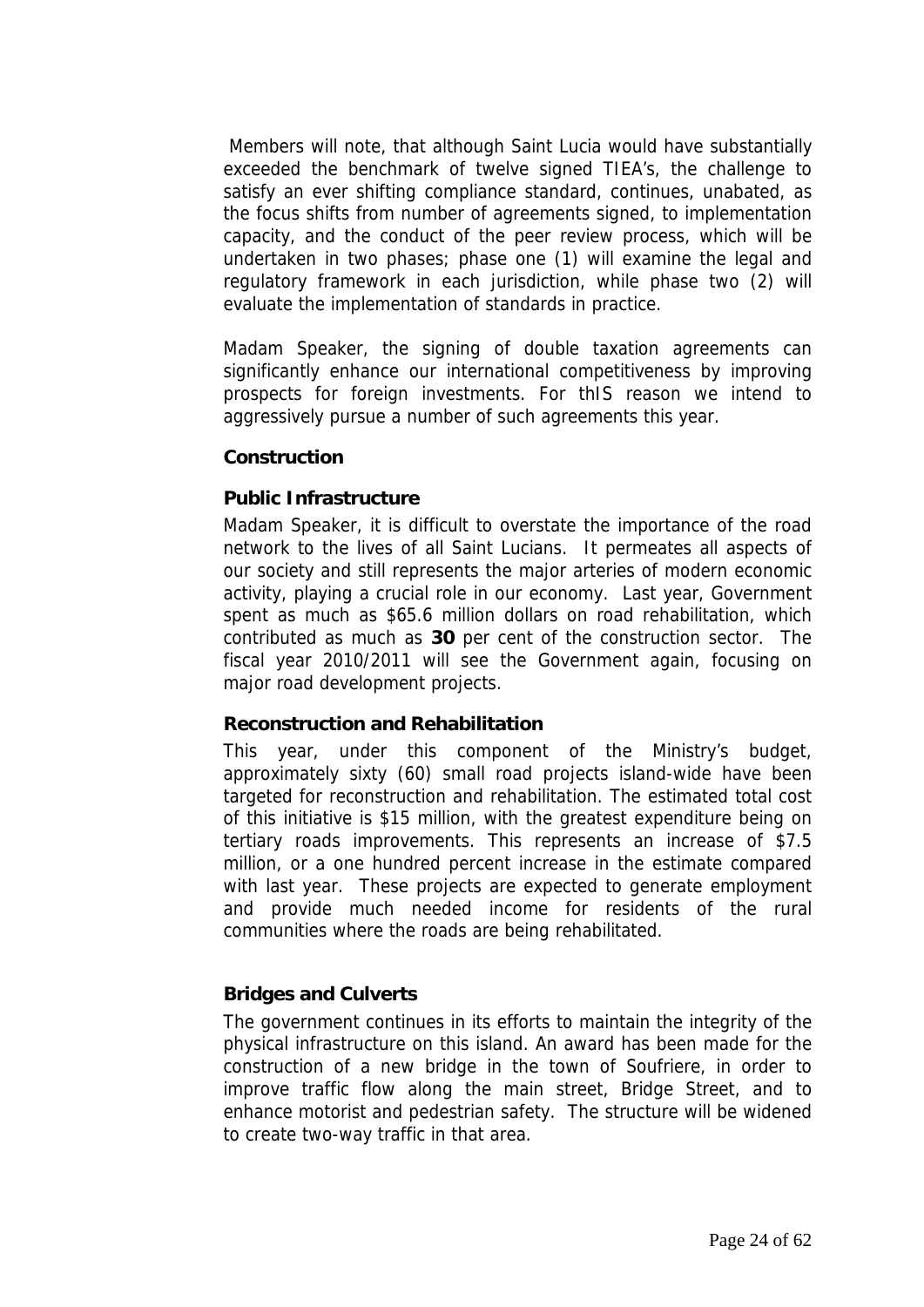Members will note, that although Saint Lucia would have substantially exceeded the benchmark of twelve signed TIEA's, the challenge to satisfy an ever shifting compliance standard, continues, unabated, as the focus shifts from number of agreements signed, to implementation capacity, and the conduct of the peer review process, which will be undertaken in two phases; phase one (1) will examine the legal and regulatory framework in each jurisdiction, while phase two (2) will evaluate the implementation of standards in practice.

Madam Speaker, the signing of double taxation agreements can significantly enhance our international competitiveness by improving prospects for foreign investments. For thIS reason we intend to aggressively pursue a number of such agreements this year.

**Construction**

**Public Infrastructure**

Madam Speaker, it is difficult to overstate the importance of the road network to the lives of all Saint Lucians. It permeates all aspects of our society and still represents the major arteries of modern economic activity, playing a crucial role in our economy. Last year, Government spent as much as $65.6 million dollars on road rehabilitation, which contributed as much as **30** per cent of the construction sector. The fiscal year 2010/2011 will see the Government again, focusing on major road development projects.

**Reconstruction and Rehabilitation**

This year, under this component of the Ministry's budget, approximately sixty (60) small road projects island-wide have been targeted for reconstruction and rehabilitation. The estimated total cost of this initiative is $15 million, with the greatest expenditure being on tertiary roads improvements. This represents an increase of $7.5 million, or a one hundred percent increase in the estimate compared with last year. These projects are expected to generate employment and provide much needed income for residents of the rural communities where the roads are being rehabilitated.

**Bridges and Culverts**

The government continues in its efforts to maintain the integrity of the physical infrastructure on this island. An award has been made for the construction of a new bridge in the town of Soufriere, in order to improve traffic flow along the main street, Bridge Street, and to enhance motorist and pedestrian safety. The structure will be widened to create two-way traffic in that area.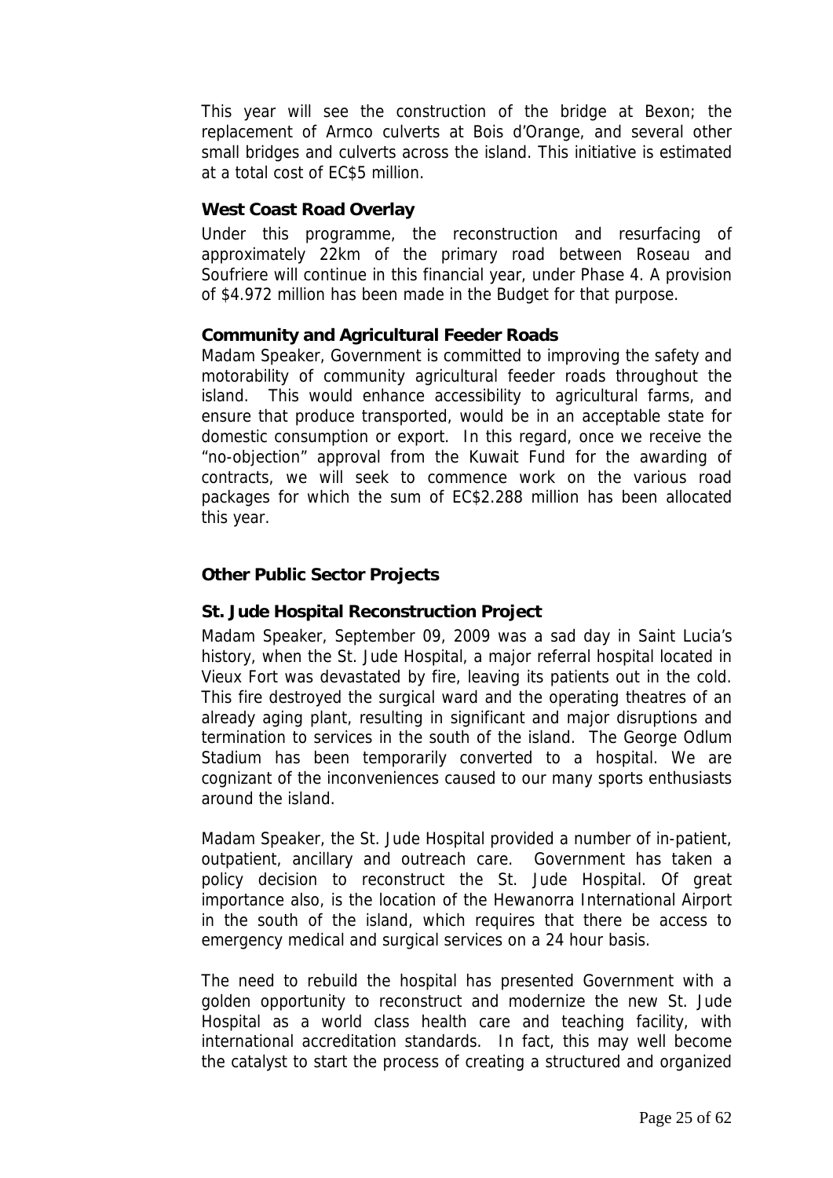This year will see the construction of the bridge at Bexon; the replacement of Armco culverts at Bois d'Orange, and several other small bridges and culverts across the island. This initiative is estimated at a total cost of EC$5 million.

### West Coast Road Overlay

Under this programme, the reconstruction and resurfacing of approximately 22km of the primary road between Roseau and Soufriere will continue in this financial year, under Phase 4. A provision of $4.972 million has been made in the Budget for that purpose.

### Community and Agricultural Feeder Roads

Madam Speaker, Government is committed to improving the safety and motorability of community agricultural feeder roads throughout the island. This would enhance accessibility to agricultural farms, and ensure that produce transported, would be in an acceptable state for domestic consumption or export. In this regard, once we receive the "no-objection" approval from the Kuwait Fund for the awarding of contracts, we will seek to commence work on the various road packages for which the sum of EC$2.288 million has been allocated this year.

## Other Public Sector Projects

### St. Jude Hospital Reconstruction Project

Madam Speaker, September 09, 2009 was a sad day in Saint Lucia's history, when the St. Jude Hospital, a major referral hospital located in Vieux Fort was devastated by fire, leaving its patients out in the cold. This fire destroyed the surgical ward and the operating theatres of an already aging plant, resulting in significant and major disruptions and termination to services in the south of the island. The George Odlum Stadium has been temporarily converted to a hospital. We are cognizant of the inconveniences caused to our many sports enthusiasts around the island.

Madam Speaker, the St. Jude Hospital provided a number of in-patient, outpatient, ancillary and outreach care. Government has taken a policy decision to reconstruct the St. Jude Hospital. Of great importance also, is the location of the Hewanorra International Airport in the south of the island, which requires that there be access to emergency medical and surgical services on a 24 hour basis.

The need to rebuild the hospital has presented Government with a golden opportunity to reconstruct and modernize the new St. Jude Hospital as a world class health care and teaching facility, with international accreditation standards. In fact, this may well become the catalyst to start the process of creating a structured and organized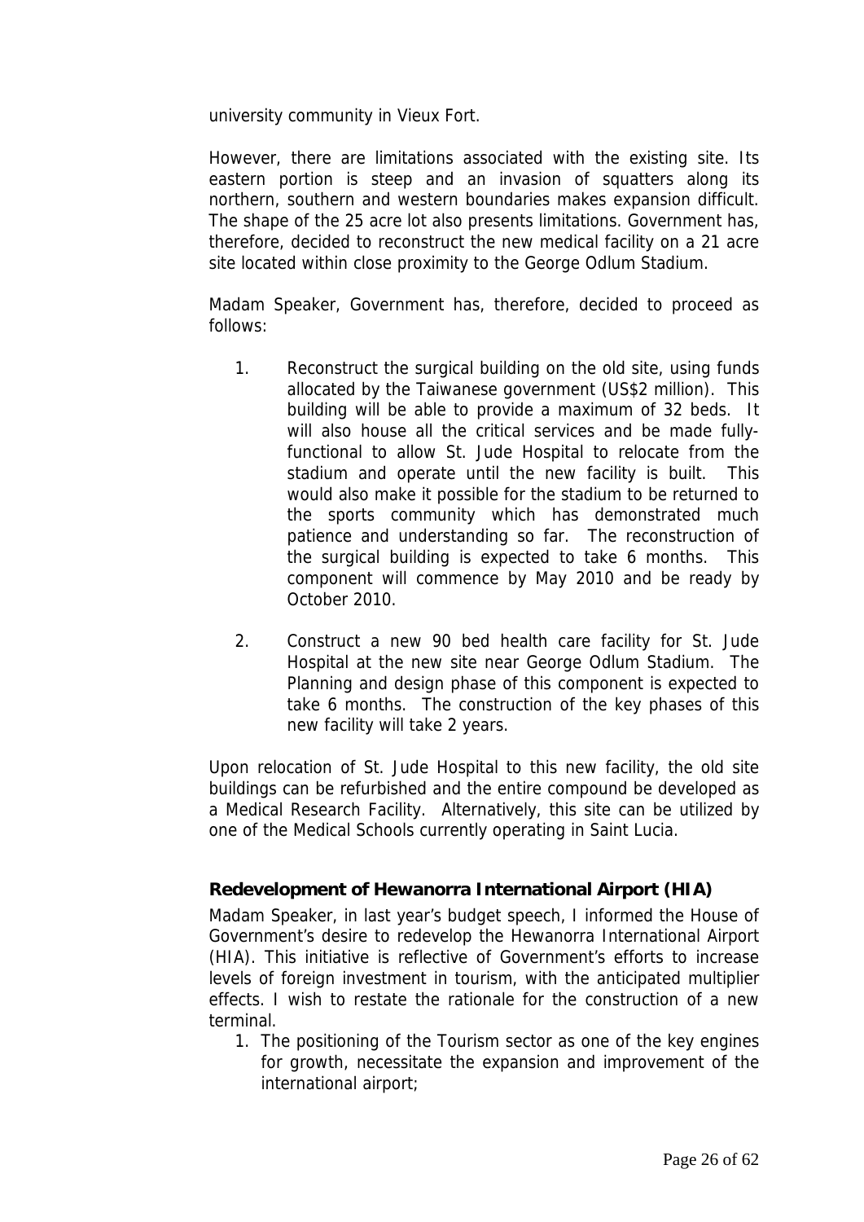university community in Vieux Fort.

However, there are limitations associated with the existing site. Its eastern portion is steep and an invasion of squatters along its northern, southern and western boundaries makes expansion difficult. The shape of the 25 acre lot also presents limitations. Government has, therefore, decided to reconstruct the new medical facility on a 21 acre site located within close proximity to the George Odlum Stadium.

Madam Speaker, Government has, therefore, decided to proceed as follows:

1. Reconstruct the surgical building on the old site, using funds allocated by the Taiwanese government (US$2 million). This building will be able to provide a maximum of 32 beds. It will also house all the critical services and be made fully-functional to allow St. Jude Hospital to relocate from the stadium and operate until the new facility is built. This would also make it possible for the stadium to be returned to the sports community which has demonstrated much patience and understanding so far. The reconstruction of the surgical building is expected to take 6 months. This component will commence by May 2010 and be ready by October 2010.

2. Construct a new 90 bed health care facility for St. Jude Hospital at the new site near George Odlum Stadium. The Planning and design phase of this component is expected to take 6 months. The construction of the key phases of this new facility will take 2 years.

Upon relocation of St. Jude Hospital to this new facility, the old site buildings can be refurbished and the entire compound be developed as a Medical Research Facility. Alternatively, this site can be utilized by one of the Medical Schools currently operating in Saint Lucia.

### Redevelopment of Hewanorra International Airport (HIA)

Madam Speaker, in last year's budget speech, I informed the House of Government's desire to redevelop the Hewanorra International Airport (HIA). This initiative is reflective of Government's efforts to increase levels of foreign investment in tourism, with the anticipated multiplier effects. I wish to restate the rationale for the construction of a new terminal.

1. The positioning of the Tourism sector as one of the key engines for growth, necessitate the expansion and improvement of the international airport;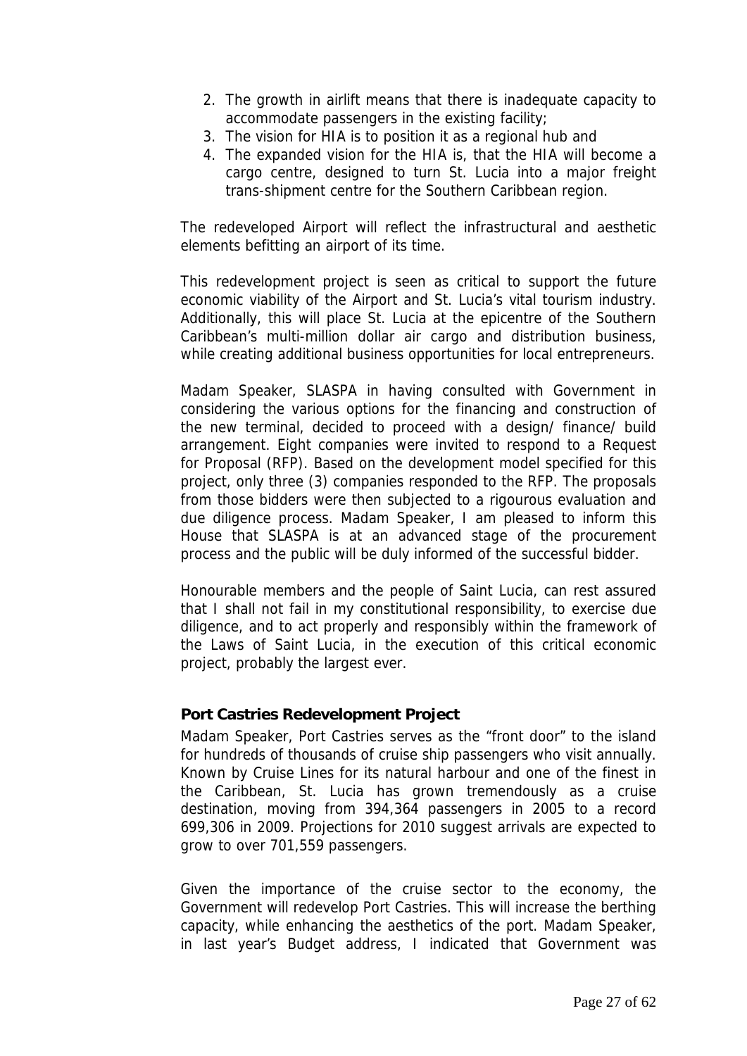2. The growth in airlift means that there is inadequate capacity to accommodate passengers in the existing facility;
3. The vision for HIA is to position it as a regional hub and
4. The expanded vision for the HIA is, that the HIA will become a cargo centre, designed to turn St. Lucia into a major freight trans-shipment centre for the Southern Caribbean region.

The redeveloped Airport will reflect the infrastructural and aesthetic elements befitting an airport of its time.

This redevelopment project is seen as critical to support the future economic viability of the Airport and St. Lucia's vital tourism industry. Additionally, this will place St. Lucia at the epicentre of the Southern Caribbean's multi-million dollar air cargo and distribution business, while creating additional business opportunities for local entrepreneurs.

Madam Speaker, SLASPA in having consulted with Government in considering the various options for the financing and construction of the new terminal, decided to proceed with a design/ finance/ build arrangement. Eight companies were invited to respond to a Request for Proposal (RFP). Based on the development model specified for this project, only three (3) companies responded to the RFP. The proposals from those bidders were then subjected to a rigourous evaluation and due diligence process. Madam Speaker, I am pleased to inform this House that SLASPA is at an advanced stage of the procurement process and the public will be duly informed of the successful bidder.

Honourable members and the people of Saint Lucia, can rest assured that I shall not fail in my constitutional responsibility, to exercise due diligence, and to act properly and responsibly within the framework of the Laws of Saint Lucia, in the execution of this critical economic project, probably the largest ever.

**Port Castries Redevelopment Project**

Madam Speaker, Port Castries serves as the "front door" to the island for hundreds of thousands of cruise ship passengers who visit annually. Known by Cruise Lines for its natural harbour and one of the finest in the Caribbean, St. Lucia has grown tremendously as a cruise destination, moving from 394,364 passengers in 2005 to a record 699,306 in 2009. Projections for 2010 suggest arrivals are expected to grow to over 701,559 passengers.

Given the importance of the cruise sector to the economy, the Government will redevelop Port Castries. This will increase the berthing capacity, while enhancing the aesthetics of the port. Madam Speaker, in last year's Budget address, I indicated that Government was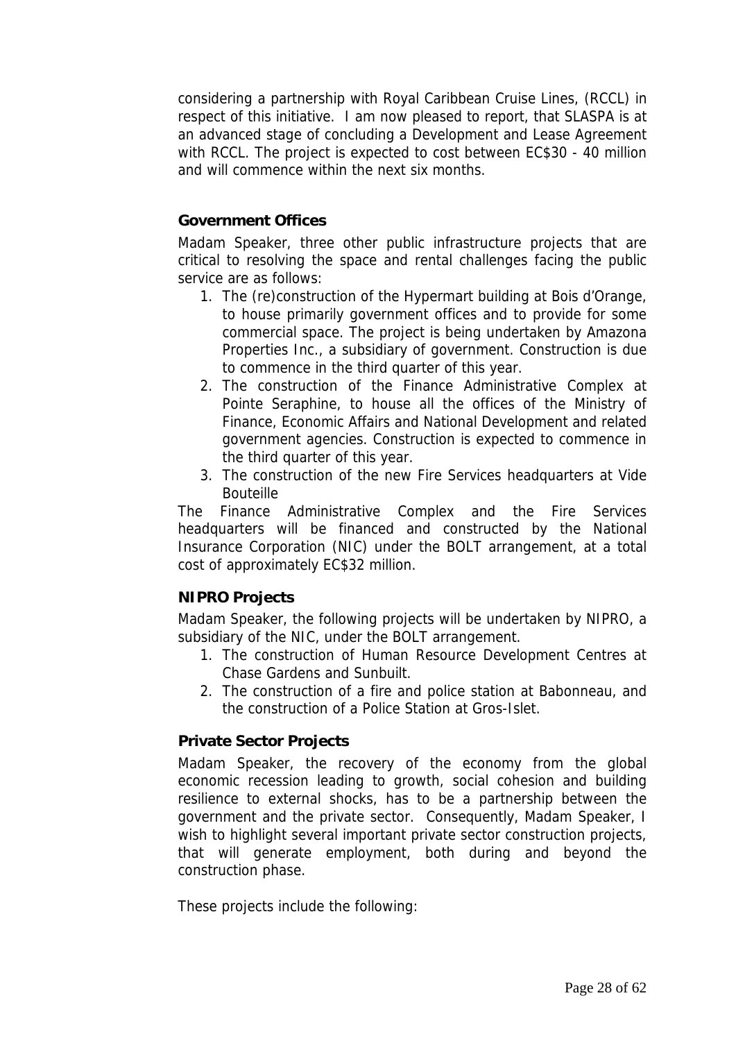considering a partnership with Royal Caribbean Cruise Lines, (RCCL) in respect of this initiative. I am now pleased to report, that SLASPA is at an advanced stage of concluding a Development and Lease Agreement with RCCL. The project is expected to cost between EC$30 - 40 million and will commence within the next six months.

**Government Offices**

Madam Speaker, three other public infrastructure projects that are critical to resolving the space and rental challenges facing the public service are as follows:

1. The (re)construction of the Hypermart building at Bois d'Orange, to house primarily government offices and to provide for some commercial space. The project is being undertaken by Amazona Properties Inc., a subsidiary of government. Construction is due to commence in the third quarter of this year.
2. The construction of the Finance Administrative Complex at Pointe Seraphine, to house all the offices of the Ministry of Finance, Economic Affairs and National Development and related government agencies. Construction is expected to commence in the third quarter of this year.
3. The construction of the new Fire Services headquarters at Vide Bouteille

The Finance Administrative Complex and the Fire Services headquarters will be financed and constructed by the National Insurance Corporation (NIC) under the BOLT arrangement, at a total cost of approximately EC$32 million.

**NIPRO Projects**

Madam Speaker, the following projects will be undertaken by NIPRO, a subsidiary of the NIC, under the BOLT arrangement.

1. The construction of Human Resource Development Centres at Chase Gardens and Sunbuilt.
2. The construction of a fire and police station at Babonneau, and the construction of a Police Station at Gros-Islet.

**Private Sector Projects**

Madam Speaker, the recovery of the economy from the global economic recession leading to growth, social cohesion and building resilience to external shocks, has to be a partnership between the government and the private sector. Consequently, Madam Speaker, I wish to highlight several important private sector construction projects, that will generate employment, both during and beyond the construction phase.

These projects include the following: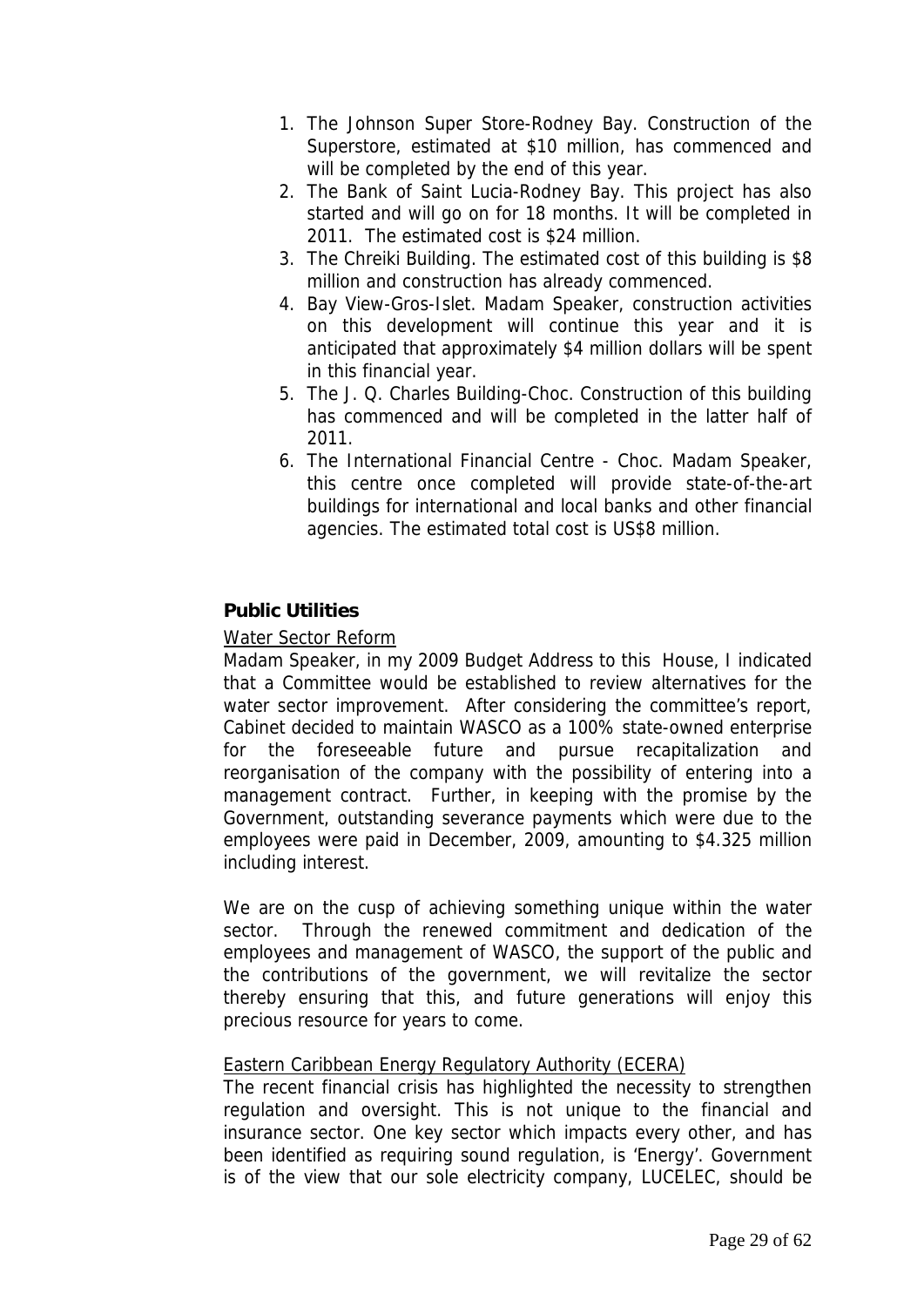1. The Johnson Super Store-Rodney Bay. Construction of the Superstore, estimated at $10 million, has commenced and will be completed by the end of this year.
2. The Bank of Saint Lucia-Rodney Bay. This project has also started and will go on for 18 months. It will be completed in 2011. The estimated cost is $24 million.
3. The Chreiki Building. The estimated cost of this building is $8 million and construction has already commenced.
4. Bay View-Gros-Islet. Madam Speaker, construction activities on this development will continue this year and it is anticipated that approximately $4 million dollars will be spent in this financial year.
5. The J. Q. Charles Building-Choc. Construction of this building has commenced and will be completed in the latter half of 2011.
6. The International Financial Centre - Choc. Madam Speaker, this centre once completed will provide state-of-the-art buildings for international and local banks and other financial agencies. The estimated total cost is US$8 million.

**Public Utilities**

<u>Water Sector Reform</u>

Madam Speaker, in my 2009 Budget Address to this House, I indicated that a Committee would be established to review alternatives for the water sector improvement. After considering the committee's report, Cabinet decided to maintain WASCO as a 100% state-owned enterprise for the foreseeable future and pursue recapitalization and reorganisation of the company with the possibility of entering into a management contract. Further, in keeping with the promise by the Government, outstanding severance payments which were due to the employees were paid in December, 2009, amounting to $4.325 million including interest.

We are on the cusp of achieving something unique within the water sector. Through the renewed commitment and dedication of the employees and management of WASCO, the support of the public and the contributions of the government, we will revitalize the sector thereby ensuring that this, and future generations will enjoy this precious resource for years to come.

<u>Eastern Caribbean Energy Regulatory Authority (ECERA)</u>

The recent financial crisis has highlighted the necessity to strengthen regulation and oversight. This is not unique to the financial and insurance sector. One key sector which impacts every other, and has been identified as requiring sound regulation, is 'Energy'. Government is of the view that our sole electricity company, LUCELEC, should be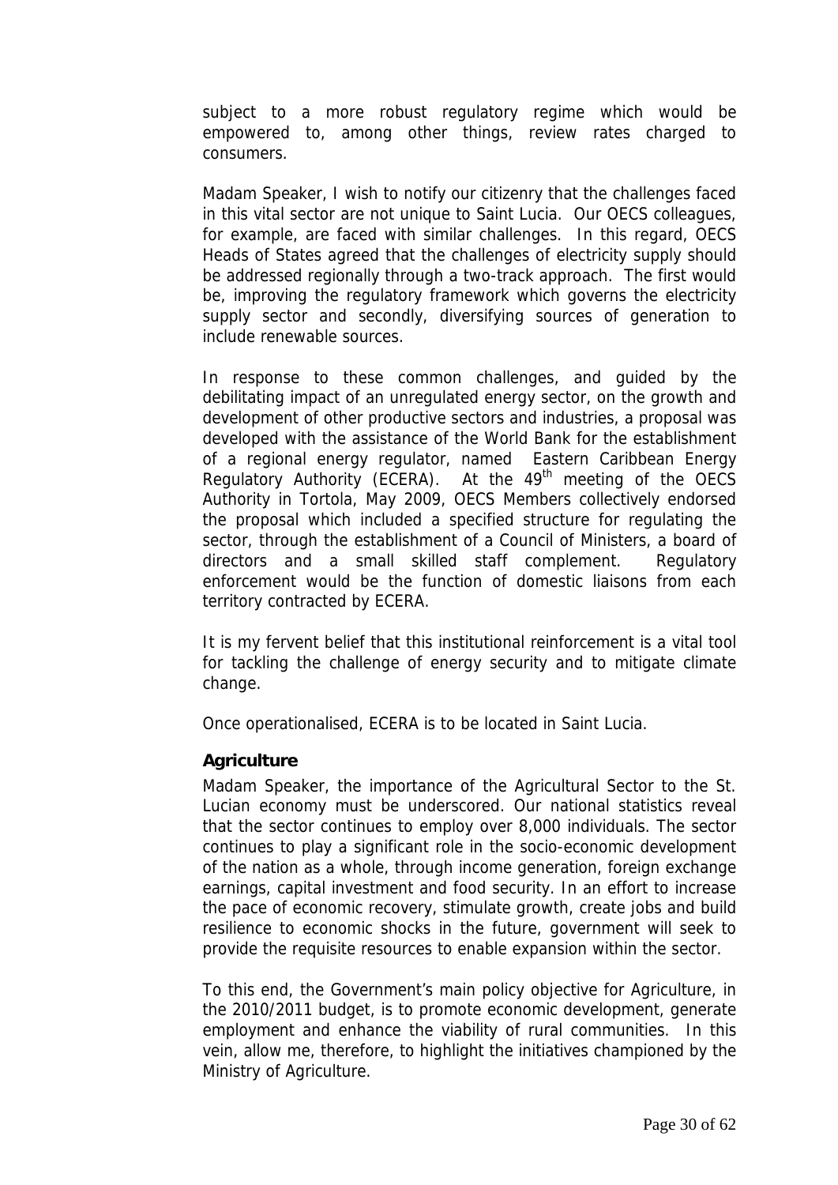subject to a more robust regulatory regime which would be empowered to, among other things, review rates charged to consumers.

Madam Speaker, I wish to notify our citizenry that the challenges faced in this vital sector are not unique to Saint Lucia. Our OECS colleagues, for example, are faced with similar challenges. In this regard, OECS Heads of States agreed that the challenges of electricity supply should be addressed regionally through a two-track approach. The first would be, improving the regulatory framework which governs the electricity supply sector and secondly, diversifying sources of generation to include renewable sources.

In response to these common challenges, and guided by the debilitating impact of an unregulated energy sector, on the growth and development of other productive sectors and industries, a proposal was developed with the assistance of the World Bank for the establishment of a regional energy regulator, named Eastern Caribbean Energy Regulatory Authority (ECERA). At the 49th meeting of the OECS Authority in Tortola, May 2009, OECS Members collectively endorsed the proposal which included a specified structure for regulating the sector, through the establishment of a Council of Ministers, a board of directors and a small skilled staff complement. Regulatory enforcement would be the function of domestic liaisons from each territory contracted by ECERA.

It is my fervent belief that this institutional reinforcement is a vital tool for tackling the challenge of energy security and to mitigate climate change.

Once operationalised, ECERA is to be located in Saint Lucia.

## Agriculture

Madam Speaker, the importance of the Agricultural Sector to the St. Lucian economy must be underscored. Our national statistics reveal that the sector continues to employ over 8,000 individuals. The sector continues to play a significant role in the socio-economic development of the nation as a whole, through income generation, foreign exchange earnings, capital investment and food security. In an effort to increase the pace of economic recovery, stimulate growth, create jobs and build resilience to economic shocks in the future, government will seek to provide the requisite resources to enable expansion within the sector.

To this end, the Government's main policy objective for Agriculture, in the 2010/2011 budget, is to promote economic development, generate employment and enhance the viability of rural communities. In this vein, allow me, therefore, to highlight the initiatives championed by the Ministry of Agriculture.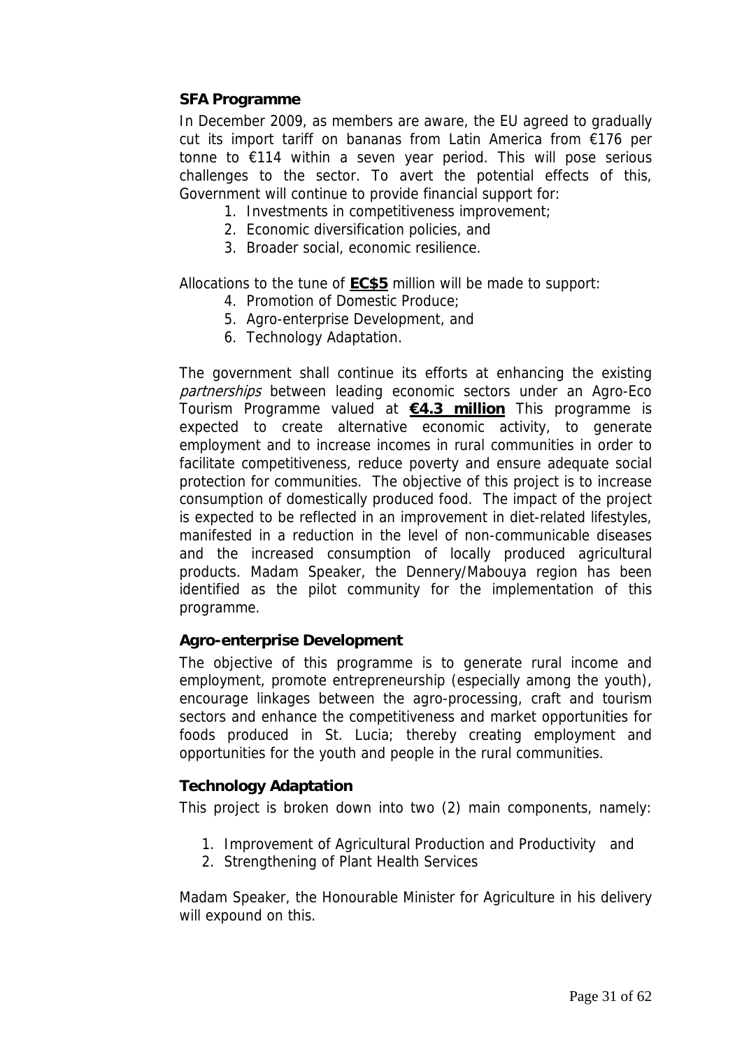### SFA Programme

In December 2009, as members are aware, the EU agreed to gradually cut its import tariff on bananas from Latin America from €176 per tonne to €114 within a seven year period. This will pose serious challenges to the sector. To avert the potential effects of this, Government will continue to provide financial support for:

1. Investments in competitiveness improvement;
2. Economic diversification policies, and
3. Broader social, economic resilience.

Allocations to the tune of **EC$5** million will be made to support:

4. Promotion of Domestic Produce;
5. Agro-enterprise Development, and
6. Technology Adaptation.

The government shall continue its efforts at enhancing the existing *partnerships* between leading economic sectors under an Agro-Eco Tourism Programme valued at **€4.3 million** This programme is expected to create alternative economic activity, to generate employment and to increase incomes in rural communities in order to facilitate competitiveness, reduce poverty and ensure adequate social protection for communities. The objective of this project is to increase consumption of domestically produced food. The impact of the project is expected to be reflected in an improvement in diet-related lifestyles, manifested in a reduction in the level of non-communicable diseases and the increased consumption of locally produced agricultural products. Madam Speaker, the Dennery/Mabouya region has been identified as the pilot community for the implementation of this programme.

### Agro-enterprise Development

The objective of this programme is to generate rural income and employment, promote entrepreneurship (especially among the youth), encourage linkages between the agro-processing, craft and tourism sectors and enhance the competitiveness and market opportunities for foods produced in St. Lucia; thereby creating employment and opportunities for the youth and people in the rural communities.

### Technology Adaptation

This project is broken down into two (2) main components, namely:

1. Improvement of Agricultural Production and Productivity and
2. Strengthening of Plant Health Services

Madam Speaker, the Honourable Minister for Agriculture in his delivery will expound on this.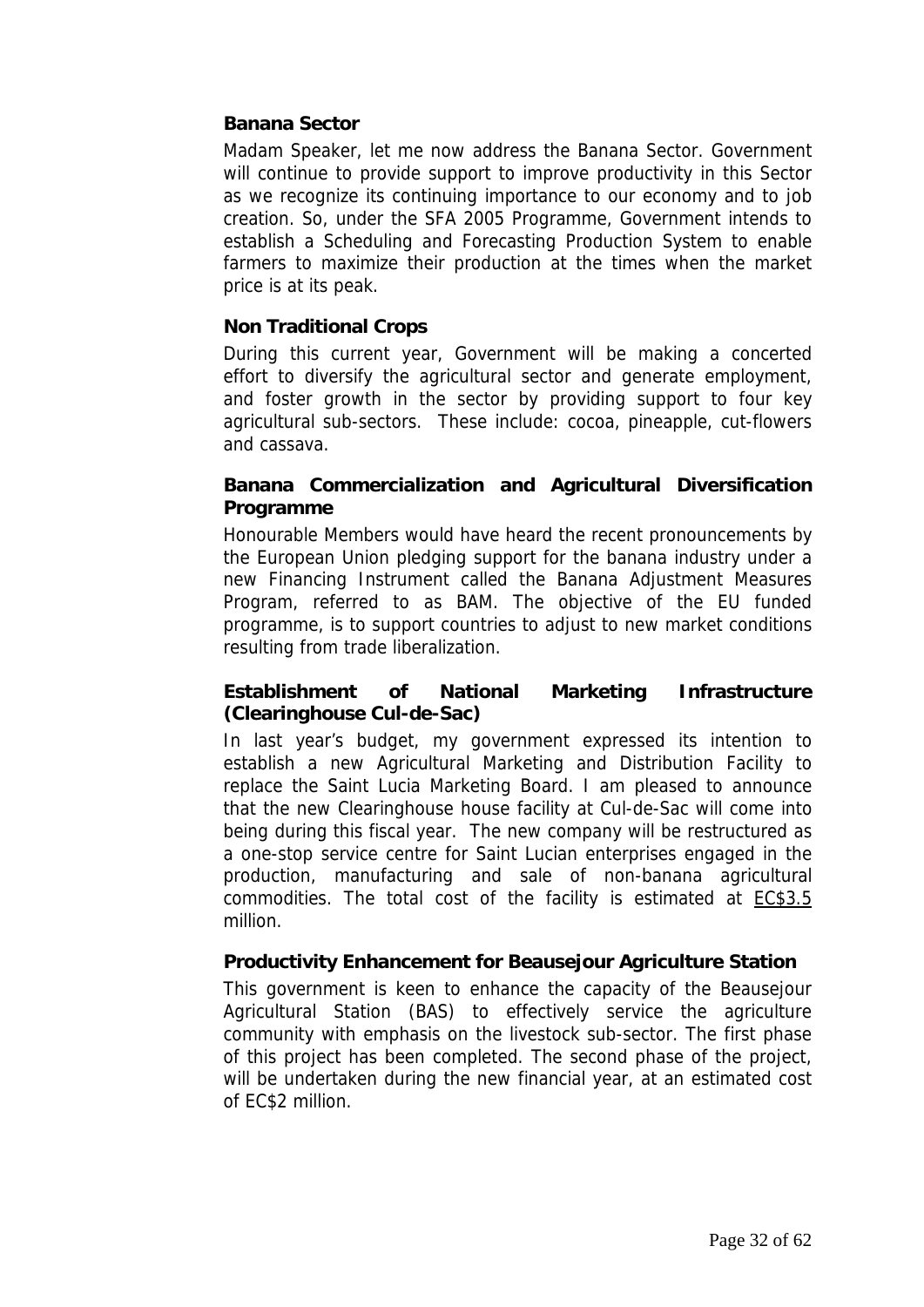### Banana Sector

Madam Speaker, let me now address the Banana Sector. Government will continue to provide support to improve productivity in this Sector as we recognize its continuing importance to our economy and to job creation. So, under the SFA 2005 Programme, Government intends to establish a Scheduling and Forecasting Production System to enable farmers to maximize their production at the times when the market price is at its peak.

### Non Traditional Crops

During this current year, Government will be making a concerted effort to diversify the agricultural sector and generate employment, and foster growth in the sector by providing support to four key agricultural sub-sectors. These include: cocoa, pineapple, cut-flowers and cassava.

### Banana Commercialization and Agricultural Diversification Programme

Honourable Members would have heard the recent pronouncements by the European Union pledging support for the banana industry under a new Financing Instrument called the Banana Adjustment Measures Program, referred to as BAM. The objective of the EU funded programme, is to support countries to adjust to new market conditions resulting from trade liberalization.

### Establishment of National Marketing Infrastructure (Clearinghouse Cul-de-Sac)

In last year's budget, my government expressed its intention to establish a new Agricultural Marketing and Distribution Facility to replace the Saint Lucia Marketing Board. I am pleased to announce that the new Clearinghouse house facility at Cul-de-Sac will come into being during this fiscal year. The new company will be restructured as a one-stop service centre for Saint Lucian enterprises engaged in the production, manufacturing and sale of non-banana agricultural commodities. The total cost of the facility is estimated at EC$3.5 million.

### Productivity Enhancement for Beausejour Agriculture Station

This government is keen to enhance the capacity of the Beausejour Agricultural Station (BAS) to effectively service the agriculture community with emphasis on the livestock sub-sector. The first phase of this project has been completed. The second phase of the project, will be undertaken during the new financial year, at an estimated cost of EC$2 million.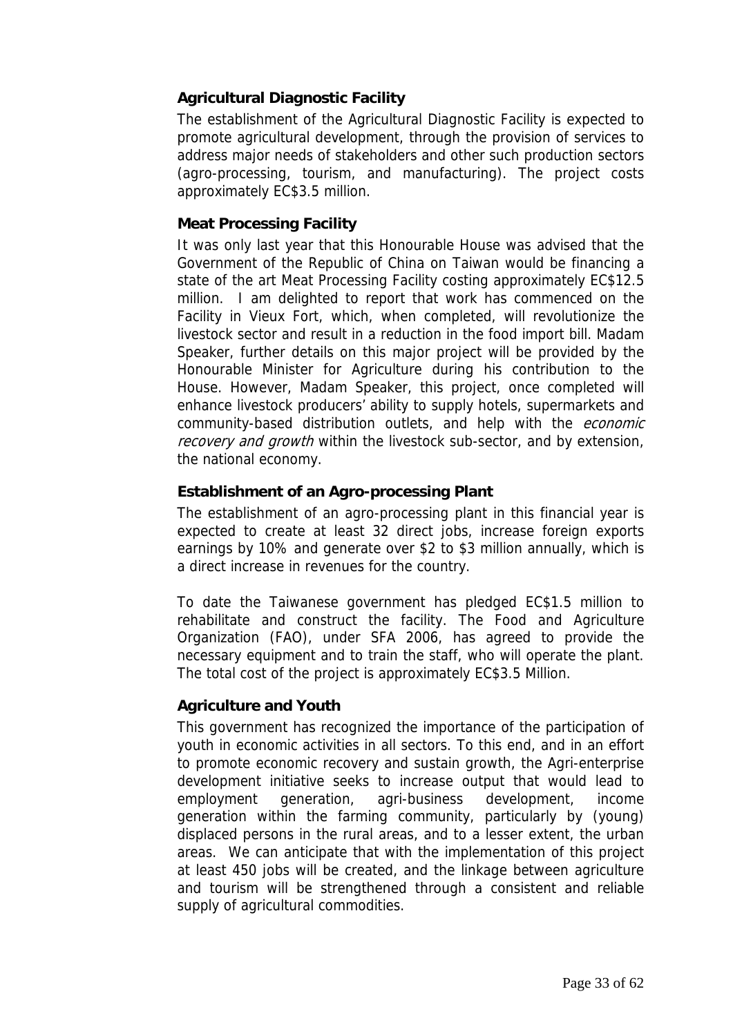### Agricultural Diagnostic Facility

The establishment of the Agricultural Diagnostic Facility is expected to promote agricultural development, through the provision of services to address major needs of stakeholders and other such production sectors (agro-processing, tourism, and manufacturing). The project costs approximately EC$3.5 million.

### Meat Processing Facility

It was only last year that this Honourable House was advised that the Government of the Republic of China on Taiwan would be financing a state of the art Meat Processing Facility costing approximately EC$12.5 million. I am delighted to report that work has commenced on the Facility in Vieux Fort, which, when completed, will revolutionize the livestock sector and result in a reduction in the food import bill. Madam Speaker, further details on this major project will be provided by the Honourable Minister for Agriculture during his contribution to the House. However, Madam Speaker, this project, once completed will enhance livestock producers' ability to supply hotels, supermarkets and community-based distribution outlets, and help with the *economic recovery and growth* within the livestock sub-sector, and by extension, the national economy.

### Establishment of an Agro-processing Plant

The establishment of an agro-processing plant in this financial year is expected to create at least 32 direct jobs, increase foreign exports earnings by 10% and generate over $2 to $3 million annually, which is a direct increase in revenues for the country.

To date the Taiwanese government has pledged EC$1.5 million to rehabilitate and construct the facility. The Food and Agriculture Organization (FAO), under SFA 2006, has agreed to provide the necessary equipment and to train the staff, who will operate the plant. The total cost of the project is approximately EC$3.5 Million.

### Agriculture and Youth

This government has recognized the importance of the participation of youth in economic activities in all sectors. To this end, and in an effort to promote economic recovery and sustain growth, the Agri-enterprise development initiative seeks to increase output that would lead to employment generation, agri-business development, income generation within the farming community, particularly by (young) displaced persons in the rural areas, and to a lesser extent, the urban areas. We can anticipate that with the implementation of this project at least 450 jobs will be created, and the linkage between agriculture and tourism will be strengthened through a consistent and reliable supply of agricultural commodities.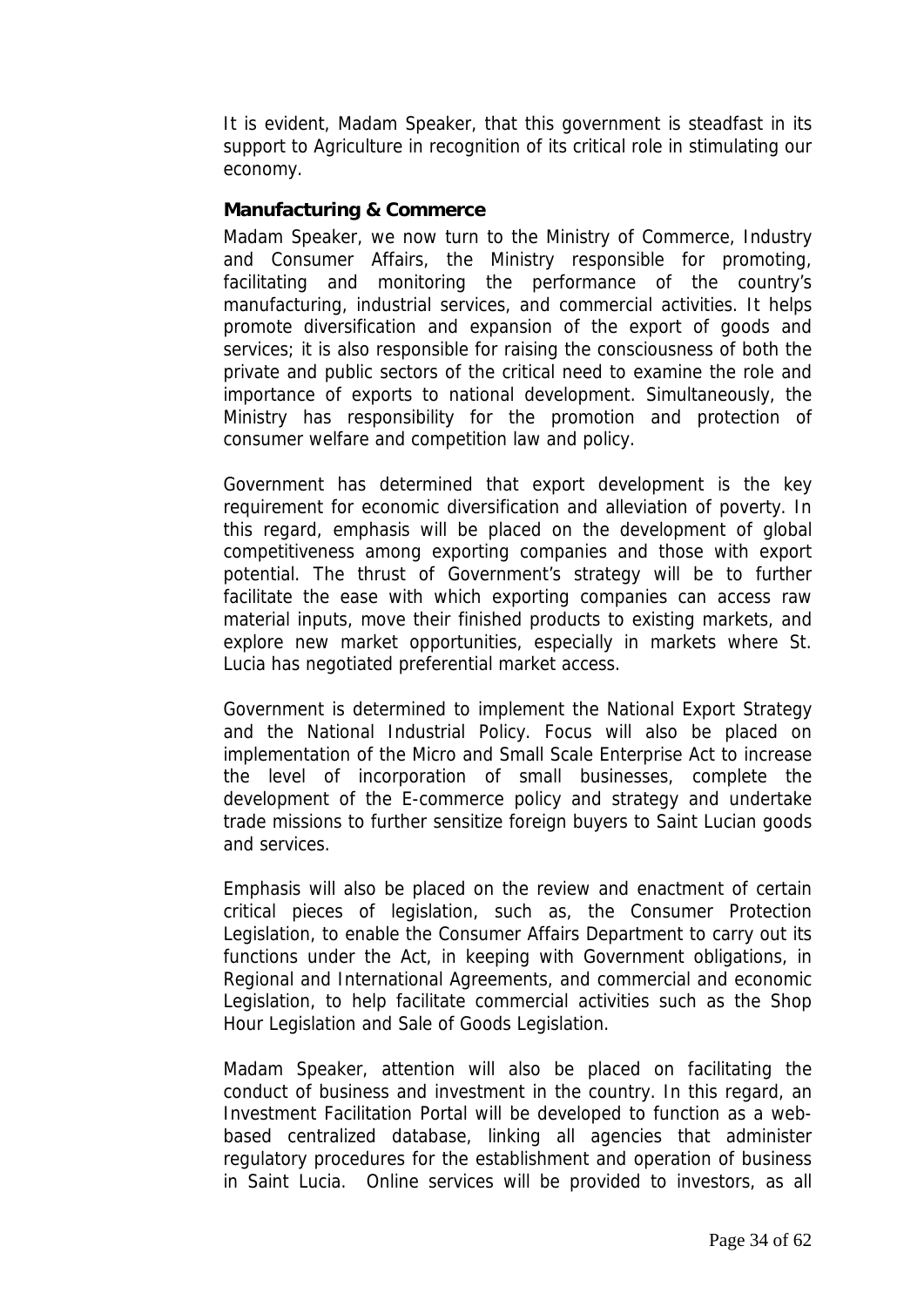It is evident, Madam Speaker, that this government is steadfast in its support to Agriculture in recognition of its critical role in stimulating our economy.

### Manufacturing & Commerce

Madam Speaker, we now turn to the Ministry of Commerce, Industry and Consumer Affairs, the Ministry responsible for promoting, facilitating and monitoring the performance of the country's manufacturing, industrial services, and commercial activities. It helps promote diversification and expansion of the export of goods and services; it is also responsible for raising the consciousness of both the private and public sectors of the critical need to examine the role and importance of exports to national development. Simultaneously, the Ministry has responsibility for the promotion and protection of consumer welfare and competition law and policy.

Government has determined that export development is the key requirement for economic diversification and alleviation of poverty. In this regard, emphasis will be placed on the development of global competitiveness among exporting companies and those with export potential. The thrust of Government's strategy will be to further facilitate the ease with which exporting companies can access raw material inputs, move their finished products to existing markets, and explore new market opportunities, especially in markets where St. Lucia has negotiated preferential market access.

Government is determined to implement the National Export Strategy and the National Industrial Policy. Focus will also be placed on implementation of the Micro and Small Scale Enterprise Act to increase the level of incorporation of small businesses, complete the development of the E-commerce policy and strategy and undertake trade missions to further sensitize foreign buyers to Saint Lucian goods and services.

Emphasis will also be placed on the review and enactment of certain critical pieces of legislation, such as, the Consumer Protection Legislation, to enable the Consumer Affairs Department to carry out its functions under the Act, in keeping with Government obligations, in Regional and International Agreements, and commercial and economic Legislation, to help facilitate commercial activities such as the Shop Hour Legislation and Sale of Goods Legislation.

Madam Speaker, attention will also be placed on facilitating the conduct of business and investment in the country. In this regard, an Investment Facilitation Portal will be developed to function as a web-based centralized database, linking all agencies that administer regulatory procedures for the establishment and operation of business in Saint Lucia. Online services will be provided to investors, as all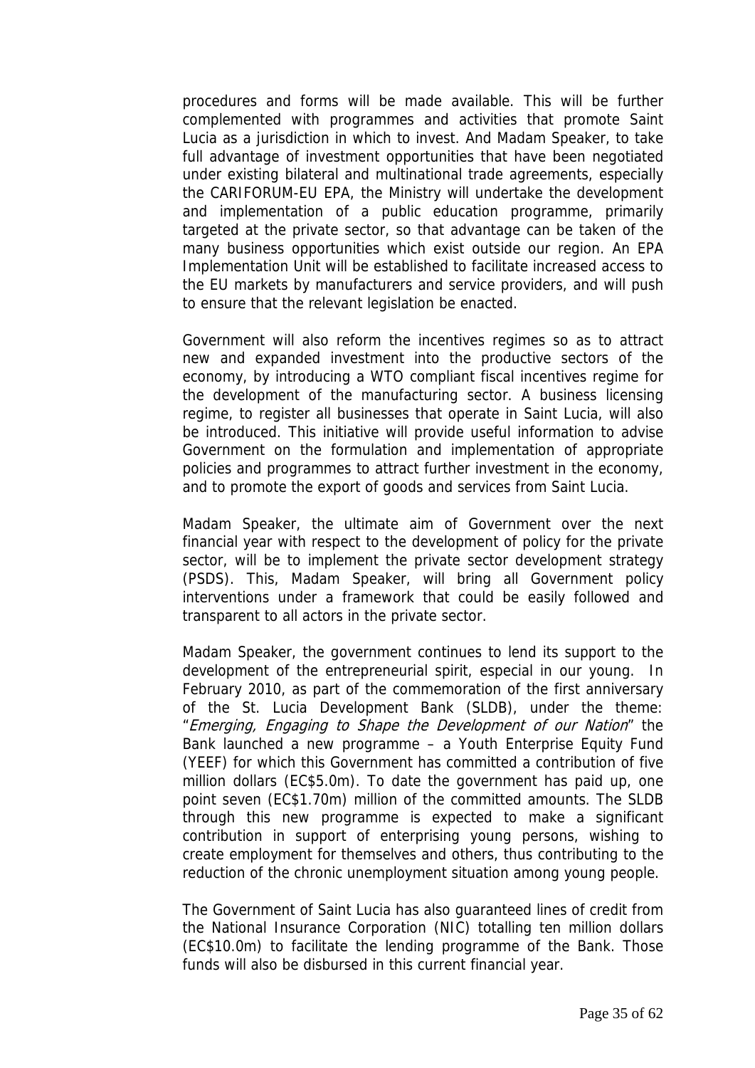procedures and forms will be made available. This will be further complemented with programmes and activities that promote Saint Lucia as a jurisdiction in which to invest. And Madam Speaker, to take full advantage of investment opportunities that have been negotiated under existing bilateral and multinational trade agreements, especially the CARIFORUM-EU EPA, the Ministry will undertake the development and implementation of a public education programme, primarily targeted at the private sector, so that advantage can be taken of the many business opportunities which exist outside our region. An EPA Implementation Unit will be established to facilitate increased access to the EU markets by manufacturers and service providers, and will push to ensure that the relevant legislation be enacted.

Government will also reform the incentives regimes so as to attract new and expanded investment into the productive sectors of the economy, by introducing a WTO compliant fiscal incentives regime for the development of the manufacturing sector. A business licensing regime, to register all businesses that operate in Saint Lucia, will also be introduced. This initiative will provide useful information to advise Government on the formulation and implementation of appropriate policies and programmes to attract further investment in the economy, and to promote the export of goods and services from Saint Lucia.

Madam Speaker, the ultimate aim of Government over the next financial year with respect to the development of policy for the private sector, will be to implement the private sector development strategy (PSDS). This, Madam Speaker, will bring all Government policy interventions under a framework that could be easily followed and transparent to all actors in the private sector.

Madam Speaker, the government continues to lend its support to the development of the entrepreneurial spirit, especial in our young. In February 2010, as part of the commemoration of the first anniversary of the St. Lucia Development Bank (SLDB), under the theme: "*Emerging, Engaging to Shape the Development of our Nation*" the Bank launched a new programme – a Youth Enterprise Equity Fund (YEEF) for which this Government has committed a contribution of five million dollars (EC$5.0m). To date the government has paid up, one point seven (EC$1.70m) million of the committed amounts. The SLDB through this new programme is expected to make a significant contribution in support of enterprising young persons, wishing to create employment for themselves and others, thus contributing to the reduction of the chronic unemployment situation among young people.

The Government of Saint Lucia has also guaranteed lines of credit from the National Insurance Corporation (NIC) totalling ten million dollars (EC$10.0m) to facilitate the lending programme of the Bank. Those funds will also be disbursed in this current financial year.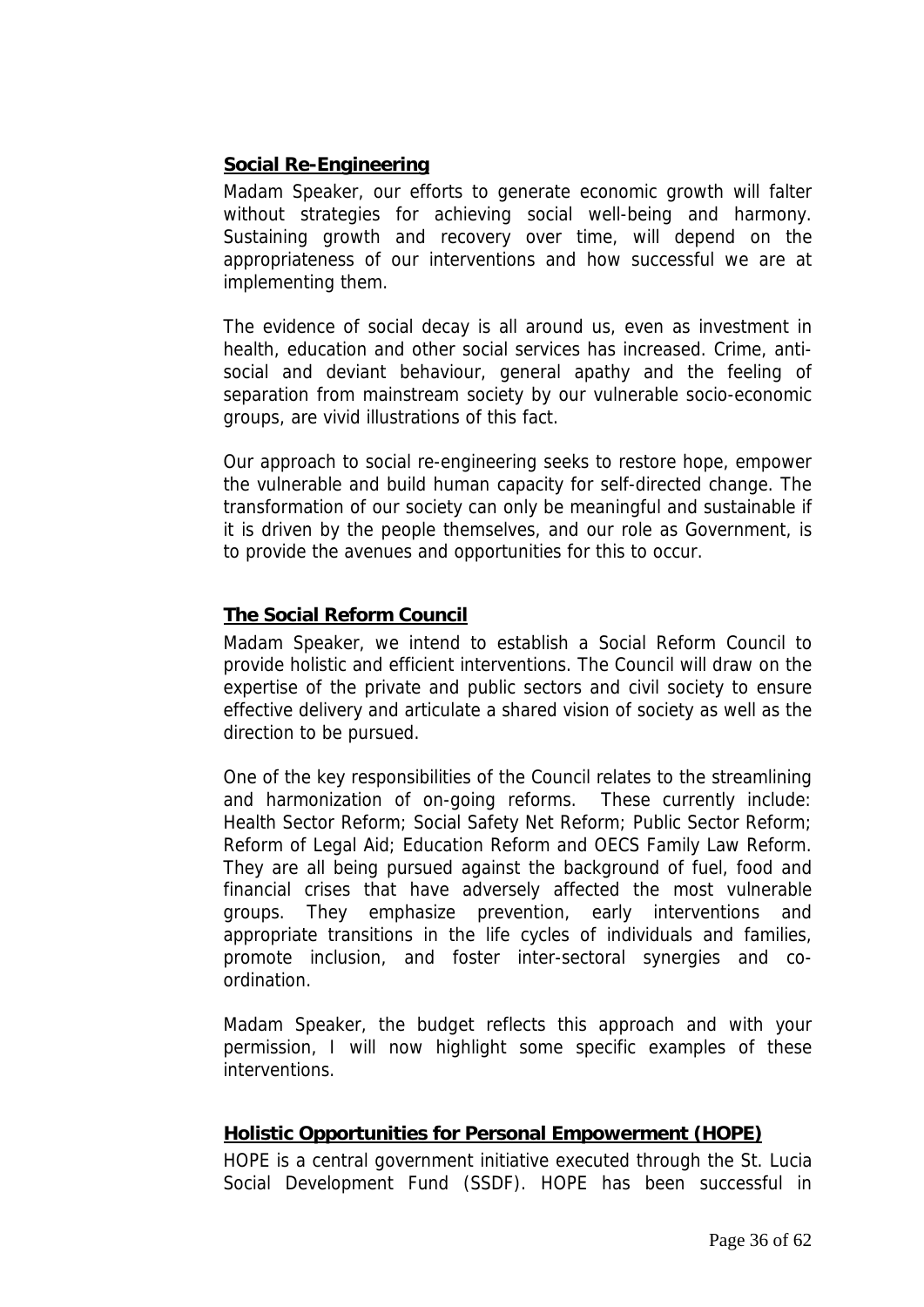## Social Re-Engineering

Madam Speaker, our efforts to generate economic growth will falter without strategies for achieving social well-being and harmony. Sustaining growth and recovery over time, will depend on the appropriateness of our interventions and how successful we are at implementing them.

The evidence of social decay is all around us, even as investment in health, education and other social services has increased. Crime, anti-social and deviant behaviour, general apathy and the feeling of separation from mainstream society by our vulnerable socio-economic groups, are vivid illustrations of this fact.

Our approach to social re-engineering seeks to restore hope, empower the vulnerable and build human capacity for self-directed change. The transformation of our society can only be meaningful and sustainable if it is driven by the people themselves, and our role as Government, is to provide the avenues and opportunities for this to occur.

## The Social Reform Council

Madam Speaker, we intend to establish a Social Reform Council to provide holistic and efficient interventions. The Council will draw on the expertise of the private and public sectors and civil society to ensure effective delivery and articulate a shared vision of society as well as the direction to be pursued.

One of the key responsibilities of the Council relates to the streamlining and harmonization of on-going reforms. These currently include: Health Sector Reform; Social Safety Net Reform; Public Sector Reform; Reform of Legal Aid; Education Reform and OECS Family Law Reform. They are all being pursued against the background of fuel, food and financial crises that have adversely affected the most vulnerable groups. They emphasize prevention, early interventions and appropriate transitions in the life cycles of individuals and families, promote inclusion, and foster inter-sectoral synergies and co-ordination.

Madam Speaker, the budget reflects this approach and with your permission, I will now highlight some specific examples of these interventions.

## Holistic Opportunities for Personal Empowerment (HOPE)

HOPE is a central government initiative executed through the St. Lucia Social Development Fund (SSDF). HOPE has been successful in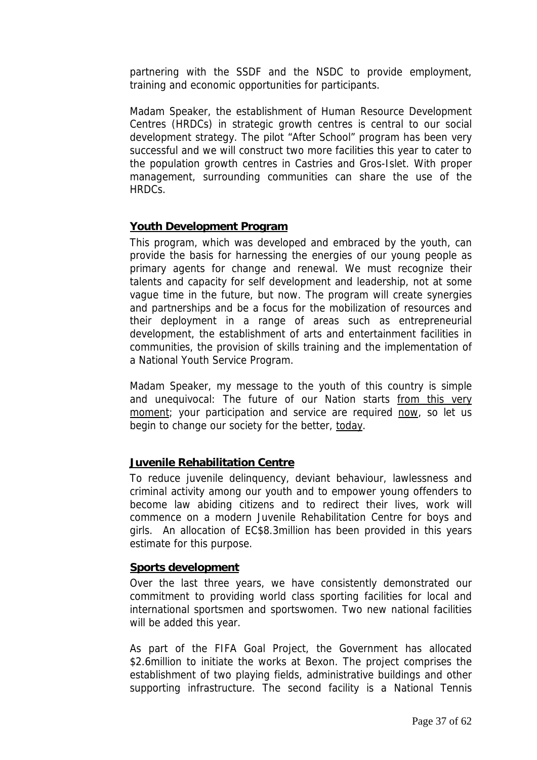partnering with the SSDF and the NSDC to provide employment, training and economic opportunities for participants.

Madam Speaker, the establishment of Human Resource Development Centres (HRDCs) in strategic growth centres is central to our social development strategy. The pilot "After School" program has been very successful and we will construct two more facilities this year to cater to the population growth centres in Castries and Gros-Islet. With proper management, surrounding communities can share the use of the HRDCs.

## Youth Development Program

This program, which was developed and embraced by the youth, can provide the basis for harnessing the energies of our young people as primary agents for change and renewal. We must recognize their talents and capacity for self development and leadership, not at some vague time in the future, but now. The program will create synergies and partnerships and be a focus for the mobilization of resources and their deployment in a range of areas such as entrepreneurial development, the establishment of arts and entertainment facilities in communities, the provision of skills training and the implementation of a National Youth Service Program.

Madam Speaker, my message to the youth of this country is simple and unequivocal: The future of our Nation starts from this very moment; your participation and service are required now, so let us begin to change our society for the better, today.

## Juvenile Rehabilitation Centre

To reduce juvenile delinquency, deviant behaviour, lawlessness and criminal activity among our youth and to empower young offenders to become law abiding citizens and to redirect their lives, work will commence on a modern Juvenile Rehabilitation Centre for boys and girls. An allocation of EC$8.3million has been provided in this years estimate for this purpose.

## Sports development

Over the last three years, we have consistently demonstrated our commitment to providing world class sporting facilities for local and international sportsmen and sportswomen. Two new national facilities will be added this year.

As part of the FIFA Goal Project, the Government has allocated $2.6million to initiate the works at Bexon. The project comprises the establishment of two playing fields, administrative buildings and other supporting infrastructure. The second facility is a National Tennis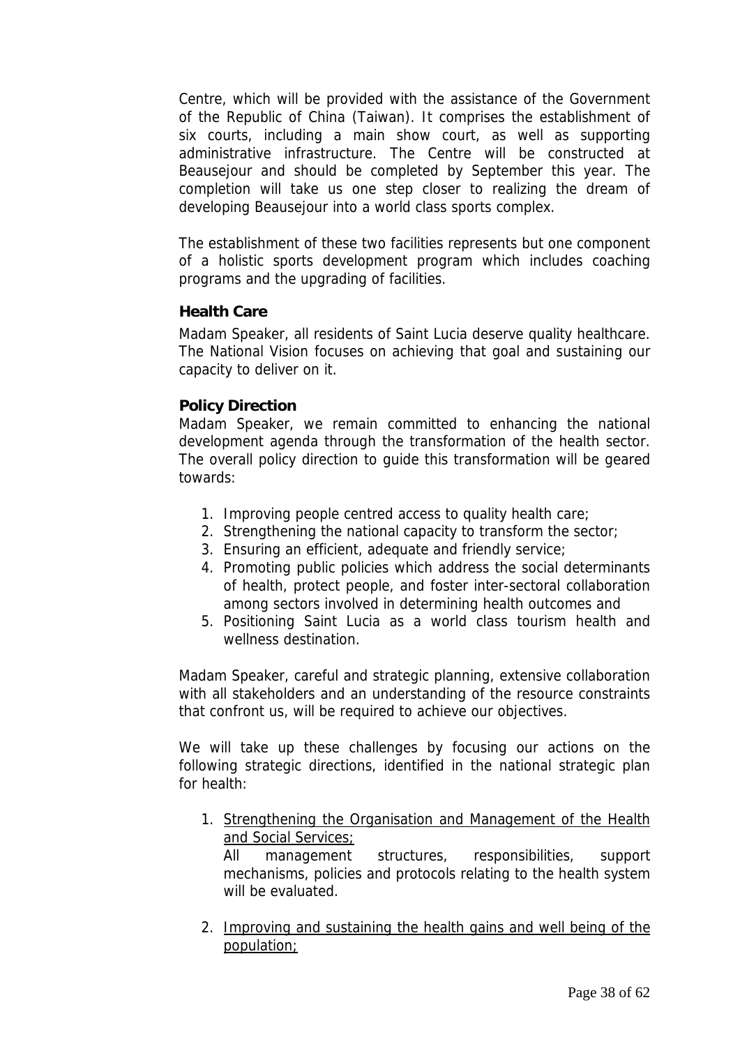Centre, which will be provided with the assistance of the Government of the Republic of China (Taiwan). It comprises the establishment of six courts, including a main show court, as well as supporting administrative infrastructure. The Centre will be constructed at Beausejour and should be completed by September this year. The completion will take us one step closer to realizing the dream of developing Beausejour into a world class sports complex.

The establishment of these two facilities represents but one component of a holistic sports development program which includes coaching programs and the upgrading of facilities.

### Health Care

Madam Speaker, all residents of Saint Lucia deserve quality healthcare. The National Vision focuses on achieving that goal and sustaining our capacity to deliver on it.

### Policy Direction

Madam Speaker, we remain committed to enhancing the national development agenda through the transformation of the health sector. The overall policy direction to guide this transformation will be geared towards:

1. Improving people centred access to quality health care;
2. Strengthening the national capacity to transform the sector;
3. Ensuring an efficient, adequate and friendly service;
4. Promoting public policies which address the social determinants of health, protect people, and foster inter-sectoral collaboration among sectors involved in determining health outcomes and
5. Positioning Saint Lucia as a world class tourism health and wellness destination.

Madam Speaker, careful and strategic planning, extensive collaboration with all stakeholders and an understanding of the resource constraints that confront us, will be required to achieve our objectives.

We will take up these challenges by focusing our actions on the following strategic directions, identified in the national strategic plan for health:

1. <u>Strengthening the Organisation and Management of the Health and Social Services;</u>
   All management structures, responsibilities, support mechanisms, policies and protocols relating to the health system will be evaluated.

2. <u>Improving and sustaining the health gains and well being of the population;</u>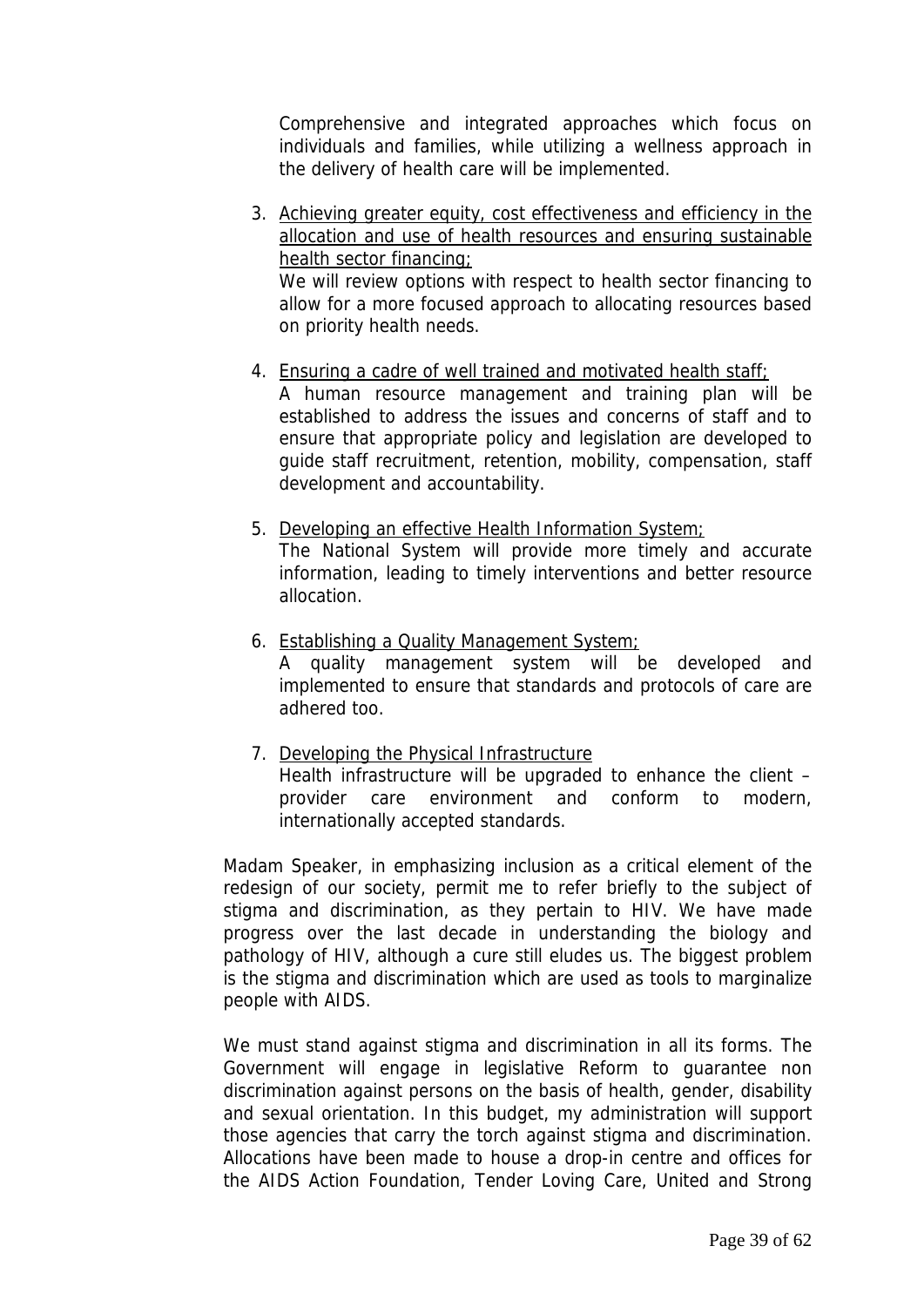Comprehensive and integrated approaches which focus on individuals and families, while utilizing a wellness approach in the delivery of health care will be implemented.

3. <u>Achieving greater equity, cost effectiveness and efficiency in the allocation and use of health resources and ensuring sustainable health sector financing;</u>
   We will review options with respect to health sector financing to allow for a more focused approach to allocating resources based on priority health needs.

4. <u>Ensuring a cadre of well trained and motivated health staff;</u>
   A human resource management and training plan will be established to address the issues and concerns of staff and to ensure that appropriate policy and legislation are developed to guide staff recruitment, retention, mobility, compensation, staff development and accountability.

5. <u>Developing an effective Health Information System;</u>
   The National System will provide more timely and accurate information, leading to timely interventions and better resource allocation.

6. <u>Establishing a Quality Management System;</u>
   A quality management system will be developed and implemented to ensure that standards and protocols of care are adhered too.

7. <u>Developing the Physical Infrastructure</u>
   Health infrastructure will be upgraded to enhance the client – provider care environment and conform to modern, internationally accepted standards.

Madam Speaker, in emphasizing inclusion as a critical element of the redesign of our society, permit me to refer briefly to the subject of stigma and discrimination, as they pertain to HIV. We have made progress over the last decade in understanding the biology and pathology of HIV, although a cure still eludes us. The biggest problem is the stigma and discrimination which are used as tools to marginalize people with AIDS.

We must stand against stigma and discrimination in all its forms. The Government will engage in legislative Reform to guarantee non discrimination against persons on the basis of health, gender, disability and sexual orientation. In this budget, my administration will support those agencies that carry the torch against stigma and discrimination. Allocations have been made to house a drop-in centre and offices for the AIDS Action Foundation, Tender Loving Care, United and Strong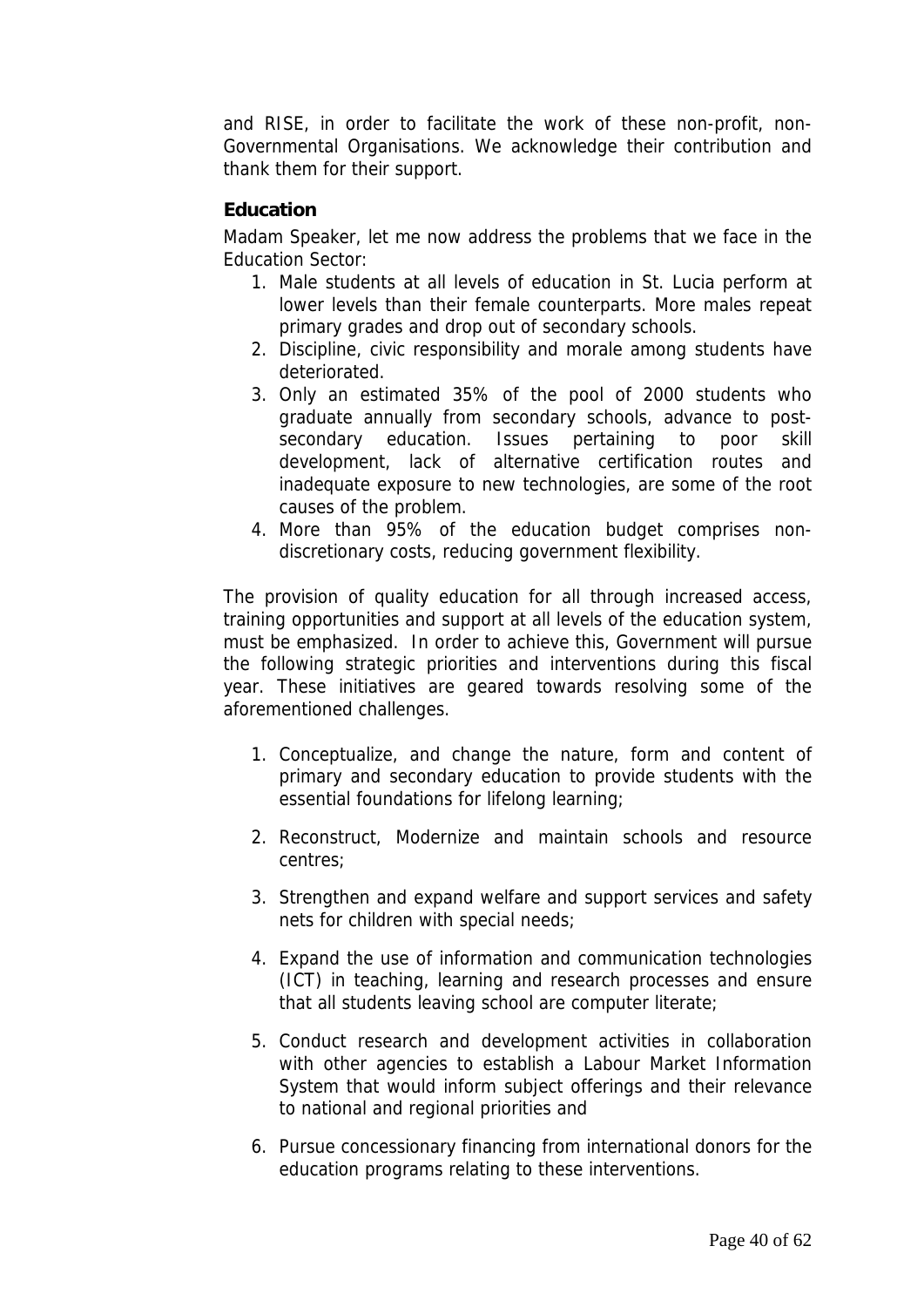and RISE, in order to facilitate the work of these non-profit, non-Governmental Organisations. We acknowledge their contribution and thank them for their support.

### Education

Madam Speaker, let me now address the problems that we face in the Education Sector:

1. Male students at all levels of education in St. Lucia perform at lower levels than their female counterparts. More males repeat primary grades and drop out of secondary schools.
2. Discipline, civic responsibility and morale among students have deteriorated.
3. Only an estimated 35% of the pool of 2000 students who graduate annually from secondary schools, advance to post-secondary education. Issues pertaining to poor skill development, lack of alternative certification routes and inadequate exposure to new technologies, are some of the root causes of the problem.
4. More than 95% of the education budget comprises non-discretionary costs, reducing government flexibility.

The provision of quality education for all through increased access, training opportunities and support at all levels of the education system, must be emphasized. In order to achieve this, Government will pursue the following strategic priorities and interventions during this fiscal year. These initiatives are geared towards resolving some of the aforementioned challenges.

1. Conceptualize, and change the nature, form and content of primary and secondary education to provide students with the essential foundations for lifelong learning;

2. Reconstruct, Modernize and maintain schools and resource centres;

3. Strengthen and expand welfare and support services and safety nets for children with special needs;

4. Expand the use of information and communication technologies (ICT) in teaching, learning and research processes and ensure that all students leaving school are computer literate;

5. Conduct research and development activities in collaboration with other agencies to establish a Labour Market Information System that would inform subject offerings and their relevance to national and regional priorities and

6. Pursue concessionary financing from international donors for the education programs relating to these interventions.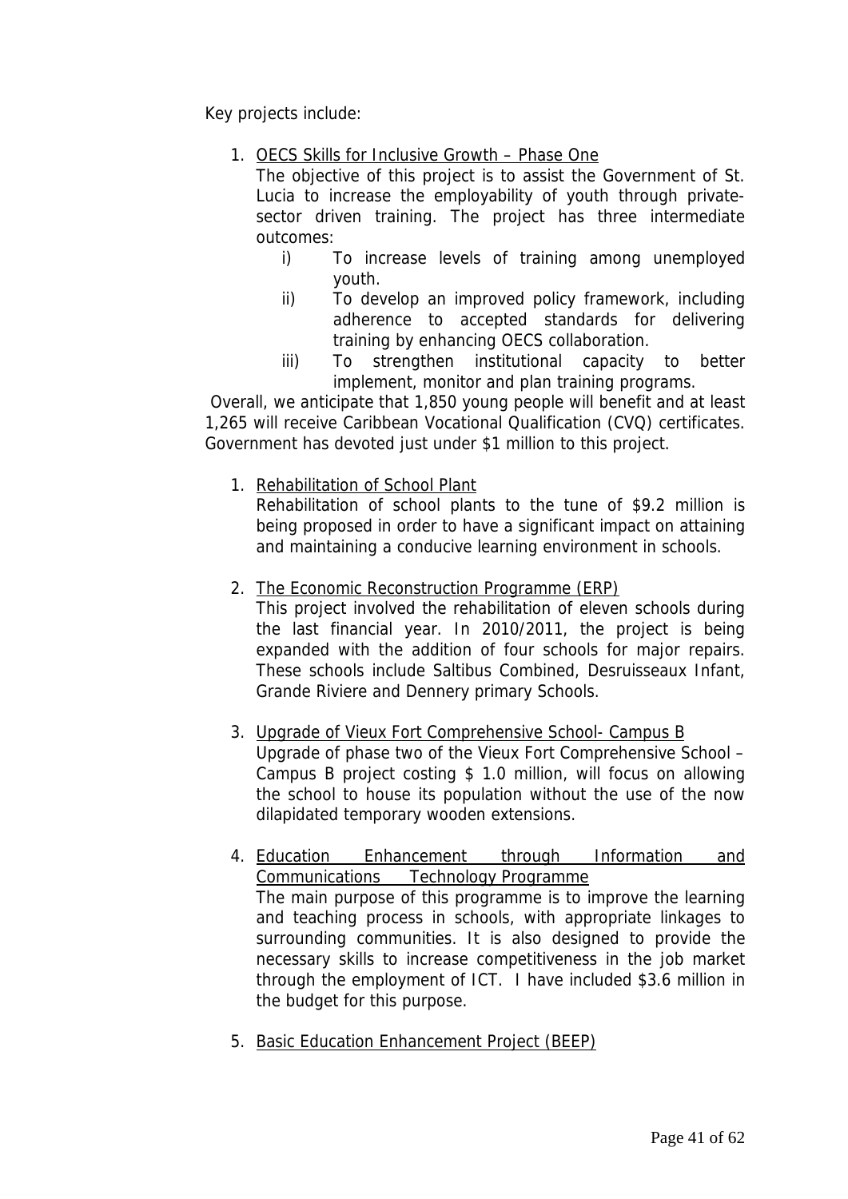Key projects include:

1. <u>OECS Skills for Inclusive Growth – Phase One</u>

   The objective of this project is to assist the Government of St. Lucia to increase the employability of youth through private-sector driven training. The project has three intermediate outcomes:

   i) To increase levels of training among unemployed youth.

   ii) To develop an improved policy framework, including adherence to accepted standards for delivering training by enhancing OECS collaboration.

   iii) To strengthen institutional capacity to better implement, monitor and plan training programs.

Overall, we anticipate that 1,850 young people will benefit and at least 1,265 will receive Caribbean Vocational Qualification (CVQ) certificates. Government has devoted just under $1 million to this project.

1. <u>Rehabilitation of School Plant</u>

   Rehabilitation of school plants to the tune of $9.2 million is being proposed in order to have a significant impact on attaining and maintaining a conducive learning environment in schools.

2. <u>The Economic Reconstruction Programme (ERP)</u>

   This project involved the rehabilitation of eleven schools during the last financial year. In 2010/2011, the project is being expanded with the addition of four schools for major repairs. These schools include Saltibus Combined, Desruisseaux Infant, Grande Riviere and Dennery primary Schools.

3. <u>Upgrade of Vieux Fort Comprehensive School- Campus B</u>

   Upgrade of phase two of the Vieux Fort Comprehensive School – Campus B project costing $ 1.0 million, will focus on allowing the school to house its population without the use of the now dilapidated temporary wooden extensions.

4. <u>Education Enhancement through Information and Communications Technology Programme</u>

   The main purpose of this programme is to improve the learning and teaching process in schools, with appropriate linkages to surrounding communities. It is also designed to provide the necessary skills to increase competitiveness in the job market through the employment of ICT. I have included $3.6 million in the budget for this purpose.

5. <u>Basic Education Enhancement Project (BEEP)</u>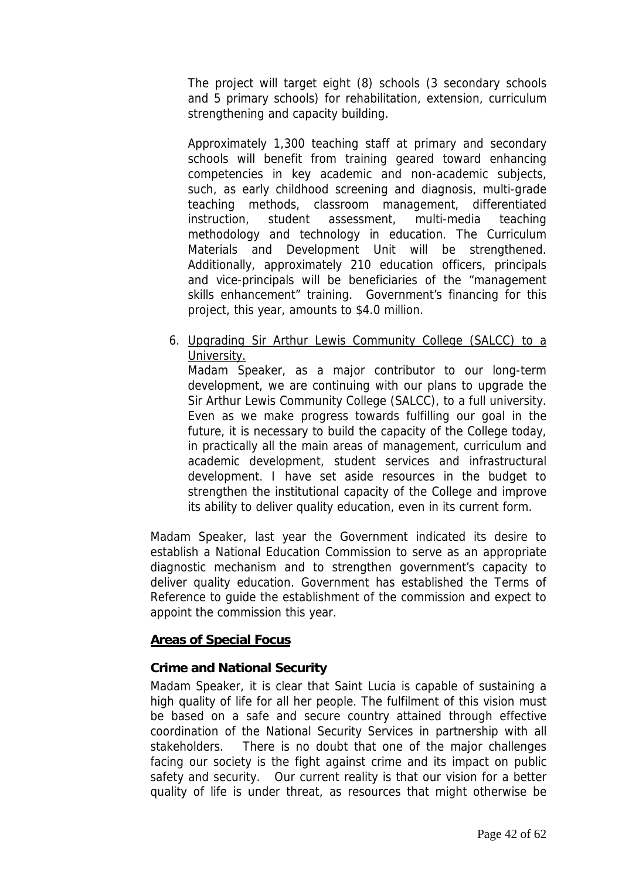The project will target eight (8) schools (3 secondary schools and 5 primary schools) for rehabilitation, extension, curriculum strengthening and capacity building.

Approximately 1,300 teaching staff at primary and secondary schools will benefit from training geared toward enhancing competencies in key academic and non-academic subjects, such, as early childhood screening and diagnosis, multi-grade teaching methods, classroom management, differentiated instruction, student assessment, multi-media teaching methodology and technology in education. The Curriculum Materials and Development Unit will be strengthened. Additionally, approximately 210 education officers, principals and vice-principals will be beneficiaries of the "management skills enhancement" training. Government's financing for this project, this year, amounts to $4.0 million.

6. <u>Upgrading Sir Arthur Lewis Community College (SALCC) to a University.</u>
   Madam Speaker, as a major contributor to our long-term development, we are continuing with our plans to upgrade the Sir Arthur Lewis Community College (SALCC), to a full university. Even as we make progress towards fulfilling our goal in the future, it is necessary to build the capacity of the College today, in practically all the main areas of management, curriculum and academic development, student services and infrastructural development. I have set aside resources in the budget to strengthen the institutional capacity of the College and improve its ability to deliver quality education, even in its current form.

Madam Speaker, last year the Government indicated its desire to establish a National Education Commission to serve as an appropriate diagnostic mechanism and to strengthen government's capacity to deliver quality education. Government has established the Terms of Reference to guide the establishment of the commission and expect to appoint the commission this year.

## **<u>Areas of Special Focus</u>**

### Crime and National Security

Madam Speaker, it is clear that Saint Lucia is capable of sustaining a high quality of life for all her people. The fulfilment of this vision must be based on a safe and secure country attained through effective coordination of the National Security Services in partnership with all stakeholders. There is no doubt that one of the major challenges facing our society is the fight against crime and its impact on public safety and security. Our current reality is that our vision for a better quality of life is under threat, as resources that might otherwise be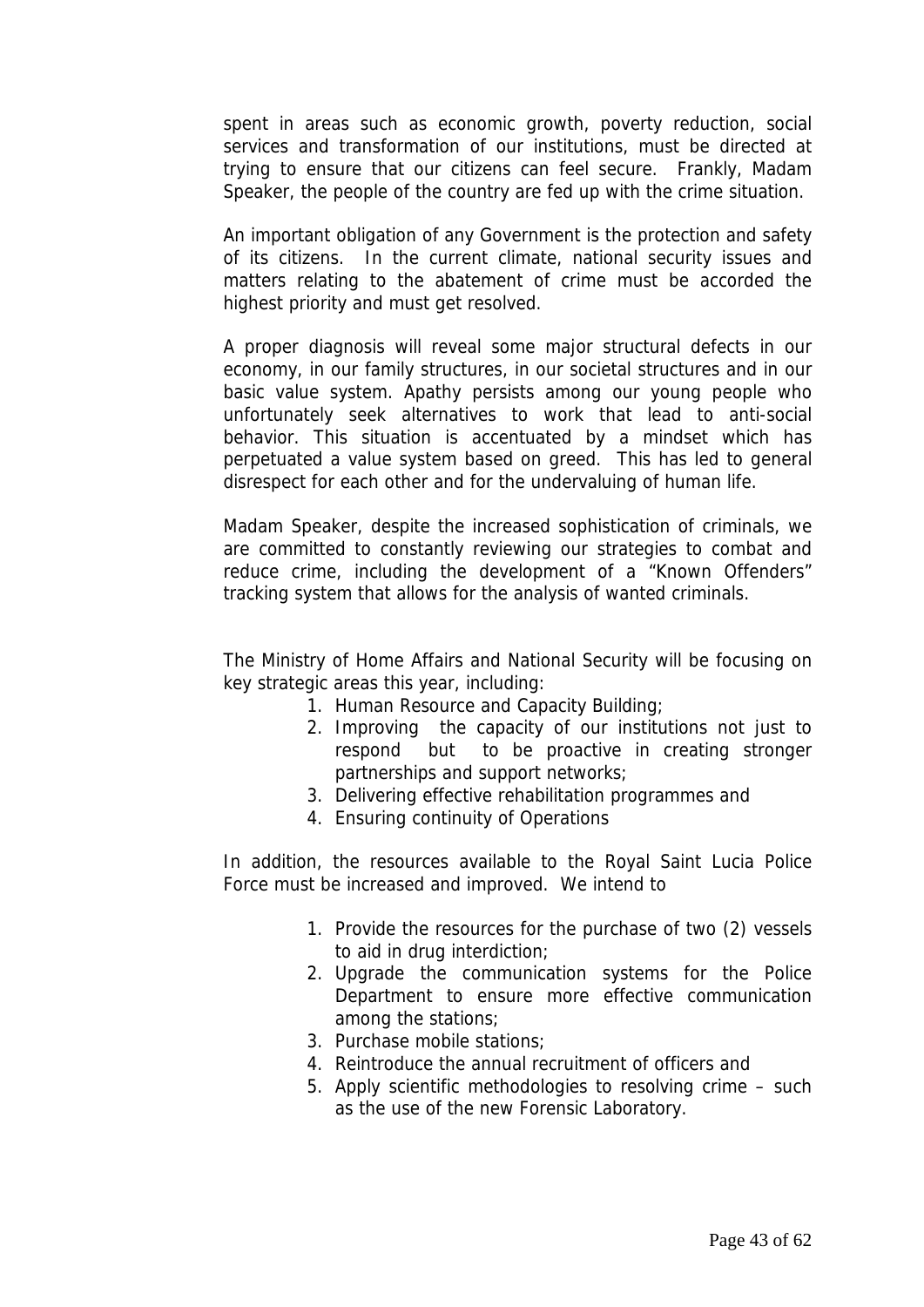spent in areas such as economic growth, poverty reduction, social services and transformation of our institutions, must be directed at trying to ensure that our citizens can feel secure. Frankly, Madam Speaker, the people of the country are fed up with the crime situation.

An important obligation of any Government is the protection and safety of its citizens. In the current climate, national security issues and matters relating to the abatement of crime must be accorded the highest priority and must get resolved.

A proper diagnosis will reveal some major structural defects in our economy, in our family structures, in our societal structures and in our basic value system. Apathy persists among our young people who unfortunately seek alternatives to work that lead to anti-social behavior. This situation is accentuated by a mindset which has perpetuated a value system based on greed. This has led to general disrespect for each other and for the undervaluing of human life.

Madam Speaker, despite the increased sophistication of criminals, we are committed to constantly reviewing our strategies to combat and reduce crime, including the development of a "Known Offenders" tracking system that allows for the analysis of wanted criminals.

The Ministry of Home Affairs and National Security will be focusing on key strategic areas this year, including:

1. Human Resource and Capacity Building;
2. Improving the capacity of our institutions not just to respond but to be proactive in creating stronger partnerships and support networks;
3. Delivering effective rehabilitation programmes and
4. Ensuring continuity of Operations

In addition, the resources available to the Royal Saint Lucia Police Force must be increased and improved. We intend to

1. Provide the resources for the purchase of two (2) vessels to aid in drug interdiction;
2. Upgrade the communication systems for the Police Department to ensure more effective communication among the stations;
3. Purchase mobile stations;
4. Reintroduce the annual recruitment of officers and
5. Apply scientific methodologies to resolving crime – such as the use of the new Forensic Laboratory.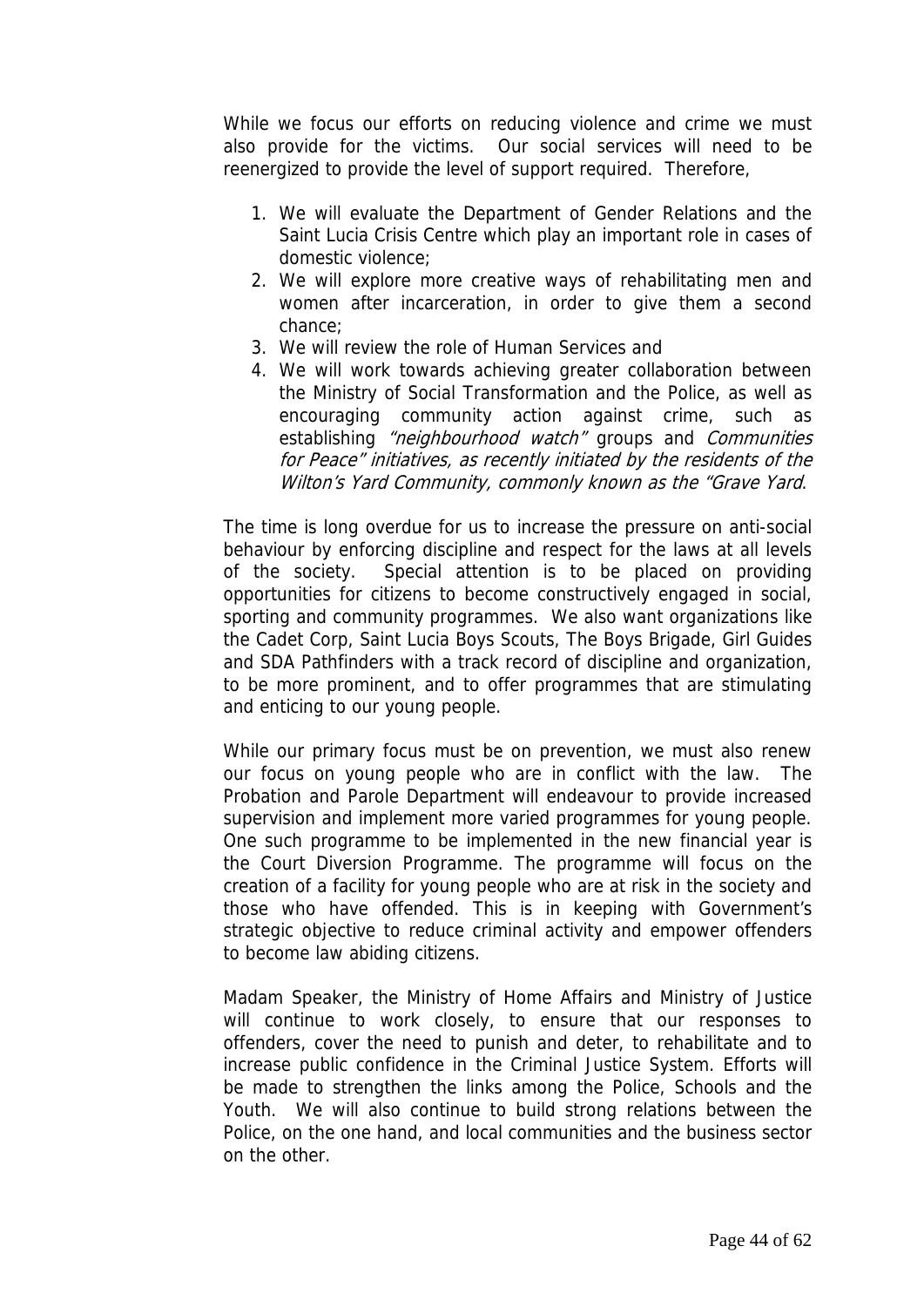While we focus our efforts on reducing violence and crime we must also provide for the victims. Our social services will need to be reenergized to provide the level of support required. Therefore,

1. We will evaluate the Department of Gender Relations and the Saint Lucia Crisis Centre which play an important role in cases of domestic violence;
2. We will explore more creative ways of rehabilitating men and women after incarceration, in order to give them a second chance;
3. We will review the role of Human Services and
4. We will work towards achieving greater collaboration between the Ministry of Social Transformation and the Police, as well as encouraging community action against crime, such as establishing *"neighbourhood watch"* groups and *Communities for Peace" initiatives, as recently initiated by the residents of the Wilton's Yard Community, commonly known as the "Grave Yard.*

The time is long overdue for us to increase the pressure on anti-social behaviour by enforcing discipline and respect for the laws at all levels of the society. Special attention is to be placed on providing opportunities for citizens to become constructively engaged in social, sporting and community programmes. We also want organizations like the Cadet Corp, Saint Lucia Boys Scouts, The Boys Brigade, Girl Guides and SDA Pathfinders with a track record of discipline and organization, to be more prominent, and to offer programmes that are stimulating and enticing to our young people.

While our primary focus must be on prevention, we must also renew our focus on young people who are in conflict with the law. The Probation and Parole Department will endeavour to provide increased supervision and implement more varied programmes for young people. One such programme to be implemented in the new financial year is the Court Diversion Programme. The programme will focus on the creation of a facility for young people who are at risk in the society and those who have offended. This is in keeping with Government's strategic objective to reduce criminal activity and empower offenders to become law abiding citizens.

Madam Speaker, the Ministry of Home Affairs and Ministry of Justice will continue to work closely, to ensure that our responses to offenders, cover the need to punish and deter, to rehabilitate and to increase public confidence in the Criminal Justice System. Efforts will be made to strengthen the links among the Police, Schools and the Youth. We will also continue to build strong relations between the Police, on the one hand, and local communities and the business sector on the other.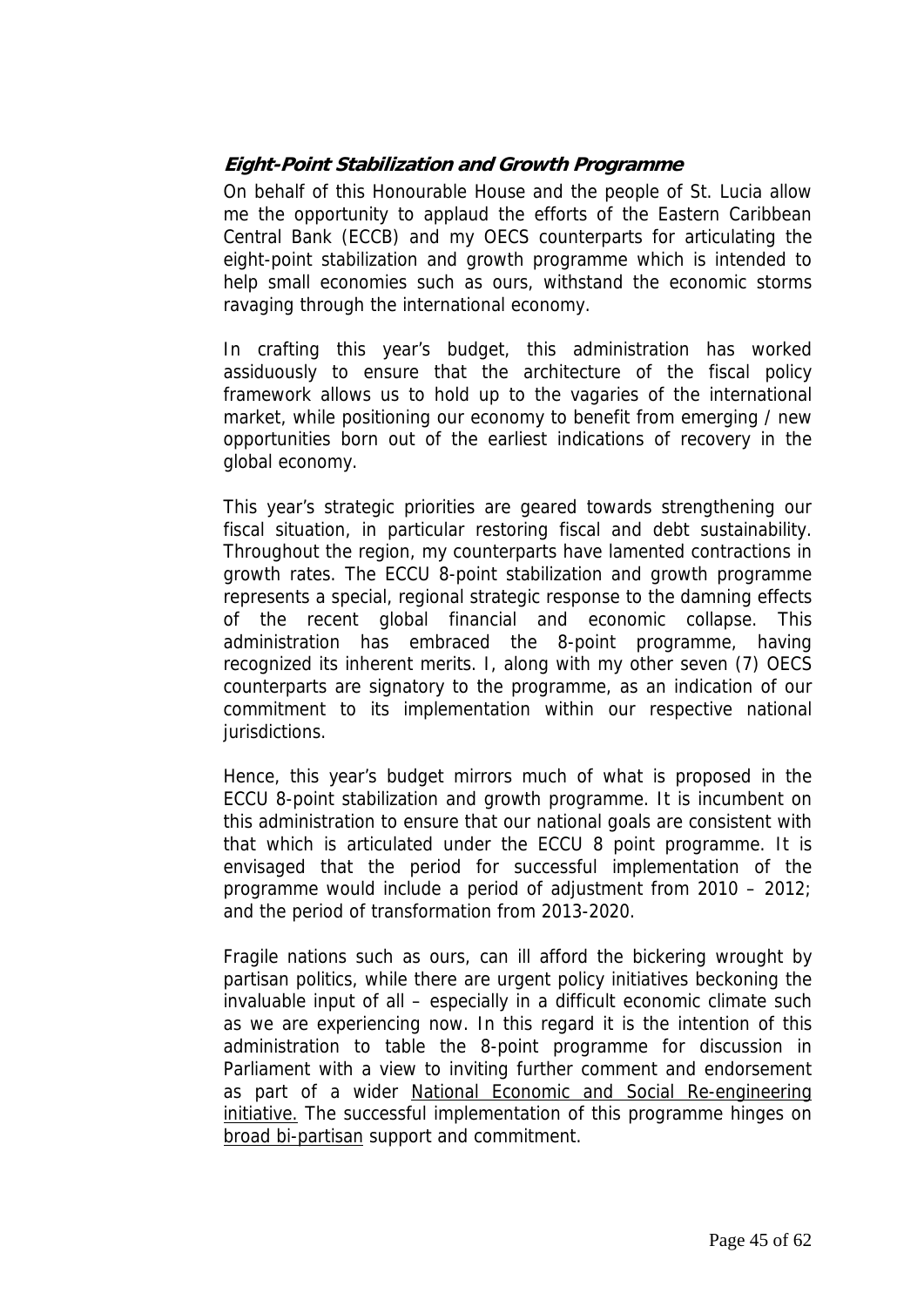### *Eight-Point Stabilization and Growth Programme*

On behalf of this Honourable House and the people of St. Lucia allow me the opportunity to applaud the efforts of the Eastern Caribbean Central Bank (ECCB) and my OECS counterparts for articulating the eight-point stabilization and growth programme which is intended to help small economies such as ours, withstand the economic storms ravaging through the international economy.

In crafting this year's budget, this administration has worked assiduously to ensure that the architecture of the fiscal policy framework allows us to hold up to the vagaries of the international market, while positioning our economy to benefit from emerging / new opportunities born out of the earliest indications of recovery in the global economy.

This year's strategic priorities are geared towards strengthening our fiscal situation, in particular restoring fiscal and debt sustainability. Throughout the region, my counterparts have lamented contractions in growth rates. The ECCU 8-point stabilization and growth programme represents a special, regional strategic response to the damning effects of the recent global financial and economic collapse. This administration has embraced the 8-point programme, having recognized its inherent merits. I, along with my other seven (7) OECS counterparts are signatory to the programme, as an indication of our commitment to its implementation within our respective national jurisdictions.

Hence, this year's budget mirrors much of what is proposed in the ECCU 8-point stabilization and growth programme. It is incumbent on this administration to ensure that our national goals are consistent with that which is articulated under the ECCU 8 point programme. It is envisaged that the period for successful implementation of the programme would include a period of adjustment from 2010 – 2012; and the period of transformation from 2013-2020.

Fragile nations such as ours, can ill afford the bickering wrought by partisan politics, while there are urgent policy initiatives beckoning the invaluable input of all – especially in a difficult economic climate such as we are experiencing now. In this regard it is the intention of this administration to table the 8-point programme for discussion in Parliament with a view to inviting further comment and endorsement as part of a wider <u>National Economic and Social Re-engineering initiative.</u> The successful implementation of this programme hinges on <u>broad bi-partisan</u> support and commitment.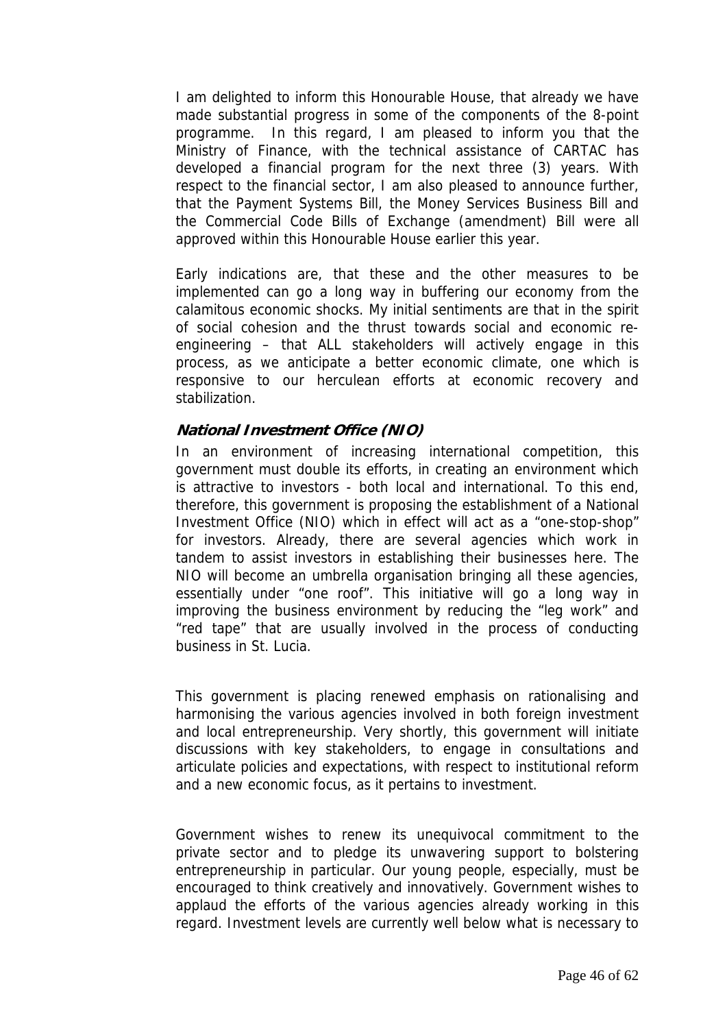I am delighted to inform this Honourable House, that already we have made substantial progress in some of the components of the 8-point programme. In this regard, I am pleased to inform you that the Ministry of Finance, with the technical assistance of CARTAC has developed a financial program for the next three (3) years. With respect to the financial sector, I am also pleased to announce further, that the Payment Systems Bill, the Money Services Business Bill and the Commercial Code Bills of Exchange (amendment) Bill were all approved within this Honourable House earlier this year.

Early indications are, that these and the other measures to be implemented can go a long way in buffering our economy from the calamitous economic shocks. My initial sentiments are that in the spirit of social cohesion and the thrust towards social and economic re-engineering – that ALL stakeholders will actively engage in this process, as we anticipate a better economic climate, one which is responsive to our herculean efforts at economic recovery and stabilization.

### *National Investment Office (NIO)*

In an environment of increasing international competition, this government must double its efforts, in creating an environment which is attractive to investors - both local and international. To this end, therefore, this government is proposing the establishment of a National Investment Office (NIO) which in effect will act as a "one-stop-shop" for investors. Already, there are several agencies which work in tandem to assist investors in establishing their businesses here. The NIO will become an umbrella organisation bringing all these agencies, essentially under "one roof". This initiative will go a long way in improving the business environment by reducing the "leg work" and "red tape" that are usually involved in the process of conducting business in St. Lucia.

This government is placing renewed emphasis on rationalising and harmonising the various agencies involved in both foreign investment and local entrepreneurship. Very shortly, this government will initiate discussions with key stakeholders, to engage in consultations and articulate policies and expectations, with respect to institutional reform and a new economic focus, as it pertains to investment.

Government wishes to renew its unequivocal commitment to the private sector and to pledge its unwavering support to bolstering entrepreneurship in particular. Our young people, especially, must be encouraged to think creatively and innovatively. Government wishes to applaud the efforts of the various agencies already working in this regard. Investment levels are currently well below what is necessary to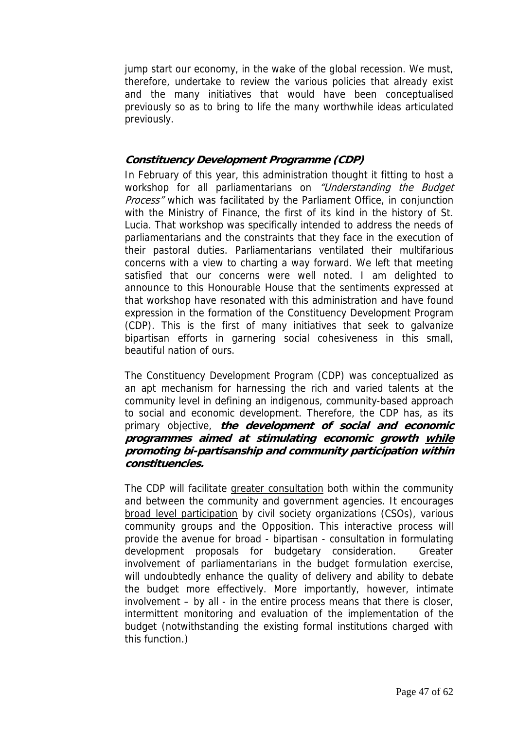jump start our economy, in the wake of the global recession. We must, therefore, undertake to review the various policies that already exist and the many initiatives that would have been conceptualised previously so as to bring to life the many worthwhile ideas articulated previously.

### ***Constituency Development Programme (CDP)***

In February of this year, this administration thought it fitting to host a workshop for all parliamentarians on *"Understanding the Budget Process"* which was facilitated by the Parliament Office, in conjunction with the Ministry of Finance, the first of its kind in the history of St. Lucia. That workshop was specifically intended to address the needs of parliamentarians and the constraints that they face in the execution of their pastoral duties. Parliamentarians ventilated their multifarious concerns with a view to charting a way forward. We left that meeting satisfied that our concerns were well noted. I am delighted to announce to this Honourable House that the sentiments expressed at that workshop have resonated with this administration and have found expression in the formation of the Constituency Development Program (CDP). This is the first of many initiatives that seek to galvanize bipartisan efforts in garnering social cohesiveness in this small, beautiful nation of ours.

The Constituency Development Program (CDP) was conceptualized as an apt mechanism for harnessing the rich and varied talents at the community level in defining an indigenous, community-based approach to social and economic development. Therefore, the CDP has, as its primary objective, ***the development of social and economic programmes aimed at stimulating economic growth <u>while</u> promoting bi-partisanship and community participation within constituencies.***

The CDP will facilitate <u>greater consultation</u> both within the community and between the community and government agencies. It encourages <u>broad level participation</u> by civil society organizations (CSOs), various community groups and the Opposition. This interactive process will provide the avenue for broad - bipartisan - consultation in formulating development proposals for budgetary consideration. Greater involvement of parliamentarians in the budget formulation exercise, will undoubtedly enhance the quality of delivery and ability to debate the budget more effectively. More importantly, however, intimate involvement – by all - in the entire process means that there is closer, intermittent monitoring and evaluation of the implementation of the budget (notwithstanding the existing formal institutions charged with this function.)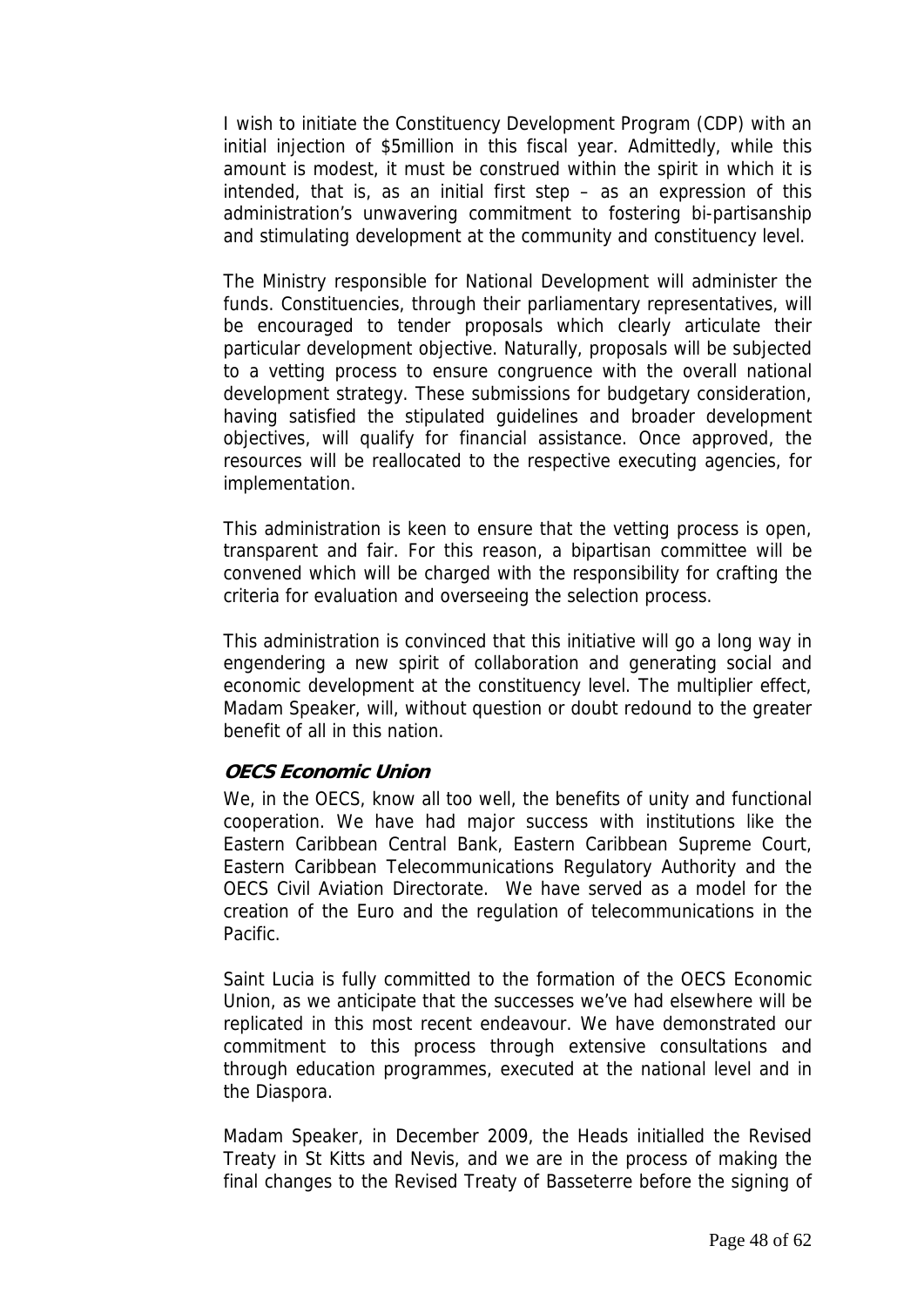I wish to initiate the Constituency Development Program (CDP) with an initial injection of $5million in this fiscal year. Admittedly, while this amount is modest, it must be construed within the spirit in which it is intended, that is, as an initial first step – as an expression of this administration's unwavering commitment to fostering bi-partisanship and stimulating development at the community and constituency level.

The Ministry responsible for National Development will administer the funds. Constituencies, through their parliamentary representatives, will be encouraged to tender proposals which clearly articulate their particular development objective. Naturally, proposals will be subjected to a vetting process to ensure congruence with the overall national development strategy. These submissions for budgetary consideration, having satisfied the stipulated guidelines and broader development objectives, will qualify for financial assistance. Once approved, the resources will be reallocated to the respective executing agencies, for implementation.

This administration is keen to ensure that the vetting process is open, transparent and fair. For this reason, a bipartisan committee will be convened which will be charged with the responsibility for crafting the criteria for evaluation and overseeing the selection process.

This administration is convinced that this initiative will go a long way in engendering a new spirit of collaboration and generating social and economic development at the constituency level. The multiplier effect, Madam Speaker, will, without question or doubt redound to the greater benefit of all in this nation.

### *OECS Economic Union*

We, in the OECS, know all too well, the benefits of unity and functional cooperation. We have had major success with institutions like the Eastern Caribbean Central Bank, Eastern Caribbean Supreme Court, Eastern Caribbean Telecommunications Regulatory Authority and the OECS Civil Aviation Directorate. We have served as a model for the creation of the Euro and the regulation of telecommunications in the Pacific.

Saint Lucia is fully committed to the formation of the OECS Economic Union, as we anticipate that the successes we've had elsewhere will be replicated in this most recent endeavour. We have demonstrated our commitment to this process through extensive consultations and through education programmes, executed at the national level and in the Diaspora.

Madam Speaker, in December 2009, the Heads initialled the Revised Treaty in St Kitts and Nevis, and we are in the process of making the final changes to the Revised Treaty of Basseterre before the signing of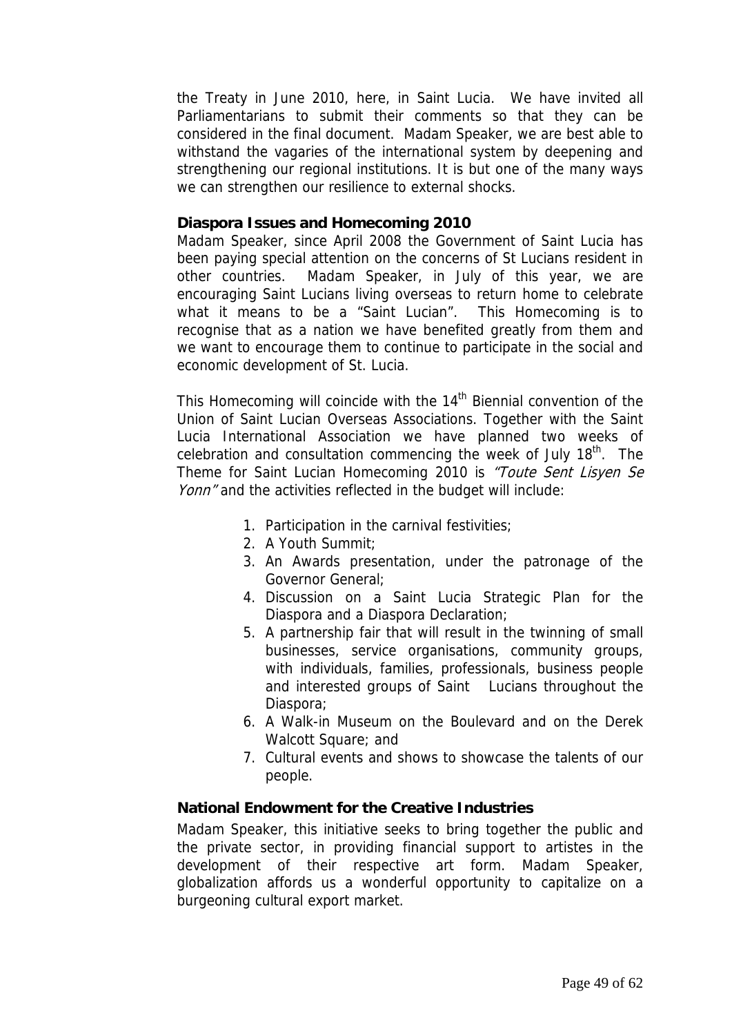the Treaty in June 2010, here, in Saint Lucia. We have invited all Parliamentarians to submit their comments so that they can be considered in the final document. Madam Speaker, we are best able to withstand the vagaries of the international system by deepening and strengthening our regional institutions. It is but one of the many ways we can strengthen our resilience to external shocks.

**Diaspora Issues and Homecoming 2010**

Madam Speaker, since April 2008 the Government of Saint Lucia has been paying special attention on the concerns of St Lucians resident in other countries. Madam Speaker, in July of this year, we are encouraging Saint Lucians living overseas to return home to celebrate what it means to be a "Saint Lucian". This Homecoming is to recognise that as a nation we have benefited greatly from them and we want to encourage them to continue to participate in the social and economic development of St. Lucia.

This Homecoming will coincide with the 14th Biennial convention of the Union of Saint Lucian Overseas Associations. Together with the Saint Lucia International Association we have planned two weeks of celebration and consultation commencing the week of July 18th. The Theme for Saint Lucian Homecoming 2010 is *"Toute Sent Lisyen Se Yonn"* and the activities reflected in the budget will include:

1. Participation in the carnival festivities;
2. A Youth Summit;
3. An Awards presentation, under the patronage of the Governor General;
4. Discussion on a Saint Lucia Strategic Plan for the Diaspora and a Diaspora Declaration;
5. A partnership fair that will result in the twinning of small businesses, service organisations, community groups, with individuals, families, professionals, business people and interested groups of Saint Lucians throughout the Diaspora;
6. A Walk-in Museum on the Boulevard and on the Derek Walcott Square; and
7. Cultural events and shows to showcase the talents of our people.

**National Endowment for the Creative Industries**

Madam Speaker, this initiative seeks to bring together the public and the private sector, in providing financial support to artistes in the development of their respective art form. Madam Speaker, globalization affords us a wonderful opportunity to capitalize on a burgeoning cultural export market.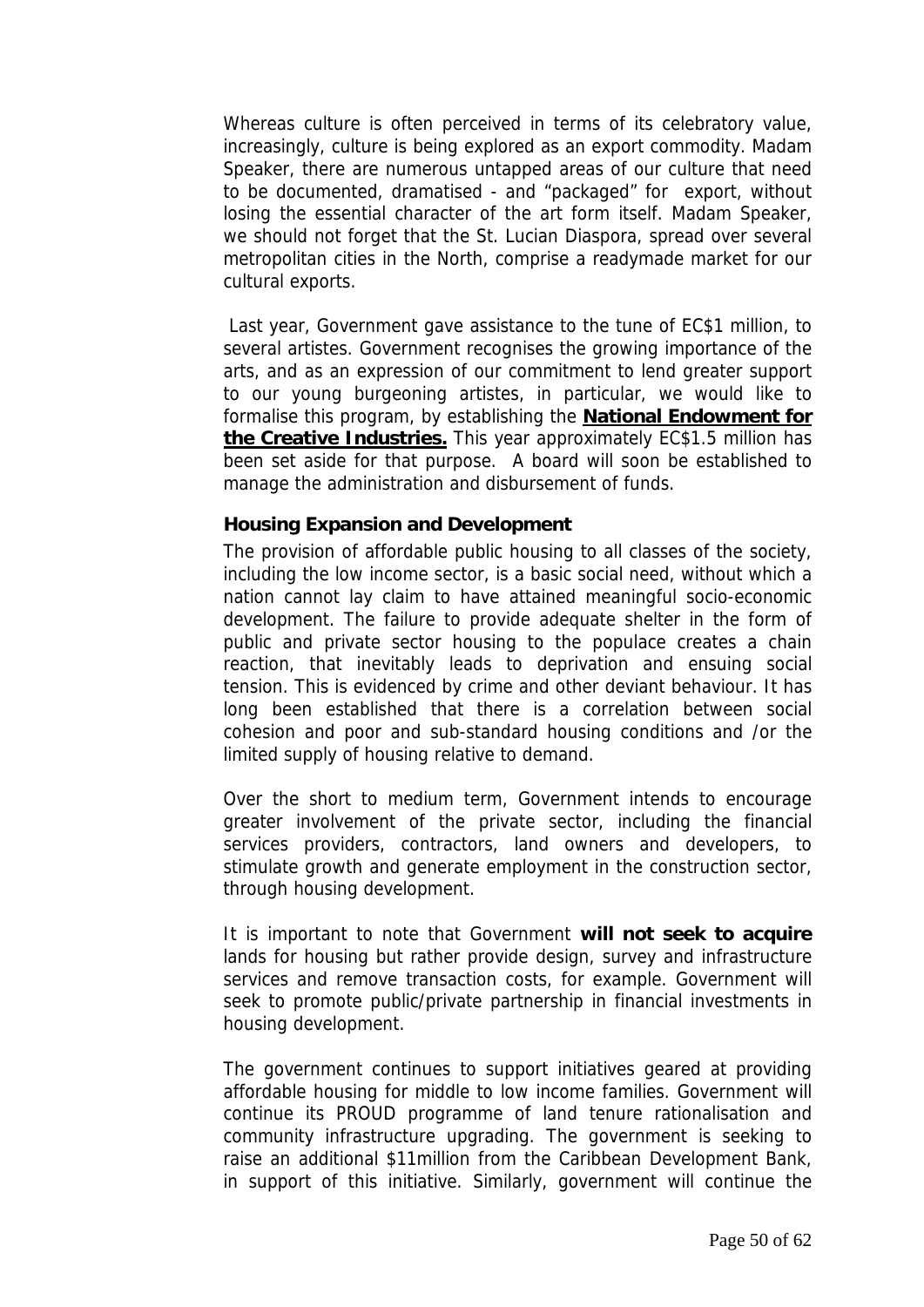Whereas culture is often perceived in terms of its celebratory value, increasingly, culture is being explored as an export commodity. Madam Speaker, there are numerous untapped areas of our culture that need to be documented, dramatised - and "packaged" for export, without losing the essential character of the art form itself. Madam Speaker, we should not forget that the St. Lucian Diaspora, spread over several metropolitan cities in the North, comprise a readymade market for our cultural exports.

Last year, Government gave assistance to the tune of EC$1 million, to several artistes. Government recognises the growing importance of the arts, and as an expression of our commitment to lend greater support to our young burgeoning artistes, in particular, we would like to formalise this program, by establishing the **National Endowment for the Creative Industries.** This year approximately EC$1.5 million has been set aside for that purpose. A board will soon be established to manage the administration and disbursement of funds.

### Housing Expansion and Development

The provision of affordable public housing to all classes of the society, including the low income sector, is a basic social need, without which a nation cannot lay claim to have attained meaningful socio-economic development. The failure to provide adequate shelter in the form of public and private sector housing to the populace creates a chain reaction, that inevitably leads to deprivation and ensuing social tension. This is evidenced by crime and other deviant behaviour. It has long been established that there is a correlation between social cohesion and poor and sub-standard housing conditions and /or the limited supply of housing relative to demand.

Over the short to medium term, Government intends to encourage greater involvement of the private sector, including the financial services providers, contractors, land owners and developers, to stimulate growth and generate employment in the construction sector, through housing development.

It is important to note that Government **will not seek to acquire** lands for housing but rather provide design, survey and infrastructure services and remove transaction costs, for example. Government will seek to promote public/private partnership in financial investments in housing development.

The government continues to support initiatives geared at providing affordable housing for middle to low income families. Government will continue its PROUD programme of land tenure rationalisation and community infrastructure upgrading. The government is seeking to raise an additional $11million from the Caribbean Development Bank, in support of this initiative. Similarly, government will continue the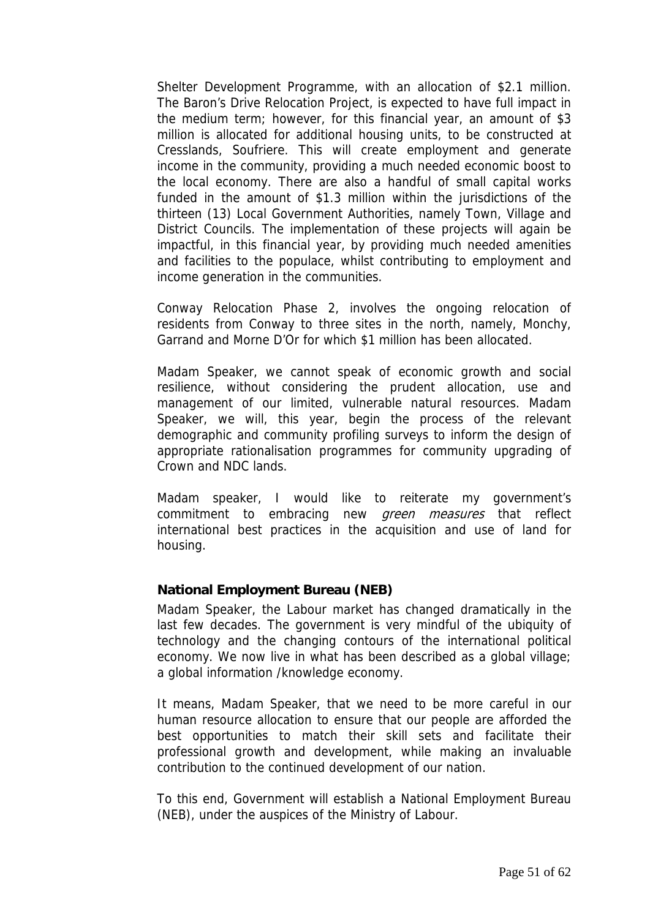Shelter Development Programme, with an allocation of $2.1 million. The Baron's Drive Relocation Project, is expected to have full impact in the medium term; however, for this financial year, an amount of $3 million is allocated for additional housing units, to be constructed at Cresslands, Soufriere. This will create employment and generate income in the community, providing a much needed economic boost to the local economy. There are also a handful of small capital works funded in the amount of $1.3 million within the jurisdictions of the thirteen (13) Local Government Authorities, namely Town, Village and District Councils. The implementation of these projects will again be impactful, in this financial year, by providing much needed amenities and facilities to the populace, whilst contributing to employment and income generation in the communities.

Conway Relocation Phase 2, involves the ongoing relocation of residents from Conway to three sites in the north, namely, Monchy, Garrand and Morne D'Or for which $1 million has been allocated.

Madam Speaker, we cannot speak of economic growth and social resilience, without considering the prudent allocation, use and management of our limited, vulnerable natural resources. Madam Speaker, we will, this year, begin the process of the relevant demographic and community profiling surveys to inform the design of appropriate rationalisation programmes for community upgrading of Crown and NDC lands.

Madam speaker, I would like to reiterate my government's commitment to embracing new *green measures* that reflect international best practices in the acquisition and use of land for housing.

### National Employment Bureau (NEB)

Madam Speaker, the Labour market has changed dramatically in the last few decades. The government is very mindful of the ubiquity of technology and the changing contours of the international political economy. We now live in what has been described as a global village; a global information /knowledge economy.

It means, Madam Speaker, that we need to be more careful in our human resource allocation to ensure that our people are afforded the best opportunities to match their skill sets and facilitate their professional growth and development, while making an invaluable contribution to the continued development of our nation.

To this end, Government will establish a National Employment Bureau (NEB), under the auspices of the Ministry of Labour.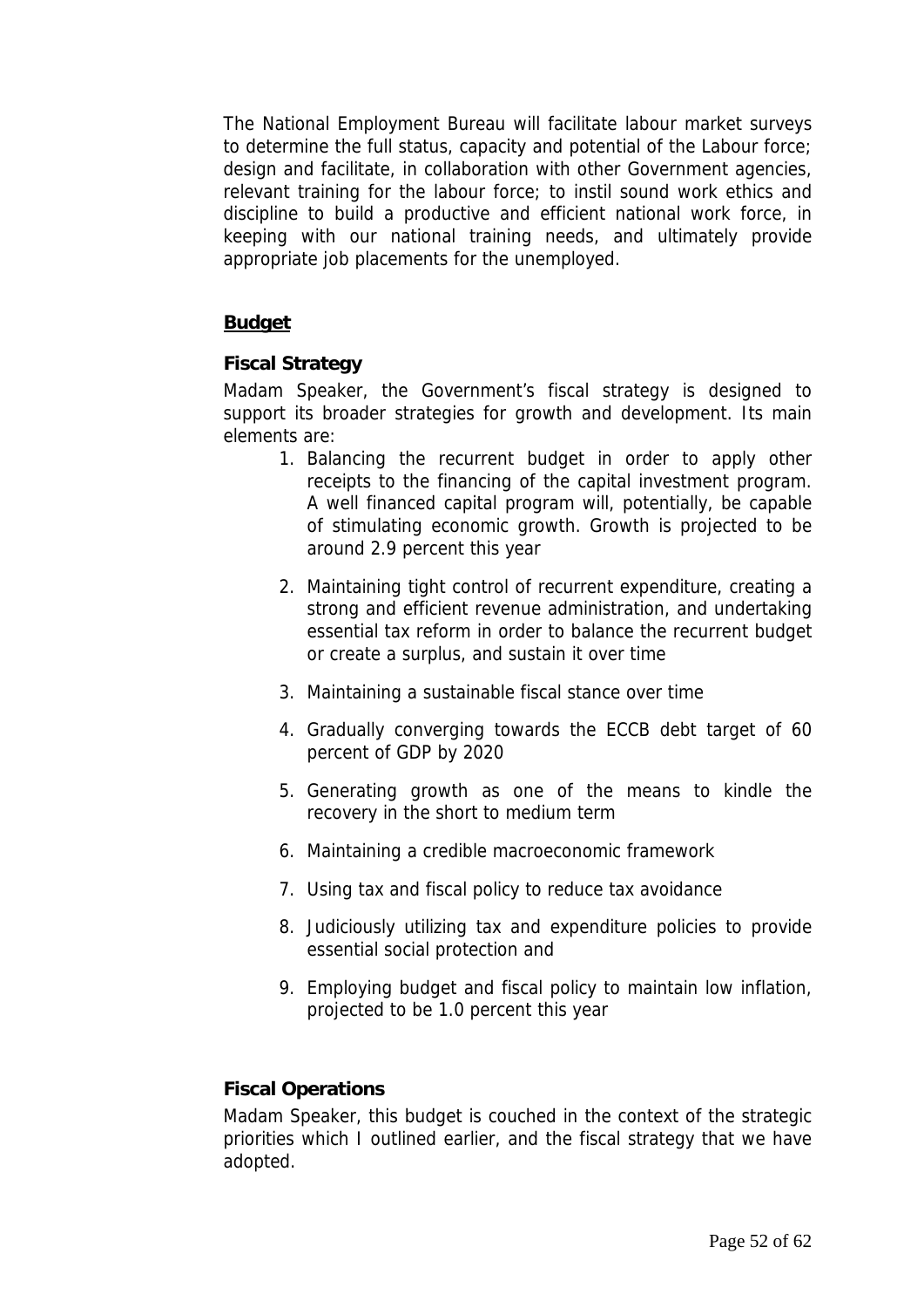The National Employment Bureau will facilitate labour market surveys to determine the full status, capacity and potential of the Labour force; design and facilitate, in collaboration with other Government agencies, relevant training for the labour force; to instil sound work ethics and discipline to build a productive and efficient national work force, in keeping with our national training needs, and ultimately provide appropriate job placements for the unemployed.

## Budget

### Fiscal Strategy

Madam Speaker, the Government's fiscal strategy is designed to support its broader strategies for growth and development. Its main elements are:

1. Balancing the recurrent budget in order to apply other receipts to the financing of the capital investment program. A well financed capital program will, potentially, be capable of stimulating economic growth. Growth is projected to be around 2.9 percent this year
2. Maintaining tight control of recurrent expenditure, creating a strong and efficient revenue administration, and undertaking essential tax reform in order to balance the recurrent budget or create a surplus, and sustain it over time
3. Maintaining a sustainable fiscal stance over time
4. Gradually converging towards the ECCB debt target of 60 percent of GDP by 2020
5. Generating growth as one of the means to kindle the recovery in the short to medium term
6. Maintaining a credible macroeconomic framework
7. Using tax and fiscal policy to reduce tax avoidance
8. Judiciously utilizing tax and expenditure policies to provide essential social protection and
9. Employing budget and fiscal policy to maintain low inflation, projected to be 1.0 percent this year

### Fiscal Operations

Madam Speaker, this budget is couched in the context of the strategic priorities which I outlined earlier, and the fiscal strategy that we have adopted.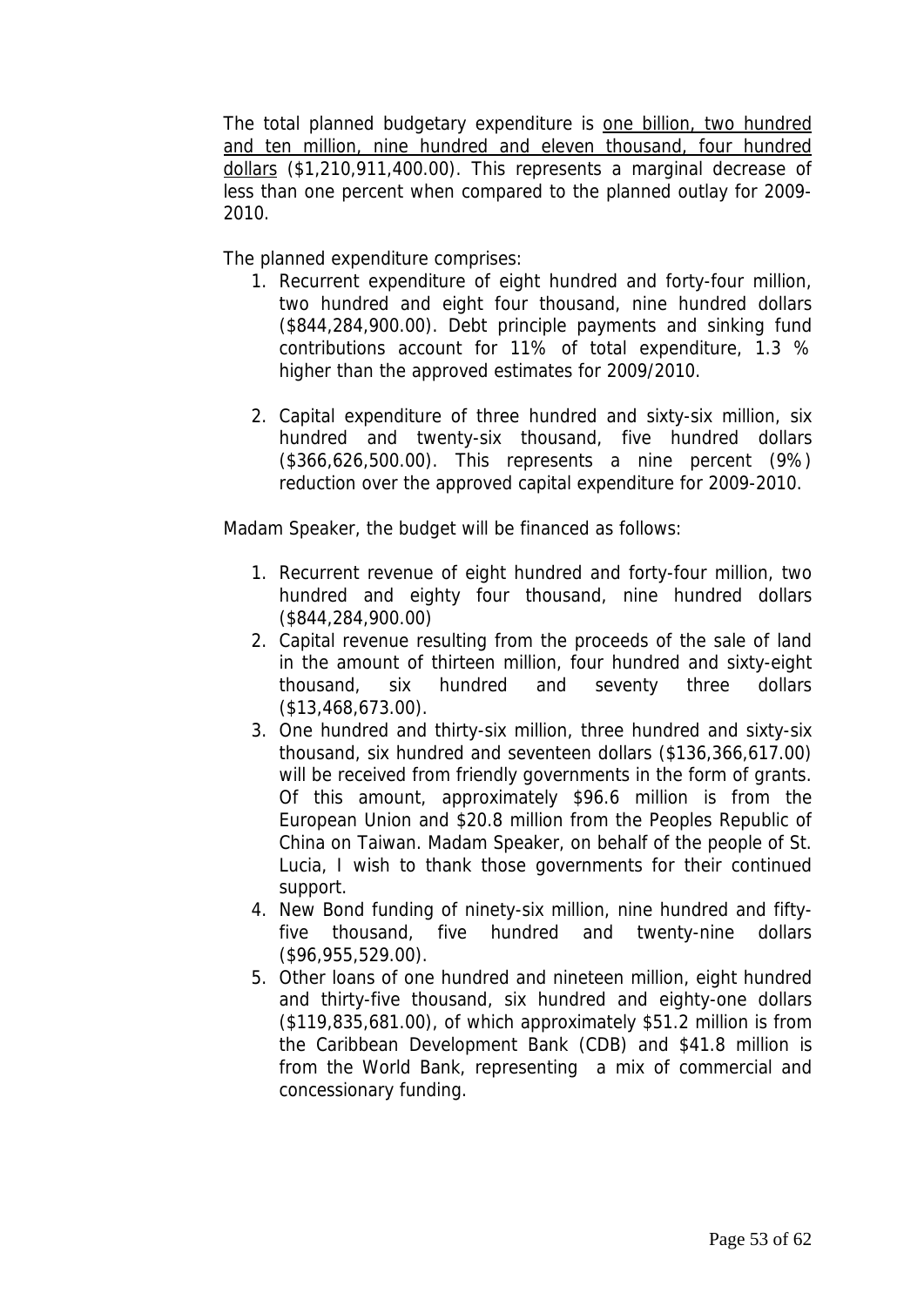The total planned budgetary expenditure is <u>one billion, two hundred and ten million, nine hundred and eleven thousand, four hundred dollars</u> ($1,210,911,400.00). This represents a marginal decrease of less than one percent when compared to the planned outlay for 2009-2010.

The planned expenditure comprises:

1. Recurrent expenditure of eight hundred and forty-four million, two hundred and eight four thousand, nine hundred dollars ($844,284,900.00). Debt principle payments and sinking fund contributions account for 11% of total expenditure, 1.3 % higher than the approved estimates for 2009/2010.

2. Capital expenditure of three hundred and sixty-six million, six hundred and twenty-six thousand, five hundred dollars ($366,626,500.00). This represents a nine percent (9%) reduction over the approved capital expenditure for 2009-2010.

Madam Speaker, the budget will be financed as follows:

1. Recurrent revenue of eight hundred and forty-four million, two hundred and eighty four thousand, nine hundred dollars ($844,284,900.00)
2. Capital revenue resulting from the proceeds of the sale of land in the amount of thirteen million, four hundred and sixty-eight thousand, six hundred and seventy three dollars ($13,468,673.00).
3. One hundred and thirty-six million, three hundred and sixty-six thousand, six hundred and seventeen dollars ($136,366,617.00) will be received from friendly governments in the form of grants. Of this amount, approximately $96.6 million is from the European Union and $20.8 million from the Peoples Republic of China on Taiwan. Madam Speaker, on behalf of the people of St. Lucia, I wish to thank those governments for their continued support.
4. New Bond funding of ninety-six million, nine hundred and fifty-five thousand, five hundred and twenty-nine dollars ($96,955,529.00).
5. Other loans of one hundred and nineteen million, eight hundred and thirty-five thousand, six hundred and eighty-one dollars ($119,835,681.00), of which approximately $51.2 million is from the Caribbean Development Bank (CDB) and $41.8 million is from the World Bank, representing a mix of commercial and concessionary funding.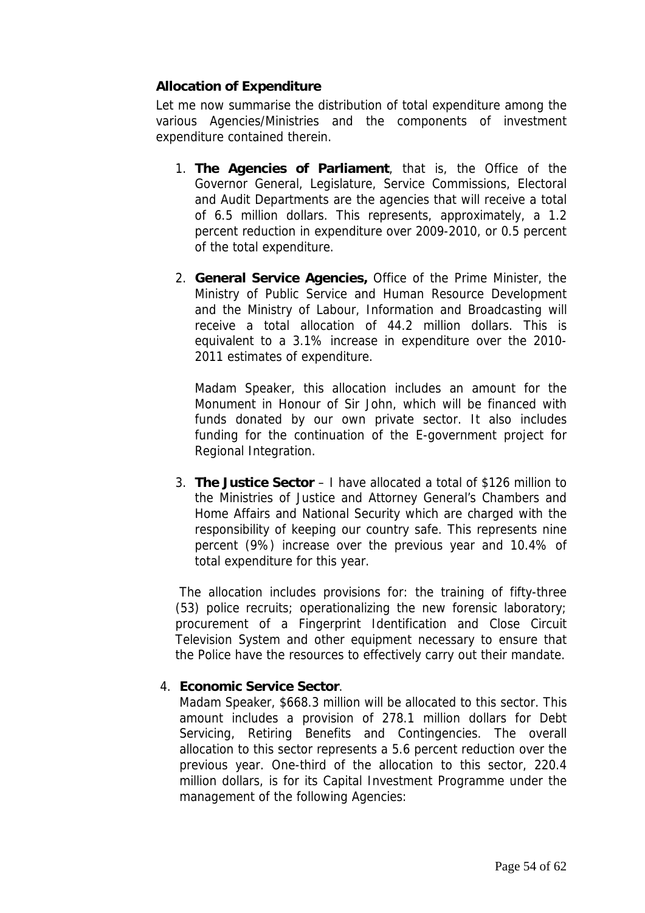**Allocation of Expenditure**

Let me now summarise the distribution of total expenditure among the various Agencies/Ministries and the components of investment expenditure contained therein.

1. **The Agencies of Parliament**, that is, the Office of the Governor General, Legislature, Service Commissions, Electoral and Audit Departments are the agencies that will receive a total of 6.5 million dollars. This represents, approximately, a 1.2 percent reduction in expenditure over 2009-2010, or 0.5 percent of the total expenditure.

2. **General Service Agencies,** Office of the Prime Minister, the Ministry of Public Service and Human Resource Development and the Ministry of Labour, Information and Broadcasting will receive a total allocation of 44.2 million dollars. This is equivalent to a 3.1% increase in expenditure over the 2010-2011 estimates of expenditure.

   Madam Speaker, this allocation includes an amount for the Monument in Honour of Sir John, which will be financed with funds donated by our own private sector. It also includes funding for the continuation of the E-government project for Regional Integration.

3. **The Justice Sector** – I have allocated a total of $126 million to the Ministries of Justice and Attorney General's Chambers and Home Affairs and National Security which are charged with the responsibility of keeping our country safe. This represents nine percent (9%) increase over the previous year and 10.4% of total expenditure for this year.

   The allocation includes provisions for: the training of fifty-three (53) police recruits; operationalizing the new forensic laboratory; procurement of a Fingerprint Identification and Close Circuit Television System and other equipment necessary to ensure that the Police have the resources to effectively carry out their mandate.

4. **Economic Service Sector**.
   Madam Speaker, $668.3 million will be allocated to this sector. This amount includes a provision of 278.1 million dollars for Debt Servicing, Retiring Benefits and Contingencies. The overall allocation to this sector represents a 5.6 percent reduction over the previous year. One-third of the allocation to this sector, 220.4 million dollars, is for its Capital Investment Programme under the management of the following Agencies: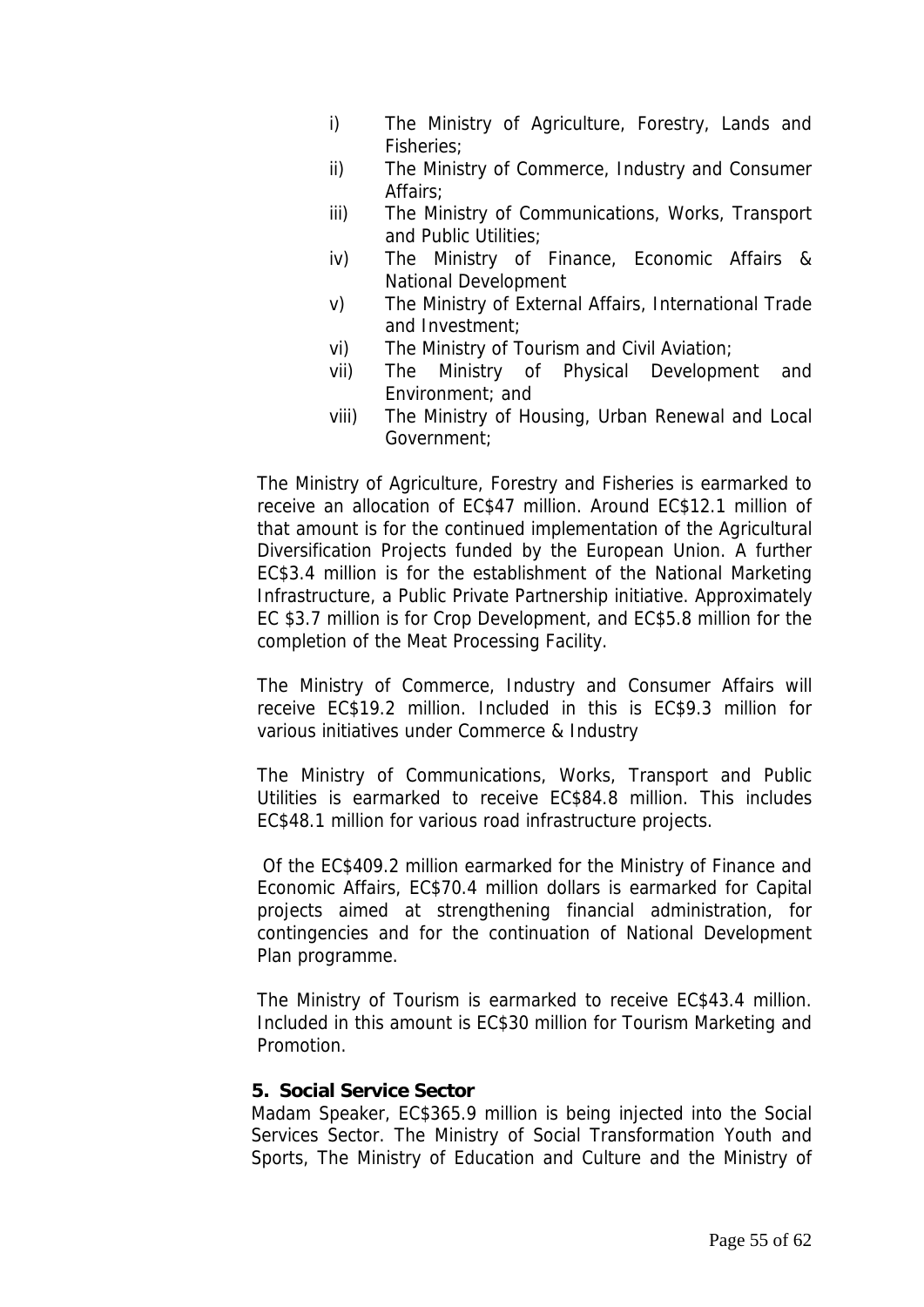i) The Ministry of Agriculture, Forestry, Lands and Fisheries;
ii) The Ministry of Commerce, Industry and Consumer Affairs;
iii) The Ministry of Communications, Works, Transport and Public Utilities;
iv) The Ministry of Finance, Economic Affairs & National Development
v) The Ministry of External Affairs, International Trade and Investment;
vi) The Ministry of Tourism and Civil Aviation;
vii) The Ministry of Physical Development and Environment; and
viii) The Ministry of Housing, Urban Renewal and Local Government;

The Ministry of Agriculture, Forestry and Fisheries is earmarked to receive an allocation of EC$47 million. Around EC$12.1 million of that amount is for the continued implementation of the Agricultural Diversification Projects funded by the European Union. A further EC$3.4 million is for the establishment of the National Marketing Infrastructure, a Public Private Partnership initiative. Approximately EC $3.7 million is for Crop Development, and EC$5.8 million for the completion of the Meat Processing Facility.

The Ministry of Commerce, Industry and Consumer Affairs will receive EC$19.2 million. Included in this is EC$9.3 million for various initiatives under Commerce & Industry

The Ministry of Communications, Works, Transport and Public Utilities is earmarked to receive EC$84.8 million. This includes EC$48.1 million for various road infrastructure projects.

Of the EC$409.2 million earmarked for the Ministry of Finance and Economic Affairs, EC$70.4 million dollars is earmarked for Capital projects aimed at strengthening financial administration, for contingencies and for the continuation of National Development Plan programme.

The Ministry of Tourism is earmarked to receive EC$43.4 million. Included in this amount is EC$30 million for Tourism Marketing and Promotion.

**5. Social Service Sector**

Madam Speaker, EC$365.9 million is being injected into the Social Services Sector. The Ministry of Social Transformation Youth and Sports, The Ministry of Education and Culture and the Ministry of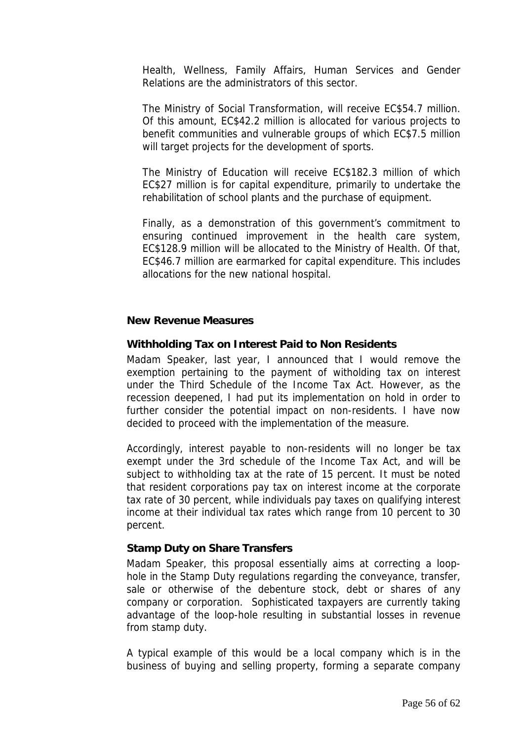Health, Wellness, Family Affairs, Human Services and Gender Relations are the administrators of this sector.

The Ministry of Social Transformation, will receive EC$54.7 million. Of this amount, EC$42.2 million is allocated for various projects to benefit communities and vulnerable groups of which EC$7.5 million will target projects for the development of sports.

The Ministry of Education will receive EC$182.3 million of which EC$27 million is for capital expenditure, primarily to undertake the rehabilitation of school plants and the purchase of equipment.

Finally, as a demonstration of this government's commitment to ensuring continued improvement in the health care system, EC$128.9 million will be allocated to the Ministry of Health. Of that, EC$46.7 million are earmarked for capital expenditure. This includes allocations for the new national hospital.

## New Revenue Measures

### Withholding Tax on Interest Paid to Non Residents

Madam Speaker, last year, I announced that I would remove the exemption pertaining to the payment of witholding tax on interest under the Third Schedule of the Income Tax Act. However, as the recession deepened, I had put its implementation on hold in order to further consider the potential impact on non-residents. I have now decided to proceed with the implementation of the measure.

Accordingly, interest payable to non-residents will no longer be tax exempt under the 3rd schedule of the Income Tax Act, and will be subject to withholding tax at the rate of 15 percent. It must be noted that resident corporations pay tax on interest income at the corporate tax rate of 30 percent, while individuals pay taxes on qualifying interest income at their individual tax rates which range from 10 percent to 30 percent.

### Stamp Duty on Share Transfers

Madam Speaker, this proposal essentially aims at correcting a loop-hole in the Stamp Duty regulations regarding the conveyance, transfer, sale or otherwise of the debenture stock, debt or shares of any company or corporation. Sophisticated taxpayers are currently taking advantage of the loop-hole resulting in substantial losses in revenue from stamp duty.

A typical example of this would be a local company which is in the business of buying and selling property, forming a separate company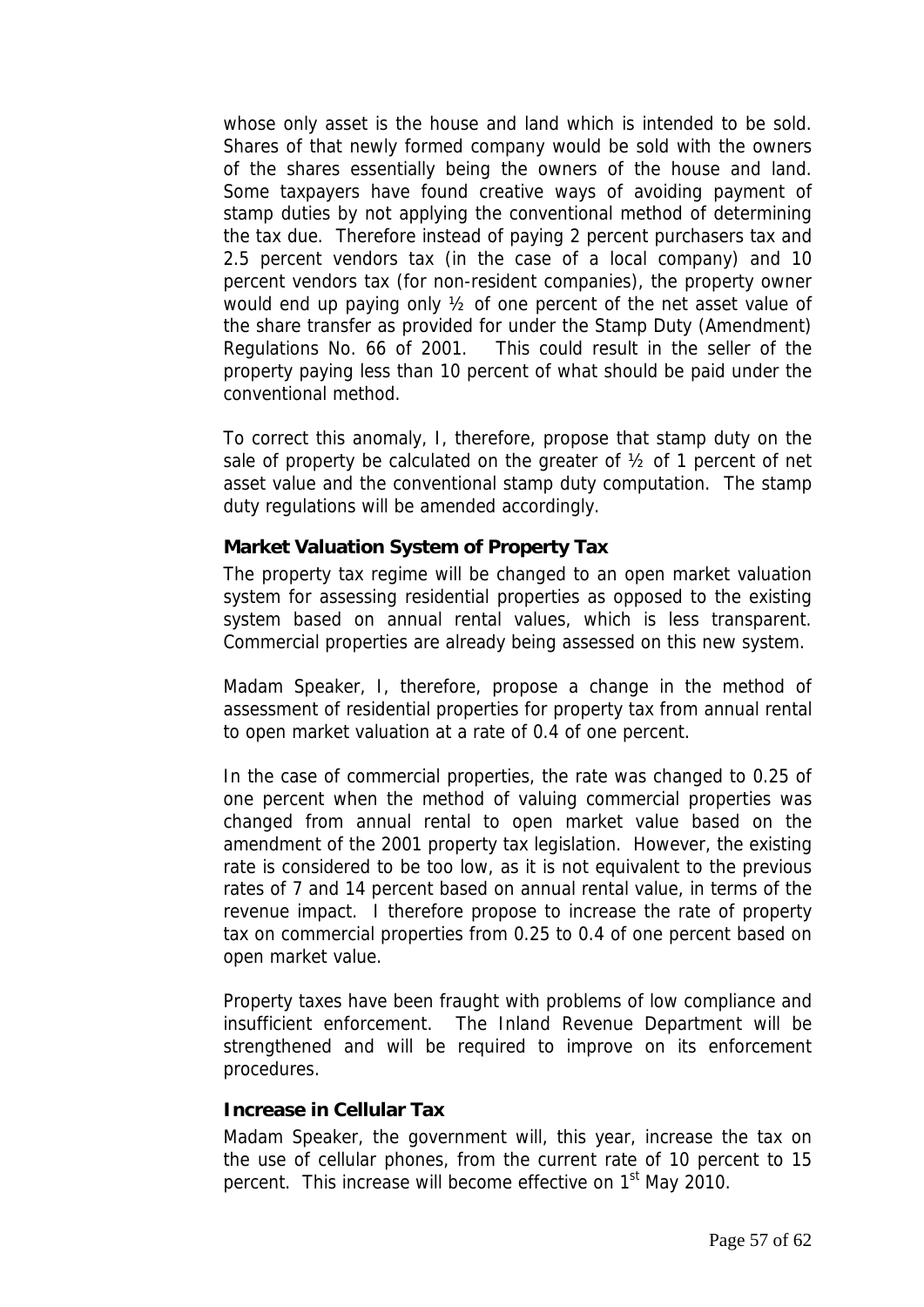whose only asset is the house and land which is intended to be sold. Shares of that newly formed company would be sold with the owners of the shares essentially being the owners of the house and land. Some taxpayers have found creative ways of avoiding payment of stamp duties by not applying the conventional method of determining the tax due. Therefore instead of paying 2 percent purchasers tax and 2.5 percent vendors tax (in the case of a local company) and 10 percent vendors tax (for non-resident companies), the property owner would end up paying only ½ of one percent of the net asset value of the share transfer as provided for under the Stamp Duty (Amendment) Regulations No. 66 of 2001. This could result in the seller of the property paying less than 10 percent of what should be paid under the conventional method.

To correct this anomaly, I, therefore, propose that stamp duty on the sale of property be calculated on the greater of ½ of 1 percent of net asset value and the conventional stamp duty computation. The stamp duty regulations will be amended accordingly.

### Market Valuation System of Property Tax

The property tax regime will be changed to an open market valuation system for assessing residential properties as opposed to the existing system based on annual rental values, which is less transparent. Commercial properties are already being assessed on this new system.

Madam Speaker, I, therefore, propose a change in the method of assessment of residential properties for property tax from annual rental to open market valuation at a rate of 0.4 of one percent.

In the case of commercial properties, the rate was changed to 0.25 of one percent when the method of valuing commercial properties was changed from annual rental to open market value based on the amendment of the 2001 property tax legislation. However, the existing rate is considered to be too low, as it is not equivalent to the previous rates of 7 and 14 percent based on annual rental value, in terms of the revenue impact. I therefore propose to increase the rate of property tax on commercial properties from 0.25 to 0.4 of one percent based on open market value.

Property taxes have been fraught with problems of low compliance and insufficient enforcement. The Inland Revenue Department will be strengthened and will be required to improve on its enforcement procedures.

### Increase in Cellular Tax

Madam Speaker, the government will, this year, increase the tax on the use of cellular phones, from the current rate of 10 percent to 15 percent. This increase will become effective on 1st May 2010.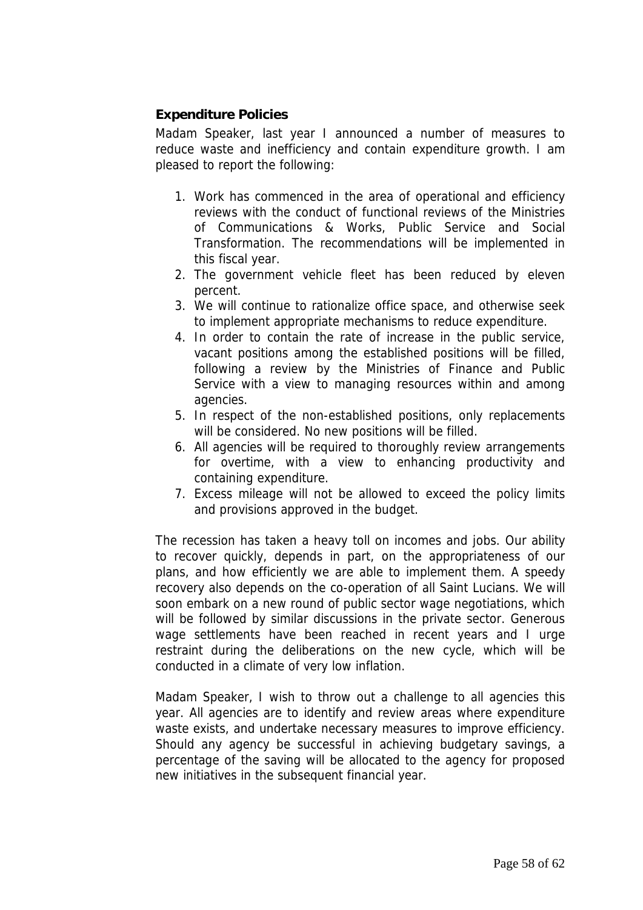### Expenditure Policies

Madam Speaker, last year I announced a number of measures to reduce waste and inefficiency and contain expenditure growth. I am pleased to report the following:

1. Work has commenced in the area of operational and efficiency reviews with the conduct of functional reviews of the Ministries of Communications & Works, Public Service and Social Transformation. The recommendations will be implemented in this fiscal year.
2. The government vehicle fleet has been reduced by eleven percent.
3. We will continue to rationalize office space, and otherwise seek to implement appropriate mechanisms to reduce expenditure.
4. In order to contain the rate of increase in the public service, vacant positions among the established positions will be filled, following a review by the Ministries of Finance and Public Service with a view to managing resources within and among agencies.
5. In respect of the non-established positions, only replacements will be considered. No new positions will be filled.
6. All agencies will be required to thoroughly review arrangements for overtime, with a view to enhancing productivity and containing expenditure.
7. Excess mileage will not be allowed to exceed the policy limits and provisions approved in the budget.

The recession has taken a heavy toll on incomes and jobs. Our ability to recover quickly, depends in part, on the appropriateness of our plans, and how efficiently we are able to implement them. A speedy recovery also depends on the co-operation of all Saint Lucians. We will soon embark on a new round of public sector wage negotiations, which will be followed by similar discussions in the private sector. Generous wage settlements have been reached in recent years and I urge restraint during the deliberations on the new cycle, which will be conducted in a climate of very low inflation.

Madam Speaker, I wish to throw out a challenge to all agencies this year. All agencies are to identify and review areas where expenditure waste exists, and undertake necessary measures to improve efficiency. Should any agency be successful in achieving budgetary savings, a percentage of the saving will be allocated to the agency for proposed new initiatives in the subsequent financial year.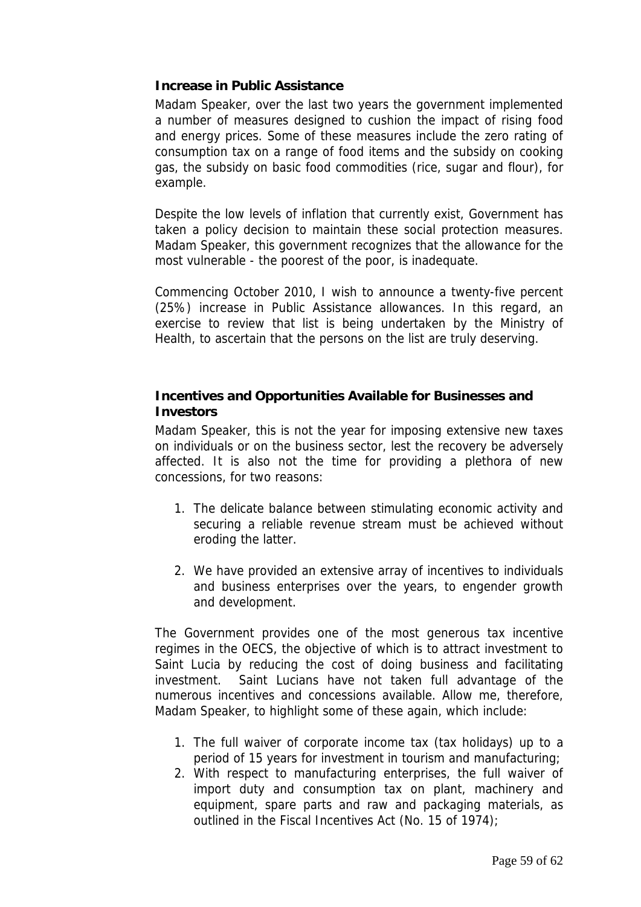### Increase in Public Assistance

Madam Speaker, over the last two years the government implemented a number of measures designed to cushion the impact of rising food and energy prices. Some of these measures include the zero rating of consumption tax on a range of food items and the subsidy on cooking gas, the subsidy on basic food commodities (rice, sugar and flour), for example.

Despite the low levels of inflation that currently exist, Government has taken a policy decision to maintain these social protection measures. Madam Speaker, this government recognizes that the allowance for the most vulnerable - the poorest of the poor, is inadequate.

Commencing October 2010, I wish to announce a twenty-five percent (25%) increase in Public Assistance allowances. In this regard, an exercise to review that list is being undertaken by the Ministry of Health, to ascertain that the persons on the list are truly deserving.

### Incentives and Opportunities Available for Businesses and Investors

Madam Speaker, this is not the year for imposing extensive new taxes on individuals or on the business sector, lest the recovery be adversely affected. It is also not the time for providing a plethora of new concessions, for two reasons:

1. The delicate balance between stimulating economic activity and securing a reliable revenue stream must be achieved without eroding the latter.
2. We have provided an extensive array of incentives to individuals and business enterprises over the years, to engender growth and development.

The Government provides one of the most generous tax incentive regimes in the OECS, the objective of which is to attract investment to Saint Lucia by reducing the cost of doing business and facilitating investment. Saint Lucians have not taken full advantage of the numerous incentives and concessions available. Allow me, therefore, Madam Speaker, to highlight some of these again, which include:

1. The full waiver of corporate income tax (tax holidays) up to a period of 15 years for investment in tourism and manufacturing;
2. With respect to manufacturing enterprises, the full waiver of import duty and consumption tax on plant, machinery and equipment, spare parts and raw and packaging materials, as outlined in the Fiscal Incentives Act (No. 15 of 1974);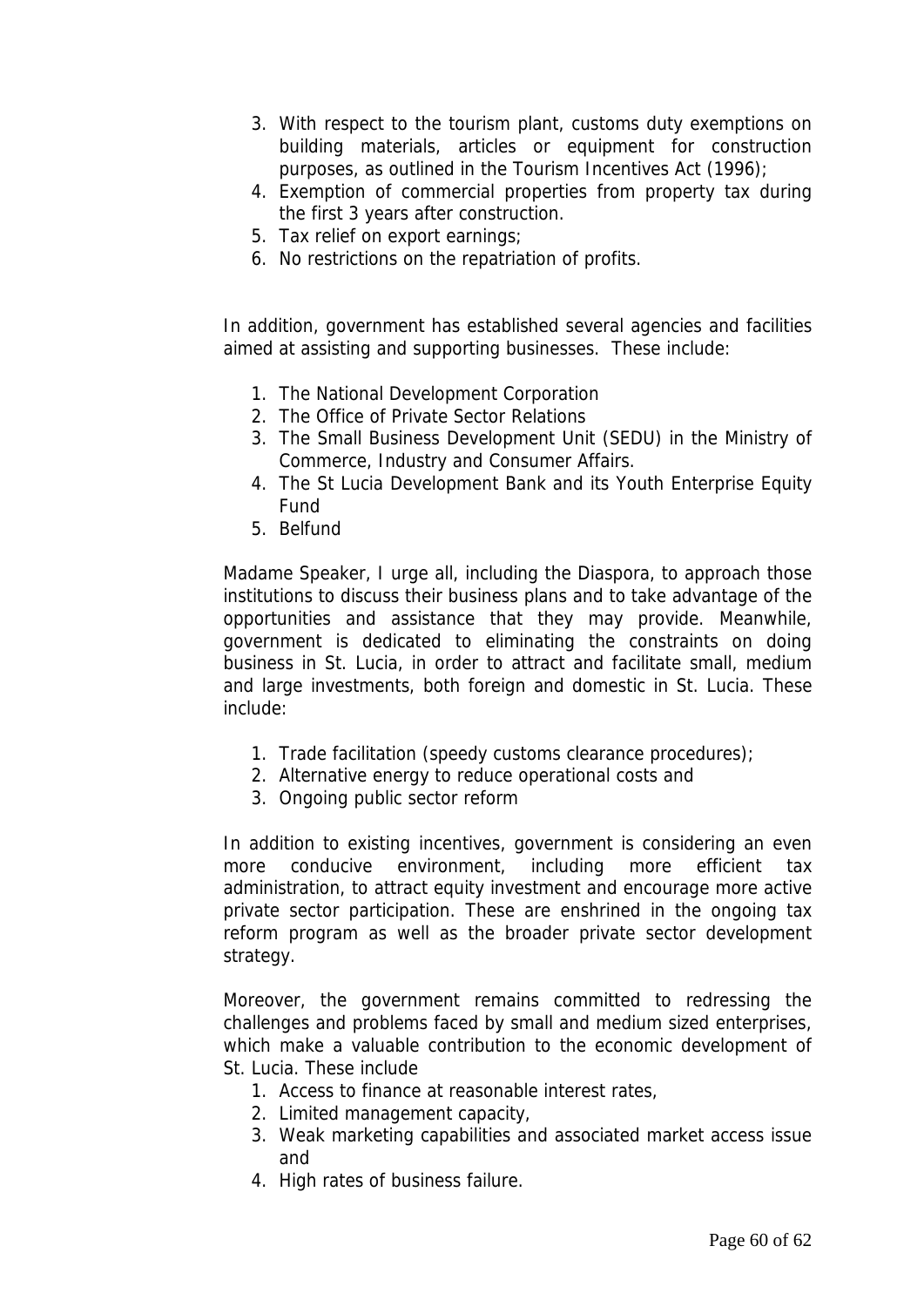3. With respect to the tourism plant, customs duty exemptions on building materials, articles or equipment for construction purposes, as outlined in the Tourism Incentives Act (1996);
4. Exemption of commercial properties from property tax during the first 3 years after construction.
5. Tax relief on export earnings;
6. No restrictions on the repatriation of profits.

In addition, government has established several agencies and facilities aimed at assisting and supporting businesses. These include:

1. The National Development Corporation
2. The Office of Private Sector Relations
3. The Small Business Development Unit (SEDU) in the Ministry of Commerce, Industry and Consumer Affairs.
4. The St Lucia Development Bank and its Youth Enterprise Equity Fund
5. Belfund

Madame Speaker, I urge all, including the Diaspora, to approach those institutions to discuss their business plans and to take advantage of the opportunities and assistance that they may provide. Meanwhile, government is dedicated to eliminating the constraints on doing business in St. Lucia, in order to attract and facilitate small, medium and large investments, both foreign and domestic in St. Lucia. These include:

1. Trade facilitation (speedy customs clearance procedures);
2. Alternative energy to reduce operational costs and
3. Ongoing public sector reform

In addition to existing incentives, government is considering an even more conducive environment, including more efficient tax administration, to attract equity investment and encourage more active private sector participation. These are enshrined in the ongoing tax reform program as well as the broader private sector development strategy.

Moreover, the government remains committed to redressing the challenges and problems faced by small and medium sized enterprises, which make a valuable contribution to the economic development of St. Lucia. These include

1. Access to finance at reasonable interest rates,
2. Limited management capacity,
3. Weak marketing capabilities and associated market access issue and
4. High rates of business failure.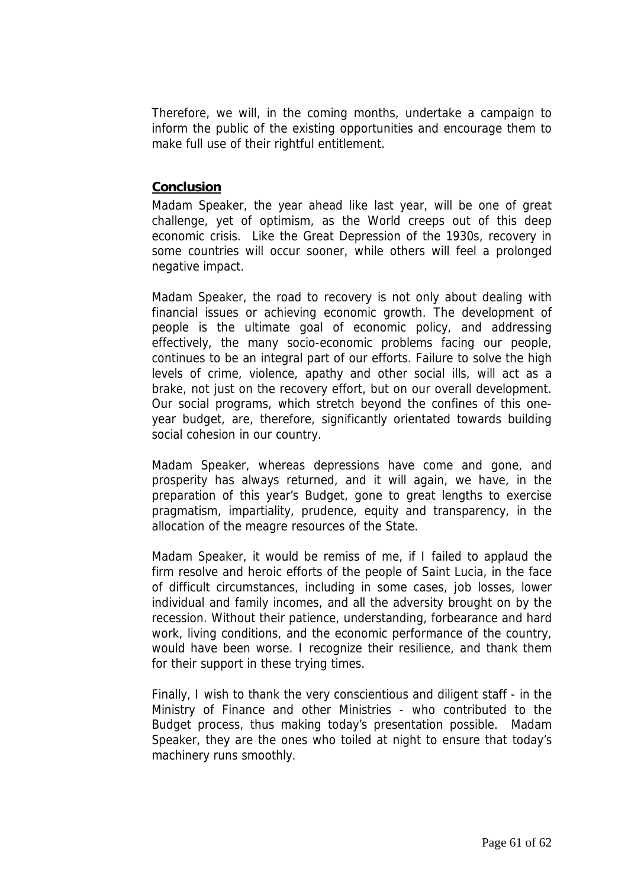Therefore, we will, in the coming months, undertake a campaign to inform the public of the existing opportunities and encourage them to make full use of their rightful entitlement.

## **Conclusion**

Madam Speaker, the year ahead like last year, will be one of great challenge, yet of optimism, as the World creeps out of this deep economic crisis. Like the Great Depression of the 1930s, recovery in some countries will occur sooner, while others will feel a prolonged negative impact.

Madam Speaker, the road to recovery is not only about dealing with financial issues or achieving economic growth. The development of people is the ultimate goal of economic policy, and addressing effectively, the many socio-economic problems facing our people, continues to be an integral part of our efforts. Failure to solve the high levels of crime, violence, apathy and other social ills, will act as a brake, not just on the recovery effort, but on our overall development. Our social programs, which stretch beyond the confines of this one-year budget, are, therefore, significantly orientated towards building social cohesion in our country.

Madam Speaker, whereas depressions have come and gone, and prosperity has always returned, and it will again, we have, in the preparation of this year's Budget, gone to great lengths to exercise pragmatism, impartiality, prudence, equity and transparency, in the allocation of the meagre resources of the State.

Madam Speaker, it would be remiss of me, if I failed to applaud the firm resolve and heroic efforts of the people of Saint Lucia, in the face of difficult circumstances, including in some cases, job losses, lower individual and family incomes, and all the adversity brought on by the recession. Without their patience, understanding, forbearance and hard work, living conditions, and the economic performance of the country, would have been worse. I recognize their resilience, and thank them for their support in these trying times.

Finally, I wish to thank the very conscientious and diligent staff - in the Ministry of Finance and other Ministries - who contributed to the Budget process, thus making today's presentation possible. Madam Speaker, they are the ones who toiled at night to ensure that today's machinery runs smoothly.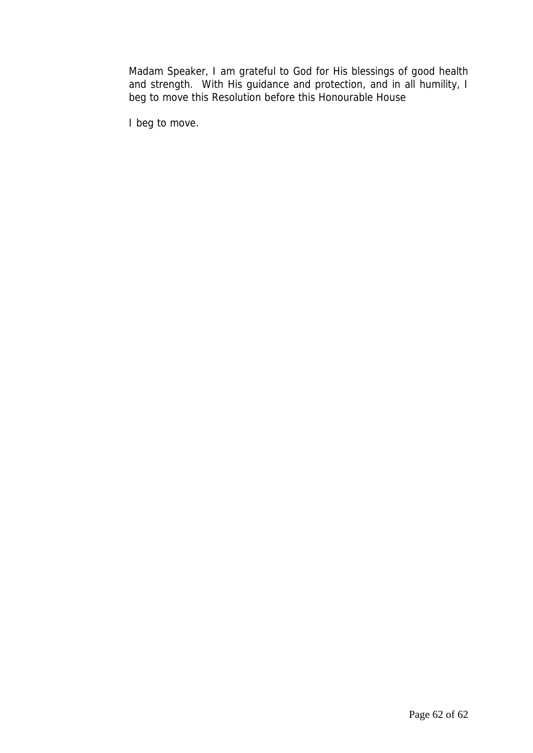Madam Speaker, I am grateful to God for His blessings of good health and strength. With His guidance and protection, and in all humility, I beg to move this Resolution before this Honourable House

I beg to move.